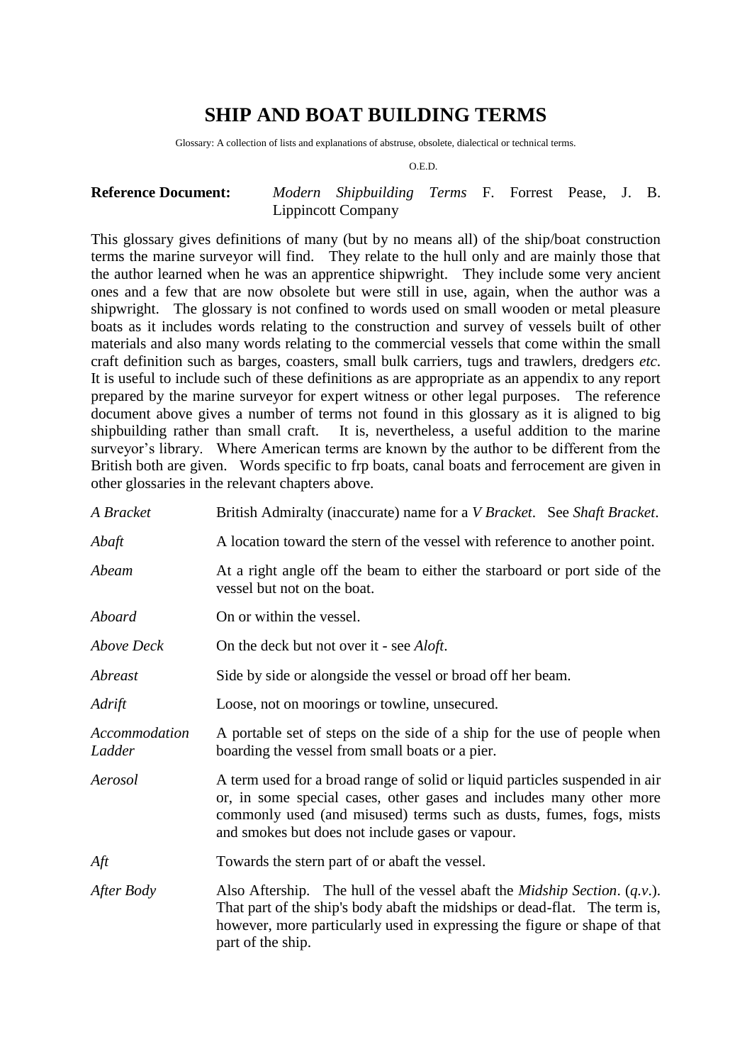# SHIP AND BOAT BUILDING TERMS

Glossary: A collection of lists and explanations of abstruse, obsolete, dialectical or technical terms.

O.E.D.

**Reference Document:** *Modern Shipbuilding Terms* F. Forrest Pease, J. B. Lippincott Company

This glossary gives definitions of many (but by no means all) of the ship/boat construction terms the marine surveyor will find. They relate to the hull only and are mainly those that the author learned when he was an apprentice shipwright. They include some very ancient ones and a few that are now obsolete but were still in use, again, when the author was a shipwright. The glossary is not confined to words used on small wooden or metal pleasure boats as it includes words relating to the construction and survey of vessels built of other materials and also many words relating to the commercial vessels that come within the small craft definition such as barges, coasters, small bulk carriers, tugs and trawlers, dredgers *etc.* It is useful to include such of these definitions as are appropriate as an appendix to any report prepared by the marine surveyor for expert witness or other legal purposes. The reference document above gives a number of terms not found in this glossary as it is aligned to big shipbuilding rather than small craft. It is, nevertheless, a useful addition to the marine surveyor's library. Where American terms are known by the author to be different from the British both are given. Words specific to frp boats, canal boats and ferrocement are given in other glossaries in the relevant chapters above.

*A Bracket* — British Admiralty (inaccurate) name for a *V Bracket*. See *Shaft Bracket*.

*Abaft* — A location toward the stern of the vessel with reference to another point.

*Abeam* — At a right angle off the beam to either the starboard or port side of the vessel but not on the boat.

*Aboard* — On or within the vessel.

*Above Deck* — On the deck but not over it - see *Aloft*.

*Abreast* — Side by side or alongside the vessel or broad off her beam.

*Adrift* — Loose, not on moorings or towline, unsecured.

*Accommodation Ladder* — A portable set of steps on the side of a ship for the use of people when boarding the vessel from small boats or a pier.

*Aerosol* — A term used for a broad range of solid or liquid particles suspended in air or, in some special cases, other gases and includes many other more commonly used (and misused) terms such as dusts, fumes, fogs, mists and smokes but does not include gases or vapour.

*Aft* — Towards the stern part of or abaft the vessel.

*After Body* — Also Aftership. The hull of the vessel abaft the *Midship Section*. (*q.v.*). That part of the ship's body abaft the midships or dead-flat. The term is, however, more particularly used in expressing the figure or shape of that part of the ship.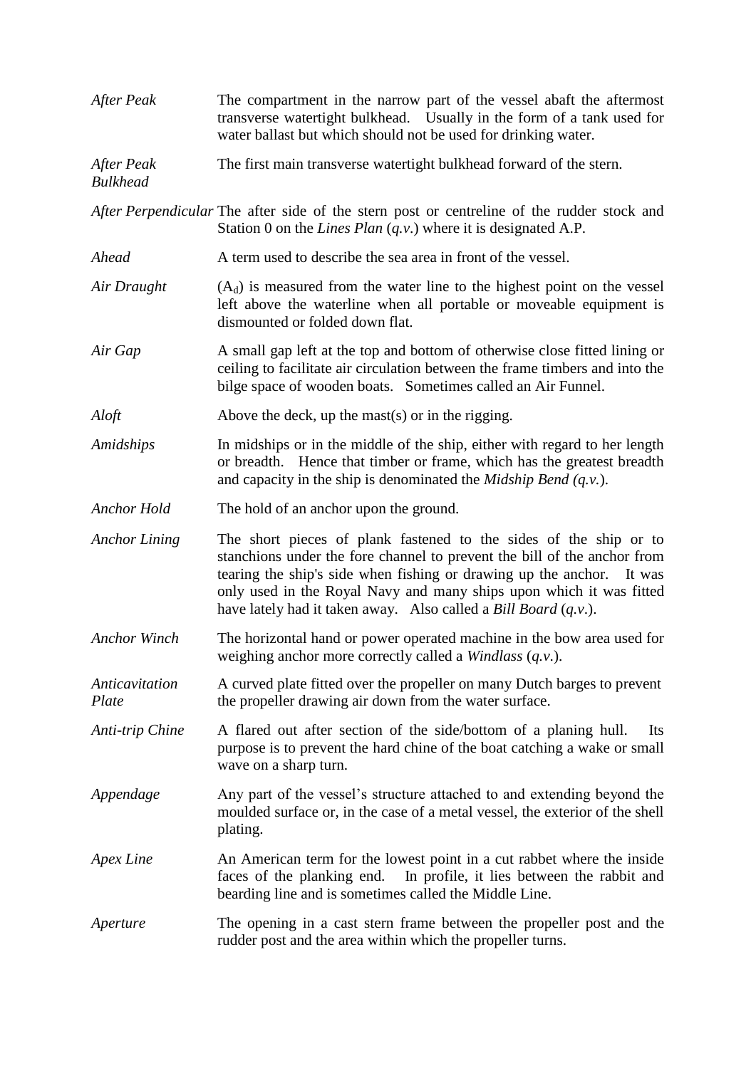*After Peak* — The compartment in the narrow part of the vessel abaft the aftermost transverse watertight bulkhead. Usually in the form of a tank used for water ballast but which should not be used for drinking water.

*After Peak Bulkhead* — The first main transverse watertight bulkhead forward of the stern.

*After Perpendicular* — The after side of the stern post or centreline of the rudder stock and Station 0 on the *Lines Plan* (*q.v.*) where it is designated A.P.

*Ahead* — A term used to describe the sea area in front of the vessel.

*Air Draught* — ($A_d$) is measured from the water line to the highest point on the vessel left above the waterline when all portable or moveable equipment is dismounted or folded down flat.

*Air Gap* — A small gap left at the top and bottom of otherwise close fitted lining or ceiling to facilitate air circulation between the frame timbers and into the bilge space of wooden boats. Sometimes called an Air Funnel.

*Aloft* — Above the deck, up the mast(s) or in the rigging.

*Amidships* — In midships or in the middle of the ship, either with regard to her length or breadth. Hence that timber or frame, which has the greatest breadth and capacity in the ship is denominated the *Midship Bend (q.v.*).

*Anchor Hold* — The hold of an anchor upon the ground.

*Anchor Lining* — The short pieces of plank fastened to the sides of the ship or to stanchions under the fore channel to prevent the bill of the anchor from tearing the ship's side when fishing or drawing up the anchor. It was only used in the Royal Navy and many ships upon which it was fitted have lately had it taken away. Also called a *Bill Board* (*q.v*.).

*Anchor Winch* — The horizontal hand or power operated machine in the bow area used for weighing anchor more correctly called a *Windlass* (*q.v.*).

*Anticavitation Plate* — A curved plate fitted over the propeller on many Dutch barges to prevent the propeller drawing air down from the water surface.

*Anti-trip Chine* — A flared out after section of the side/bottom of a planing hull. Its purpose is to prevent the hard chine of the boat catching a wake or small wave on a sharp turn.

*Appendage* — Any part of the vessel's structure attached to and extending beyond the moulded surface or, in the case of a metal vessel, the exterior of the shell plating.

*Apex Line* — An American term for the lowest point in a cut rabbet where the inside faces of the planking end. In profile, it lies between the rabbit and bearding line and is sometimes called the Middle Line.

*Aperture* — The opening in a cast stern frame between the propeller post and the rudder post and the area within which the propeller turns.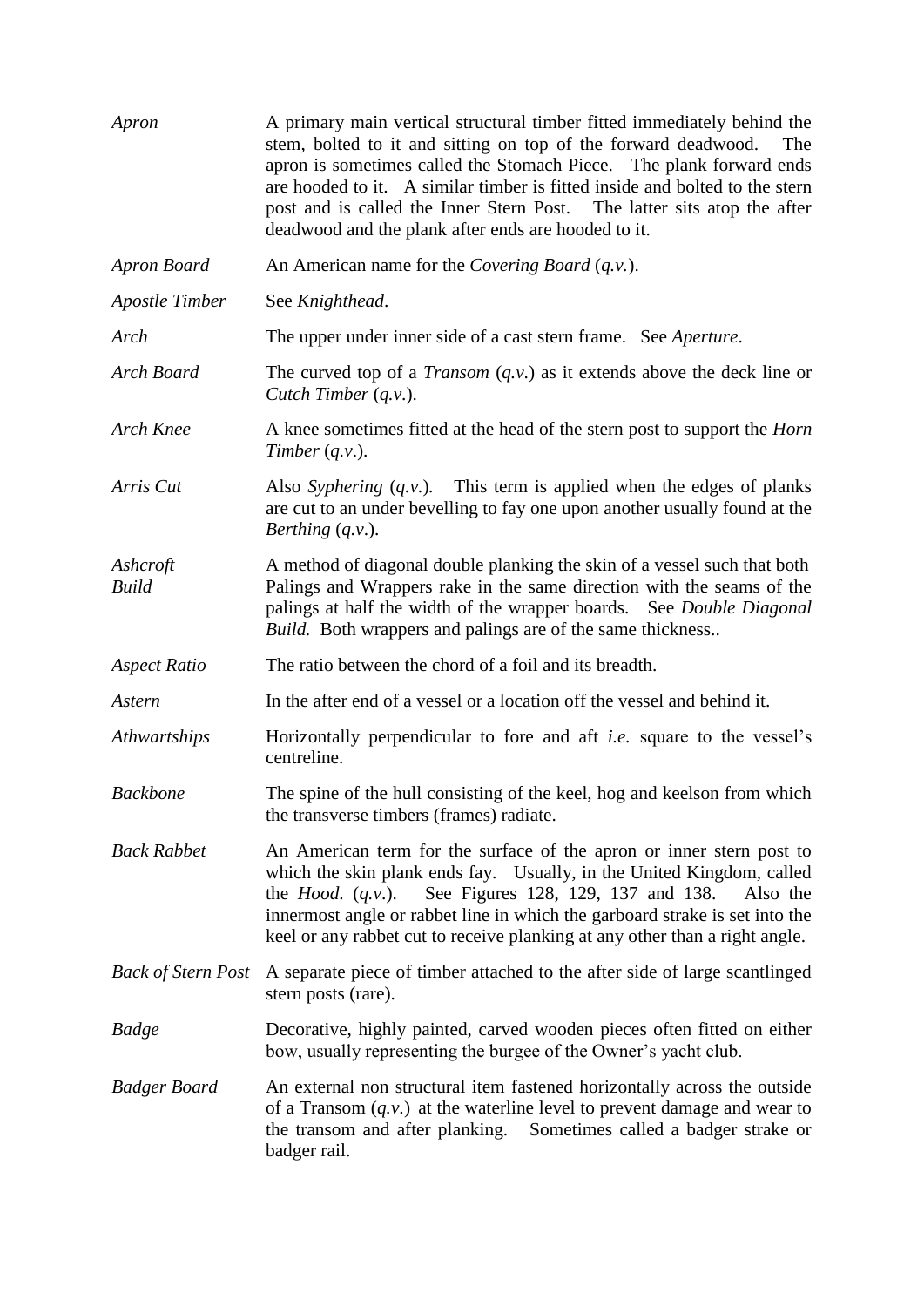*Apron* A primary main vertical structural timber fitted immediately behind the stem, bolted to it and sitting on top of the forward deadwood. The apron is sometimes called the Stomach Piece. The plank forward ends are hooded to it. A similar timber is fitted inside and bolted to the stern post and is called the Inner Stern Post. The latter sits atop the after deadwood and the plank after ends are hooded to it.

*Apron Board* An American name for the *Covering Board* (*q.v.*).

*Apostle Timber* See *Knighthead*.

*Arch* The upper under inner side of a cast stern frame. See *Aperture*.

*Arch Board* The curved top of a *Transom* (*q.v.*) as it extends above the deck line or *Cutch Timber* (*q.v.*).

*Arch Knee* A knee sometimes fitted at the head of the stern post to support the *Horn Timber* (*q.v.*).

*Arris Cut* Also *Syphering* (*q.v.*). This term is applied when the edges of planks are cut to an under bevelling to fay one upon another usually found at the *Berthing* (*q.v.*).

*Ashcroft Build* A method of diagonal double planking the skin of a vessel such that both Palings and Wrappers rake in the same direction with the seams of the palings at half the width of the wrapper boards. See *Double Diagonal Build.* Both wrappers and palings are of the same thickness..

*Aspect Ratio* The ratio between the chord of a foil and its breadth.

*Astern* In the after end of a vessel or a location off the vessel and behind it.

*Athwartships* Horizontally perpendicular to fore and aft *i.e.* square to the vessel's centreline.

*Backbone* The spine of the hull consisting of the keel, hog and keelson from which the transverse timbers (frames) radiate.

*Back Rabbet* An American term for the surface of the apron or inner stern post to which the skin plank ends fay. Usually, in the United Kingdom, called the *Hood.* (*q.v.*). See Figures 128, 129, 137 and 138. Also the innermost angle or rabbet line in which the garboard strake is set into the keel or any rabbet cut to receive planking at any other than a right angle.

*Back of Stern Post* A separate piece of timber attached to the after side of large scantlinged stern posts (rare).

*Badge* Decorative, highly painted, carved wooden pieces often fitted on either bow, usually representing the burgee of the Owner's yacht club.

*Badger Board* An external non structural item fastened horizontally across the outside of a Transom (*q.v.*) at the waterline level to prevent damage and wear to the transom and after planking. Sometimes called a badger strake or badger rail.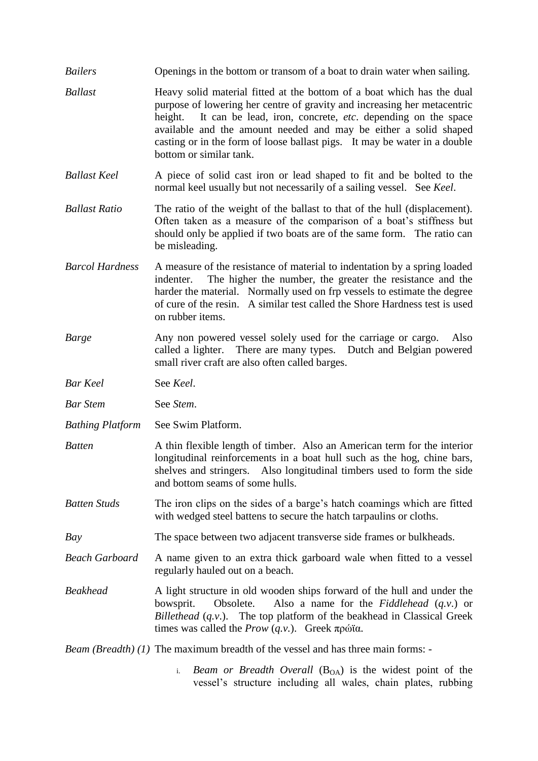*Bailers* Openings in the bottom or transom of a boat to drain water when sailing.

*Ballast* Heavy solid material fitted at the bottom of a boat which has the dual purpose of lowering her centre of gravity and increasing her metacentric height. It can be lead, iron, concrete, *etc*. depending on the space available and the amount needed and may be either a solid shaped casting or in the form of loose ballast pigs. It may be water in a double bottom or similar tank.

*Ballast Keel* A piece of solid cast iron or lead shaped to fit and be bolted to the normal keel usually but not necessarily of a sailing vessel. See *Keel*.

*Ballast Ratio* The ratio of the weight of the ballast to that of the hull (displacement). Often taken as a measure of the comparison of a boat's stiffness but should only be applied if two boats are of the same form. The ratio can be misleading.

*Barcol Hardness* A measure of the resistance of material to indentation by a spring loaded indenter. The higher the number, the greater the resistance and the harder the material. Normally used on frp vessels to estimate the degree of cure of the resin. A similar test called the Shore Hardness test is used on rubber items.

*Barge* Any non powered vessel solely used for the carriage or cargo. Also called a lighter. There are many types. Dutch and Belgian powered small river craft are also often called barges.

*Bar Keel* See *Keel*.

*Bar Stem* See *Stem*.

*Bathing Platform* See Swim Platform.

*Batten* A thin flexible length of timber. Also an American term for the interior longitudinal reinforcements in a boat hull such as the hog, chine bars, shelves and stringers. Also longitudinal timbers used to form the side and bottom seams of some hulls.

*Batten Studs* The iron clips on the sides of a barge's hatch coamings which are fitted with wedged steel battens to secure the hatch tarpaulins or cloths.

*Bay* The space between two adjacent transverse side frames or bulkheads.

*Beach Garboard* A name given to an extra thick garboard wale when fitted to a vessel regularly hauled out on a beach.

*Beakhead* A light structure in old wooden ships forward of the hull and under the bowsprit. Obsolete. Also a name for the *Fiddlehead* (*q.v.*) or *Billethead* (*q.v.*). The top platform of the beakhead in Classical Greek times was called the *Prow* (*q.v.*). Greek πρώϊα.

*Beam (Breadth) (1)* The maximum breadth of the vessel and has three main forms: -

i. *Beam or Breadth Overall* ($B_{OA}$) is the widest point of the vessel's structure including all wales, chain plates, rubbing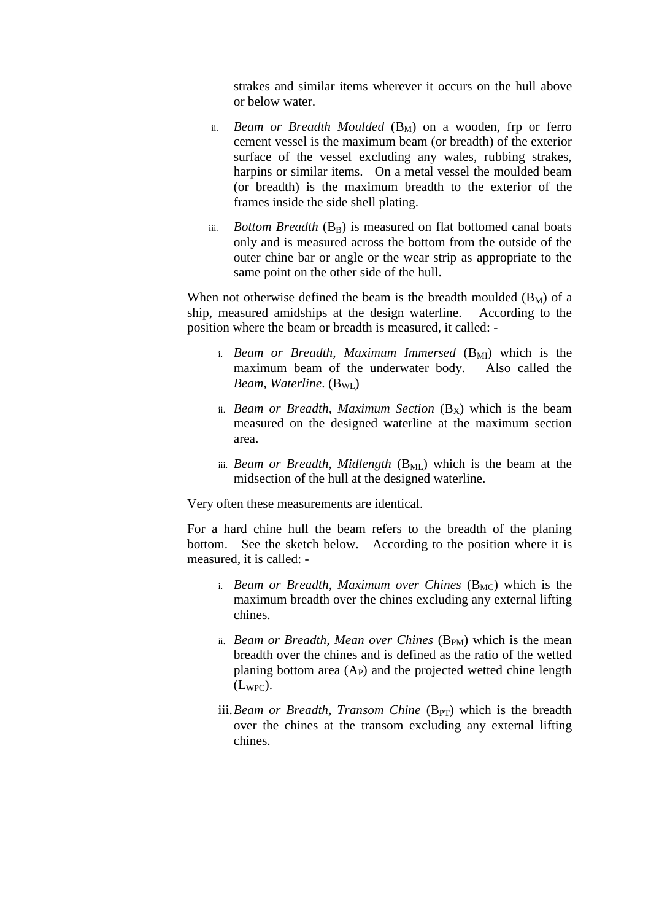strakes and similar items wherever it occurs on the hull above or below water.

ii. *Beam or Breadth Moulded* ($B_M$) on a wooden, frp or ferro cement vessel is the maximum beam (or breadth) of the exterior surface of the vessel excluding any wales, rubbing strakes, harpins or similar items. On a metal vessel the moulded beam (or breadth) is the maximum breadth to the exterior of the frames inside the side shell plating.

iii. *Bottom Breadth* ($B_B$) is measured on flat bottomed canal boats only and is measured across the bottom from the outside of the outer chine bar or angle or the wear strip as appropriate to the same point on the other side of the hull.

When not otherwise defined the beam is the breadth moulded ($B_M$) of a ship, measured amidships at the design waterline. According to the position where the beam or breadth is measured, it called: -

i. *Beam or Breadth, Maximum Immersed* ($B_{MI}$) which is the maximum beam of the underwater body. Also called the *Beam, Waterline*. ($B_{WL}$)

ii. *Beam or Breadth, Maximum Section* ($B_X$) which is the beam measured on the designed waterline at the maximum section area.

iii. *Beam or Breadth, Midlength* ($B_{ML}$) which is the beam at the midsection of the hull at the designed waterline.

Very often these measurements are identical.

For a hard chine hull the beam refers to the breadth of the planing bottom. See the sketch below. According to the position where it is measured, it is called: -

i. *Beam or Breadth, Maximum over Chines* ($B_{MC}$) which is the maximum breadth over the chines excluding any external lifting chines.

ii. *Beam or Breadth, Mean over Chines* ($B_{PM}$) which is the mean breadth over the chines and is defined as the ratio of the wetted planing bottom area ($A_P$) and the projected wetted chine length ($L_{WPC}$).

iii. *Beam or Breadth, Transom Chine* ($B_{PT}$) which is the breadth over the chines at the transom excluding any external lifting chines.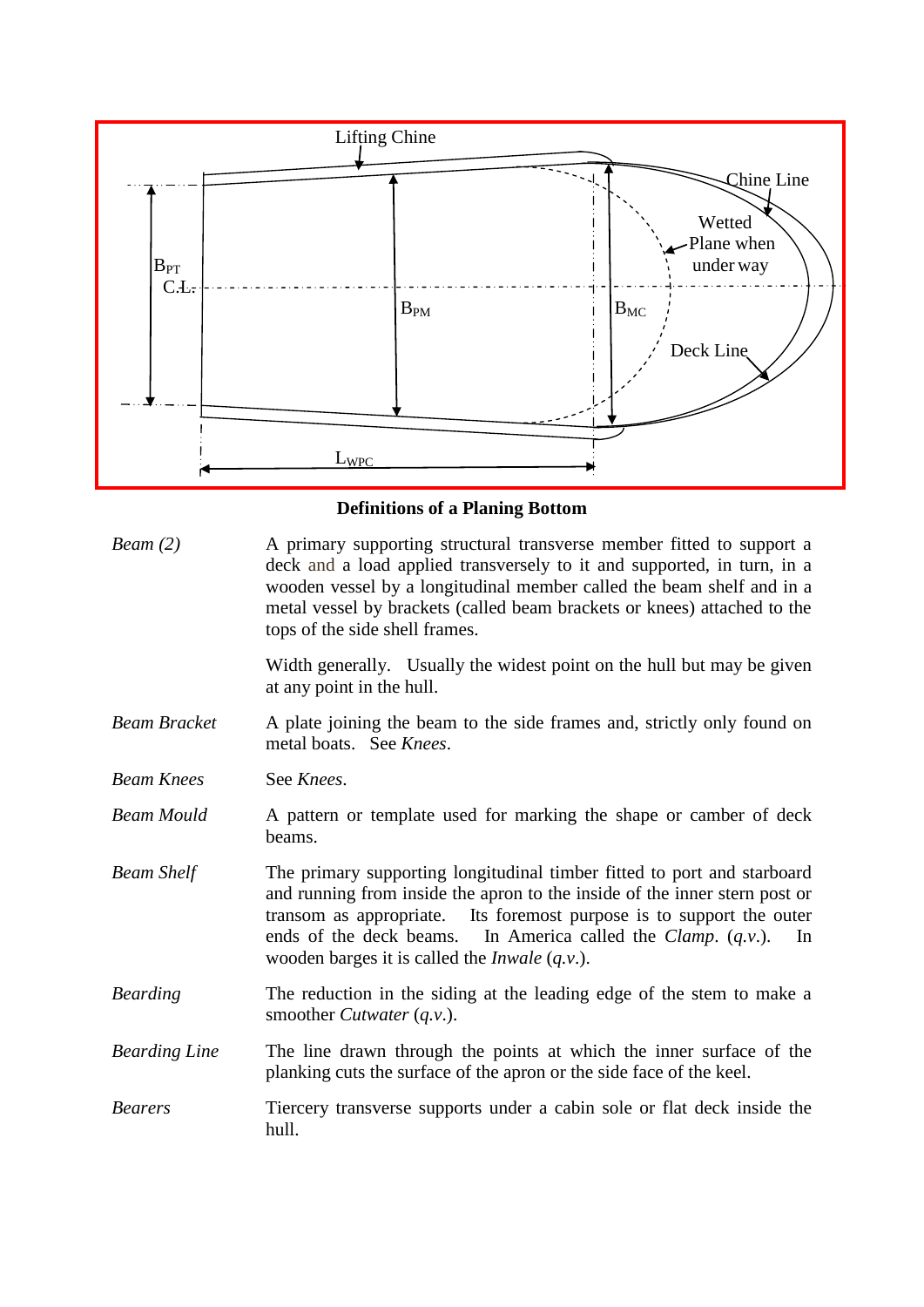**Definitions of a Planing Bottom**

*Beam (2)* — A primary supporting structural transverse member fitted to support a deck and a load applied transversely to it and supported, in turn, in a wooden vessel by a longitudinal member called the beam shelf and in a metal vessel by brackets (called beam brackets or knees) attached to the tops of the side shell frames.

Width generally. Usually the widest point on the hull but may be given at any point in the hull.

*Beam Bracket* — A plate joining the beam to the side frames and, strictly only found on metal boats. See *Knees*.

*Beam Knees* — See *Knees*.

*Beam Mould* — A pattern or template used for marking the shape or camber of deck beams.

*Beam Shelf* — The primary supporting longitudinal timber fitted to port and starboard and running from inside the apron to the inside of the inner stern post or transom as appropriate. Its foremost purpose is to support the outer ends of the deck beams. In America called the *Clamp*. (*q.v.*). In wooden barges it is called the *Inwale* (*q.v.*).

*Bearding* — The reduction in the siding at the leading edge of the stem to make a smoother *Cutwater* (*q.v.*).

*Bearding Line* — The line drawn through the points at which the inner surface of the planking cuts the surface of the apron or the side face of the keel.

*Bearers* — Tiercery transverse supports under a cabin sole or flat deck inside the hull.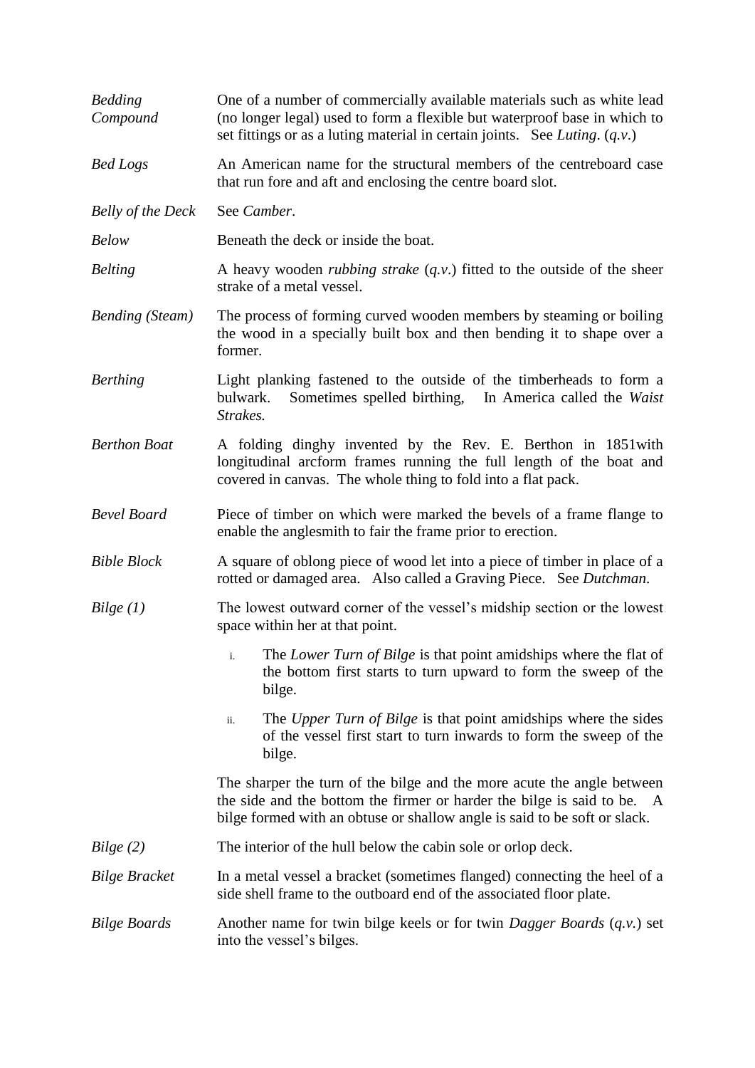*Bedding Compound* — One of a number of commercially available materials such as white lead (no longer legal) used to form a flexible but waterproof base in which to set fittings or as a luting material in certain joints. See *Luting*. (*q.v.*)

*Bed Logs* — An American name for the structural members of the centreboard case that run fore and aft and enclosing the centre board slot.

*Belly of the Deck* — See *Camber*.

*Below* — Beneath the deck or inside the boat.

*Belting* — A heavy wooden *rubbing strake* (*q.v.*) fitted to the outside of the sheer strake of a metal vessel.

*Bending (Steam)* — The process of forming curved wooden members by steaming or boiling the wood in a specially built box and then bending it to shape over a former.

*Berthing* — Light planking fastened to the outside of the timberheads to form a bulwark. Sometimes spelled birthing, In America called the *Waist Strakes.*

*Berthon Boat* — A folding dinghy invented by the Rev. E. Berthon in 1851with longitudinal arcform frames running the full length of the boat and covered in canvas. The whole thing to fold into a flat pack.

*Bevel Board* — Piece of timber on which were marked the bevels of a frame flange to enable the anglesmith to fair the frame prior to erection.

*Bible Block* — A square of oblong piece of wood let into a piece of timber in place of a rotted or damaged area. Also called a Graving Piece. See *Dutchman.*

*Bilge (1)* — The lowest outward corner of the vessel's midship section or the lowest space within her at that point.

i. The *Lower Turn of Bilge* is that point amidships where the flat of the bottom first starts to turn upward to form the sweep of the bilge.

ii. The *Upper Turn of Bilge* is that point amidships where the sides of the vessel first start to turn inwards to form the sweep of the bilge.

The sharper the turn of the bilge and the more acute the angle between the side and the bottom the firmer or harder the bilge is said to be. A bilge formed with an obtuse or shallow angle is said to be soft or slack.

*Bilge (2)* — The interior of the hull below the cabin sole or orlop deck.

*Bilge Bracket* — In a metal vessel a bracket (sometimes flanged) connecting the heel of a side shell frame to the outboard end of the associated floor plate.

*Bilge Boards* — Another name for twin bilge keels or for twin *Dagger Boards* (*q.v.*) set into the vessel's bilges.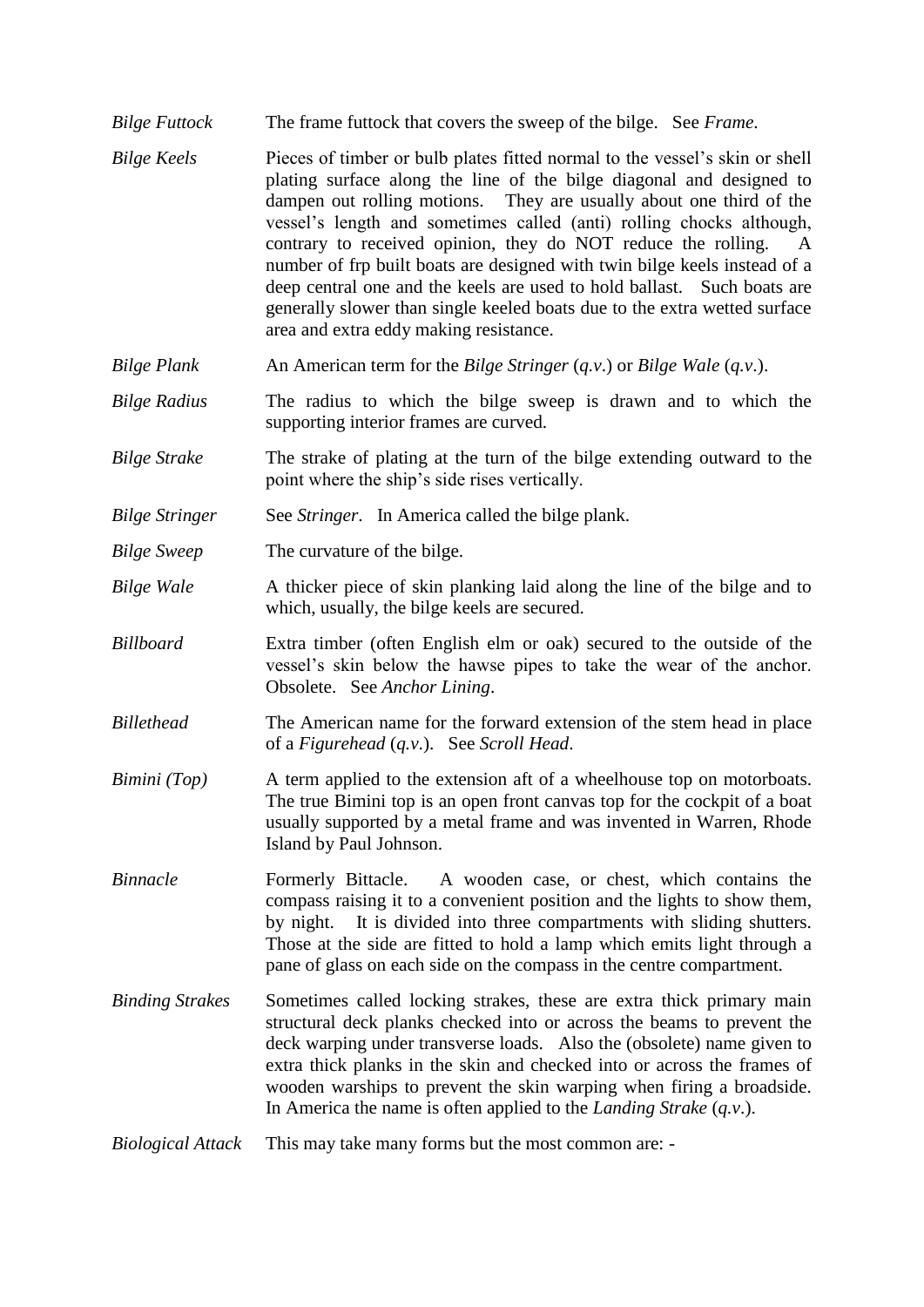*Bilge Futtock* The frame futtock that covers the sweep of the bilge. See *Frame*.

*Bilge Keels* Pieces of timber or bulb plates fitted normal to the vessel's skin or shell plating surface along the line of the bilge diagonal and designed to dampen out rolling motions. They are usually about one third of the vessel's length and sometimes called (anti) rolling chocks although, contrary to received opinion, they do NOT reduce the rolling. A number of frp built boats are designed with twin bilge keels instead of a deep central one and the keels are used to hold ballast. Such boats are generally slower than single keeled boats due to the extra wetted surface area and extra eddy making resistance.

*Bilge Plank* An American term for the *Bilge Stringer* (*q.v.*) or *Bilge Wale* (*q.v.*).

*Bilge Radius* The radius to which the bilge sweep is drawn and to which the supporting interior frames are curved.

*Bilge Strake* The strake of plating at the turn of the bilge extending outward to the point where the ship's side rises vertically.

*Bilge Stringer* See *Stringer*. In America called the bilge plank.

*Bilge Sweep* The curvature of the bilge.

*Bilge Wale* A thicker piece of skin planking laid along the line of the bilge and to which, usually, the bilge keels are secured.

*Billboard* Extra timber (often English elm or oak) secured to the outside of the vessel's skin below the hawse pipes to take the wear of the anchor. Obsolete. See *Anchor Lining*.

*Billethead* The American name for the forward extension of the stem head in place of a *Figurehead* (*q.v.*). See *Scroll Head*.

*Bimini (Top)* A term applied to the extension aft of a wheelhouse top on motorboats. The true Bimini top is an open front canvas top for the cockpit of a boat usually supported by a metal frame and was invented in Warren, Rhode Island by Paul Johnson.

*Binnacle* Formerly Bittacle. A wooden case, or chest, which contains the compass raising it to a convenient position and the lights to show them, by night. It is divided into three compartments with sliding shutters. Those at the side are fitted to hold a lamp which emits light through a pane of glass on each side on the compass in the centre compartment.

*Binding Strakes* Sometimes called locking strakes, these are extra thick primary main structural deck planks checked into or across the beams to prevent the deck warping under transverse loads. Also the (obsolete) name given to extra thick planks in the skin and checked into or across the frames of wooden warships to prevent the skin warping when firing a broadside. In America the name is often applied to the *Landing Strake* (*q.v.*).

*Biological Attack* This may take many forms but the most common are: -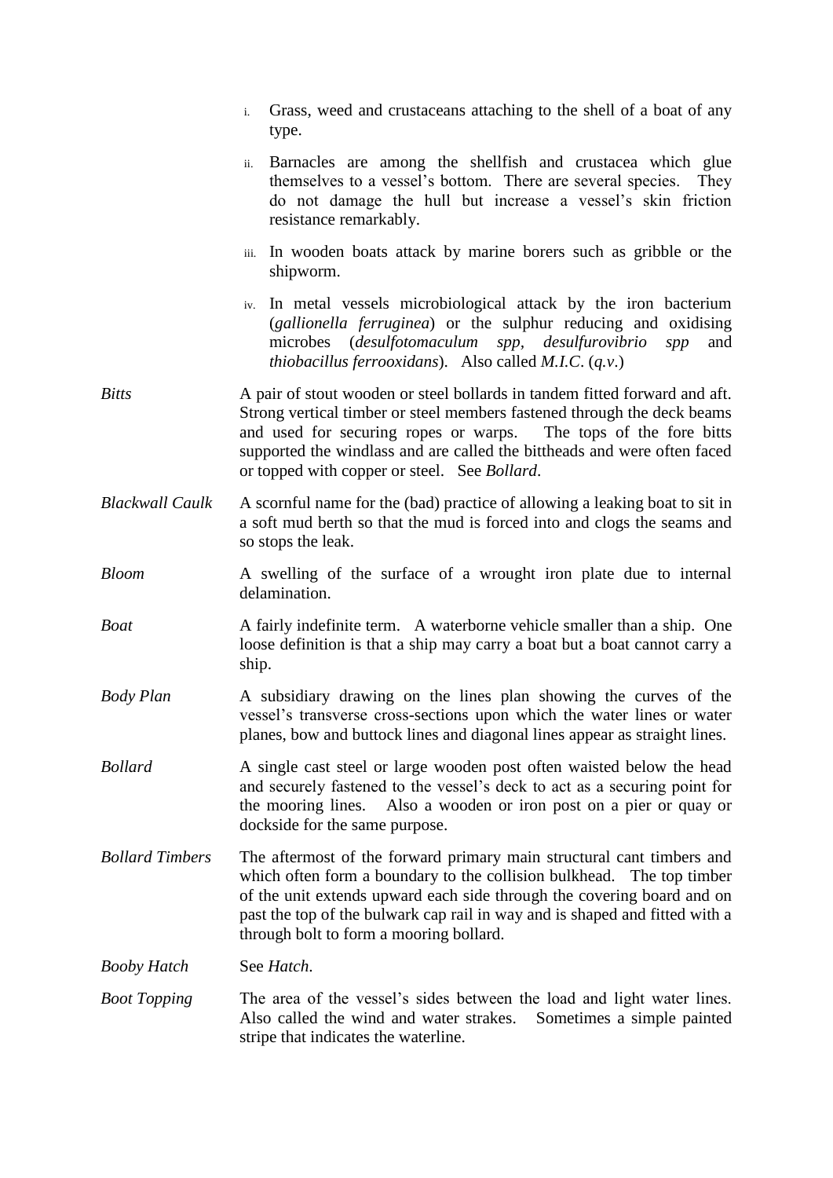i. Grass, weed and crustaceans attaching to the shell of a boat of any type.

ii. Barnacles are among the shellfish and crustacea which glue themselves to a vessel's bottom. There are several species. They do not damage the hull but increase a vessel's skin friction resistance remarkably.

iii. In wooden boats attack by marine borers such as gribble or the shipworm.

iv. In metal vessels microbiological attack by the iron bacterium (*gallionella ferruginea*) or the sulphur reducing and oxidising microbes (*desulfotomaculum spp, desulfurovibrio spp* and *thiobacillus ferrooxidans*). Also called *M.I.C*. (*q.v*.)

*Bitts* — A pair of stout wooden or steel bollards in tandem fitted forward and aft. Strong vertical timber or steel members fastened through the deck beams and used for securing ropes or warps. The tops of the fore bitts supported the windlass and are called the bittheads and were often faced or topped with copper or steel. See *Bollard*.

*Blackwall Caulk* — A scornful name for the (bad) practice of allowing a leaking boat to sit in a soft mud berth so that the mud is forced into and clogs the seams and so stops the leak.

*Bloom* — A swelling of the surface of a wrought iron plate due to internal delamination.

*Boat* — A fairly indefinite term. A waterborne vehicle smaller than a ship. One loose definition is that a ship may carry a boat but a boat cannot carry a ship.

*Body Plan* — A subsidiary drawing on the lines plan showing the curves of the vessel's transverse cross-sections upon which the water lines or water planes, bow and buttock lines and diagonal lines appear as straight lines.

*Bollard* — A single cast steel or large wooden post often waisted below the head and securely fastened to the vessel's deck to act as a securing point for the mooring lines. Also a wooden or iron post on a pier or quay or dockside for the same purpose.

*Bollard Timbers* — The aftermost of the forward primary main structural cant timbers and which often form a boundary to the collision bulkhead. The top timber of the unit extends upward each side through the covering board and on past the top of the bulwark cap rail in way and is shaped and fitted with a through bolt to form a mooring bollard.

*Booby Hatch* — See *Hatch*.

*Boot Topping* — The area of the vessel's sides between the load and light water lines. Also called the wind and water strakes. Sometimes a simple painted stripe that indicates the waterline.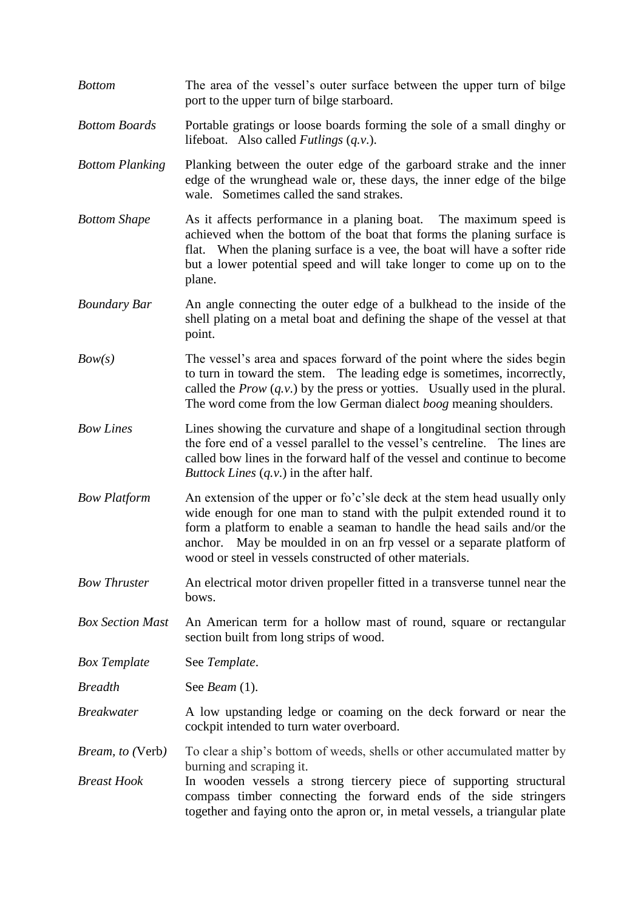*Bottom* — The area of the vessel's outer surface between the upper turn of bilge port to the upper turn of bilge starboard.

*Bottom Boards* — Portable gratings or loose boards forming the sole of a small dinghy or lifeboat. Also called *Futlings* (*q.v.*).

*Bottom Planking* — Planking between the outer edge of the garboard strake and the inner edge of the wrunghead wale or, these days, the inner edge of the bilge wale. Sometimes called the sand strakes.

*Bottom Shape* — As it affects performance in a planing boat. The maximum speed is achieved when the bottom of the boat that forms the planing surface is flat. When the planing surface is a vee, the boat will have a softer ride but a lower potential speed and will take longer to come up on to the plane.

*Boundary Bar* — An angle connecting the outer edge of a bulkhead to the inside of the shell plating on a metal boat and defining the shape of the vessel at that point.

*Bow(s)* — The vessel's area and spaces forward of the point where the sides begin to turn in toward the stem. The leading edge is sometimes, incorrectly, called the *Prow* (*q.v.*) by the press or yotties. Usually used in the plural. The word come from the low German dialect *boog* meaning shoulders.

*Bow Lines* — Lines showing the curvature and shape of a longitudinal section through the fore end of a vessel parallel to the vessel's centreline. The lines are called bow lines in the forward half of the vessel and continue to become *Buttock Lines* (*q.v.*) in the after half.

*Bow Platform* — An extension of the upper or fo'c'sle deck at the stem head usually only wide enough for one man to stand with the pulpit extended round it to form a platform to enable a seaman to handle the head sails and/or the anchor. May be moulded in on an frp vessel or a separate platform of wood or steel in vessels constructed of other materials.

*Bow Thruster* — An electrical motor driven propeller fitted in a transverse tunnel near the bows.

*Box Section Mast* — An American term for a hollow mast of round, square or rectangular section built from long strips of wood.

*Box Template* — See *Template*.

*Breadth* — See *Beam* (1).

*Breakwater* — A low upstanding ledge or coaming on the deck forward or near the cockpit intended to turn water overboard.

*Bream, to (*Verb*)* — To clear a ship's bottom of weeds, shells or other accumulated matter by burning and scraping it.

*Breast Hook* — In wooden vessels a strong tiercery piece of supporting structural compass timber connecting the forward ends of the side stringers together and faying onto the apron or, in metal vessels, a triangular plate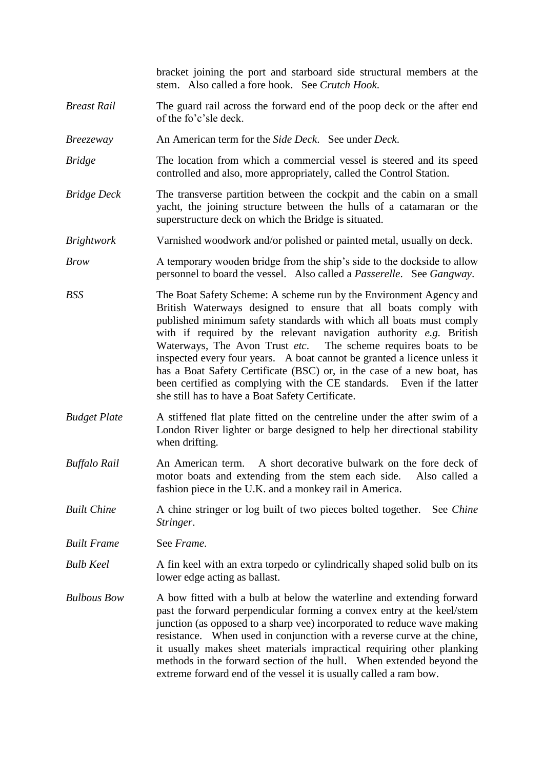bracket joining the port and starboard side structural members at the stem. Also called a fore hook. See *Crutch Hook.*

*Breast Rail* — The guard rail across the forward end of the poop deck or the after end of the fo'c'sle deck.

*Breezeway* — An American term for the *Side Deck*. See under *Deck*.

*Bridge* — The location from which a commercial vessel is steered and its speed controlled and also, more appropriately, called the Control Station.

*Bridge Deck* — The transverse partition between the cockpit and the cabin on a small yacht, the joining structure between the hulls of a catamaran or the superstructure deck on which the Bridge is situated.

*Brightwork* — Varnished woodwork and/or polished or painted metal, usually on deck.

*Brow* — A temporary wooden bridge from the ship's side to the dockside to allow personnel to board the vessel. Also called a *Passerelle*. See *Gangway*.

*BSS* — The Boat Safety Scheme: A scheme run by the Environment Agency and British Waterways designed to ensure that all boats comply with published minimum safety standards with which all boats must comply with if required by the relevant navigation authority *e.g.* British Waterways, The Avon Trust *etc*. The scheme requires boats to be inspected every four years. A boat cannot be granted a licence unless it has a Boat Safety Certificate (BSC) or, in the case of a new boat, has been certified as complying with the CE standards. Even if the latter she still has to have a Boat Safety Certificate.

*Budget Plate* — A stiffened flat plate fitted on the centreline under the after swim of a London River lighter or barge designed to help her directional stability when drifting.

*Buffalo Rail* — An American term. A short decorative bulwark on the fore deck of motor boats and extending from the stem each side. Also called a fashion piece in the U.K. and a monkey rail in America.

*Built Chine* — A chine stringer or log built of two pieces bolted together. See *Chine Stringer*.

*Built Frame* — See *Frame*.

*Bulb Keel* — A fin keel with an extra torpedo or cylindrically shaped solid bulb on its lower edge acting as ballast.

*Bulbous Bow* — A bow fitted with a bulb at below the waterline and extending forward past the forward perpendicular forming a convex entry at the keel/stem junction (as opposed to a sharp vee) incorporated to reduce wave making resistance. When used in conjunction with a reverse curve at the chine, it usually makes sheet materials impractical requiring other planking methods in the forward section of the hull. When extended beyond the extreme forward end of the vessel it is usually called a ram bow.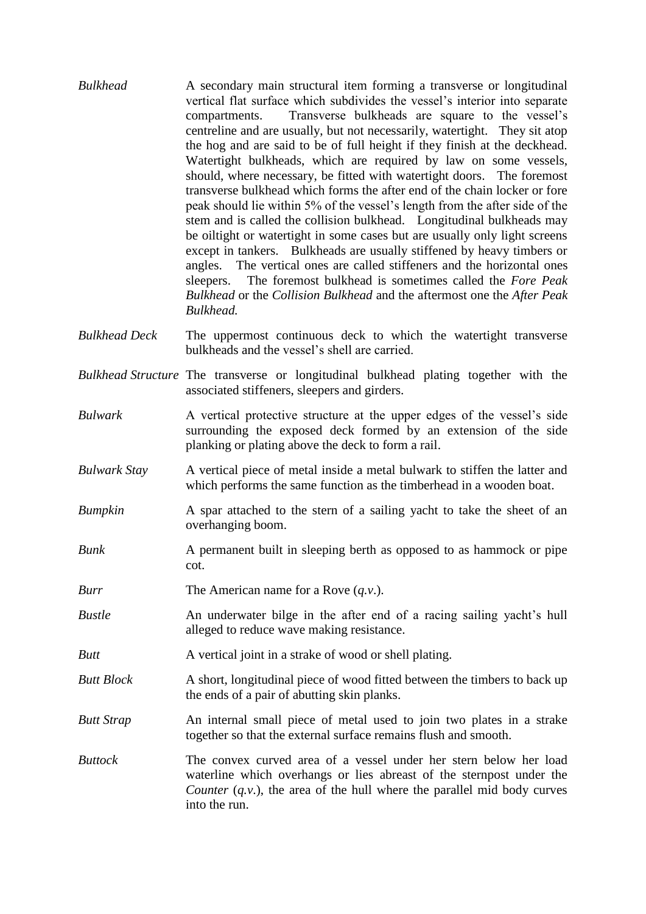*Bulkhead* A secondary main structural item forming a transverse or longitudinal vertical flat surface which subdivides the vessel's interior into separate compartments. Transverse bulkheads are square to the vessel's centreline and are usually, but not necessarily, watertight. They sit atop the hog and are said to be of full height if they finish at the deckhead. Watertight bulkheads, which are required by law on some vessels, should, where necessary, be fitted with watertight doors. The foremost transverse bulkhead which forms the after end of the chain locker or fore peak should lie within 5% of the vessel's length from the after side of the stem and is called the collision bulkhead. Longitudinal bulkheads may be oiltight or watertight in some cases but are usually only light screens except in tankers. Bulkheads are usually stiffened by heavy timbers or angles. The vertical ones are called stiffeners and the horizontal ones sleepers. The foremost bulkhead is sometimes called the *Fore Peak Bulkhead* or the *Collision Bulkhead* and the aftermost one the *After Peak Bulkhead.*

*Bulkhead Deck* The uppermost continuous deck to which the watertight transverse bulkheads and the vessel's shell are carried.

*Bulkhead Structure* The transverse or longitudinal bulkhead plating together with the associated stiffeners, sleepers and girders.

*Bulwark* A vertical protective structure at the upper edges of the vessel's side surrounding the exposed deck formed by an extension of the side planking or plating above the deck to form a rail.

*Bulwark Stay* A vertical piece of metal inside a metal bulwark to stiffen the latter and which performs the same function as the timberhead in a wooden boat.

*Bumpkin* A spar attached to the stern of a sailing yacht to take the sheet of an overhanging boom.

*Bunk* A permanent built in sleeping berth as opposed to as hammock or pipe cot.

*Burr* The American name for a Rove (*q.v.*).

*Bustle* An underwater bilge in the after end of a racing sailing yacht's hull alleged to reduce wave making resistance.

*Butt* A vertical joint in a strake of wood or shell plating.

*Butt Block* A short, longitudinal piece of wood fitted between the timbers to back up the ends of a pair of abutting skin planks.

*Butt Strap* An internal small piece of metal used to join two plates in a strake together so that the external surface remains flush and smooth.

*Buttock* The convex curved area of a vessel under her stern below her load waterline which overhangs or lies abreast of the sternpost under the *Counter* (*q.v.*), the area of the hull where the parallel mid body curves into the run.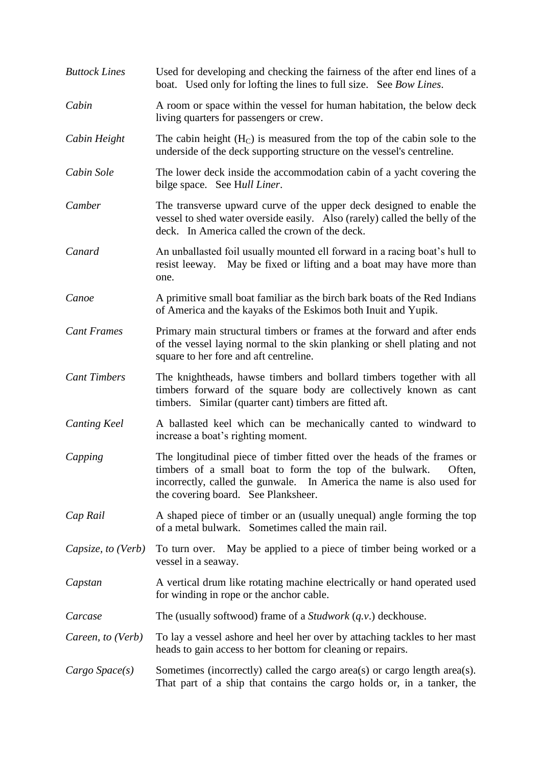*Buttock Lines* — Used for developing and checking the fairness of the after end lines of a boat. Used only for lofting the lines to full size. See *Bow Lines*.

*Cabin* — A room or space within the vessel for human habitation, the below deck living quarters for passengers or crew.

*Cabin Height* — The cabin height ($H_C$) is measured from the top of the cabin sole to the underside of the deck supporting structure on the vessel's centreline.

*Cabin Sole* — The lower deck inside the accommodation cabin of a yacht covering the bilge space. See H*ull Liner*.

*Camber* — The transverse upward curve of the upper deck designed to enable the vessel to shed water overside easily. Also (rarely) called the belly of the deck. In America called the crown of the deck.

*Canard* — An unballasted foil usually mounted ell forward in a racing boat's hull to resist leeway. May be fixed or lifting and a boat may have more than one.

*Canoe* — A primitive small boat familiar as the birch bark boats of the Red Indians of America and the kayaks of the Eskimos both Inuit and Yupik.

*Cant Frames* — Primary main structural timbers or frames at the forward and after ends of the vessel laying normal to the skin planking or shell plating and not square to her fore and aft centreline.

*Cant Timbers* — The knightheads, hawse timbers and bollard timbers together with all timbers forward of the square body are collectively known as cant timbers. Similar (quarter cant) timbers are fitted aft.

*Canting Keel* — A ballasted keel which can be mechanically canted to windward to increase a boat's righting moment.

*Capping* — The longitudinal piece of timber fitted over the heads of the frames or timbers of a small boat to form the top of the bulwark. Often, incorrectly, called the gunwale. In America the name is also used for the covering board. See Planksheer.

*Cap Rail* — A shaped piece of timber or an (usually unequal) angle forming the top of a metal bulwark. Sometimes called the main rail.

*Capsize, to (Verb)* — To turn over. May be applied to a piece of timber being worked or a vessel in a seaway.

*Capstan* — A vertical drum like rotating machine electrically or hand operated used for winding in rope or the anchor cable.

*Carcase* — The (usually softwood) frame of a *Studwork* (*q.v.*) deckhouse.

*Careen, to (Verb)* — To lay a vessel ashore and heel her over by attaching tackles to her mast heads to gain access to her bottom for cleaning or repairs.

*Cargo Space(s)* — Sometimes (incorrectly) called the cargo area(s) or cargo length area(s). That part of a ship that contains the cargo holds or, in a tanker, the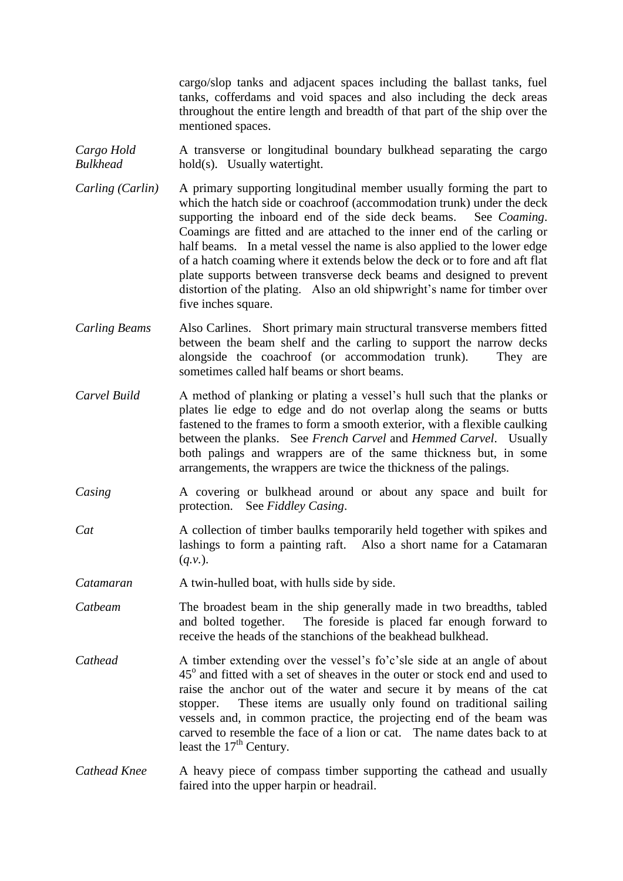cargo/slop tanks and adjacent spaces including the ballast tanks, fuel tanks, cofferdams and void spaces and also including the deck areas throughout the entire length and breadth of that part of the ship over the mentioned spaces.

*Cargo Hold Bulkhead* — A transverse or longitudinal boundary bulkhead separating the cargo hold(s). Usually watertight.

*Carling (Carlin)* — A primary supporting longitudinal member usually forming the part to which the hatch side or coachroof (accommodation trunk) under the deck supporting the inboard end of the side deck beams. See *Coaming*. Coamings are fitted and are attached to the inner end of the carling or half beams. In a metal vessel the name is also applied to the lower edge of a hatch coaming where it extends below the deck or to fore and aft flat plate supports between transverse deck beams and designed to prevent distortion of the plating. Also an old shipwright's name for timber over five inches square.

*Carling Beams* — Also Carlines. Short primary main structural transverse members fitted between the beam shelf and the carling to support the narrow decks alongside the coachroof (or accommodation trunk). They are sometimes called half beams or short beams.

*Carvel Build* — A method of planking or plating a vessel's hull such that the planks or plates lie edge to edge and do not overlap along the seams or butts fastened to the frames to form a smooth exterior, with a flexible caulking between the planks. See *French Carvel* and *Hemmed Carvel*. Usually both palings and wrappers are of the same thickness but, in some arrangements, the wrappers are twice the thickness of the palings.

*Casing* — A covering or bulkhead around or about any space and built for protection. See *Fiddley Casing*.

*Cat* — A collection of timber baulks temporarily held together with spikes and lashings to form a painting raft. Also a short name for a Catamaran (*q.v.*).

*Catamaran* — A twin-hulled boat, with hulls side by side.

*Catbeam* — The broadest beam in the ship generally made in two breadths, tabled and bolted together. The foreside is placed far enough forward to receive the heads of the stanchions of the beakhead bulkhead.

*Cathead* — A timber extending over the vessel's fo'c'sle side at an angle of about 45° and fitted with a set of sheaves in the outer or stock end and used to raise the anchor out of the water and secure it by means of the cat stopper. These items are usually only found on traditional sailing vessels and, in common practice, the projecting end of the beam was carved to resemble the face of a lion or cat. The name dates back to at least the 17th Century.

*Cathead Knee* — A heavy piece of compass timber supporting the cathead and usually faired into the upper harpin or headrail.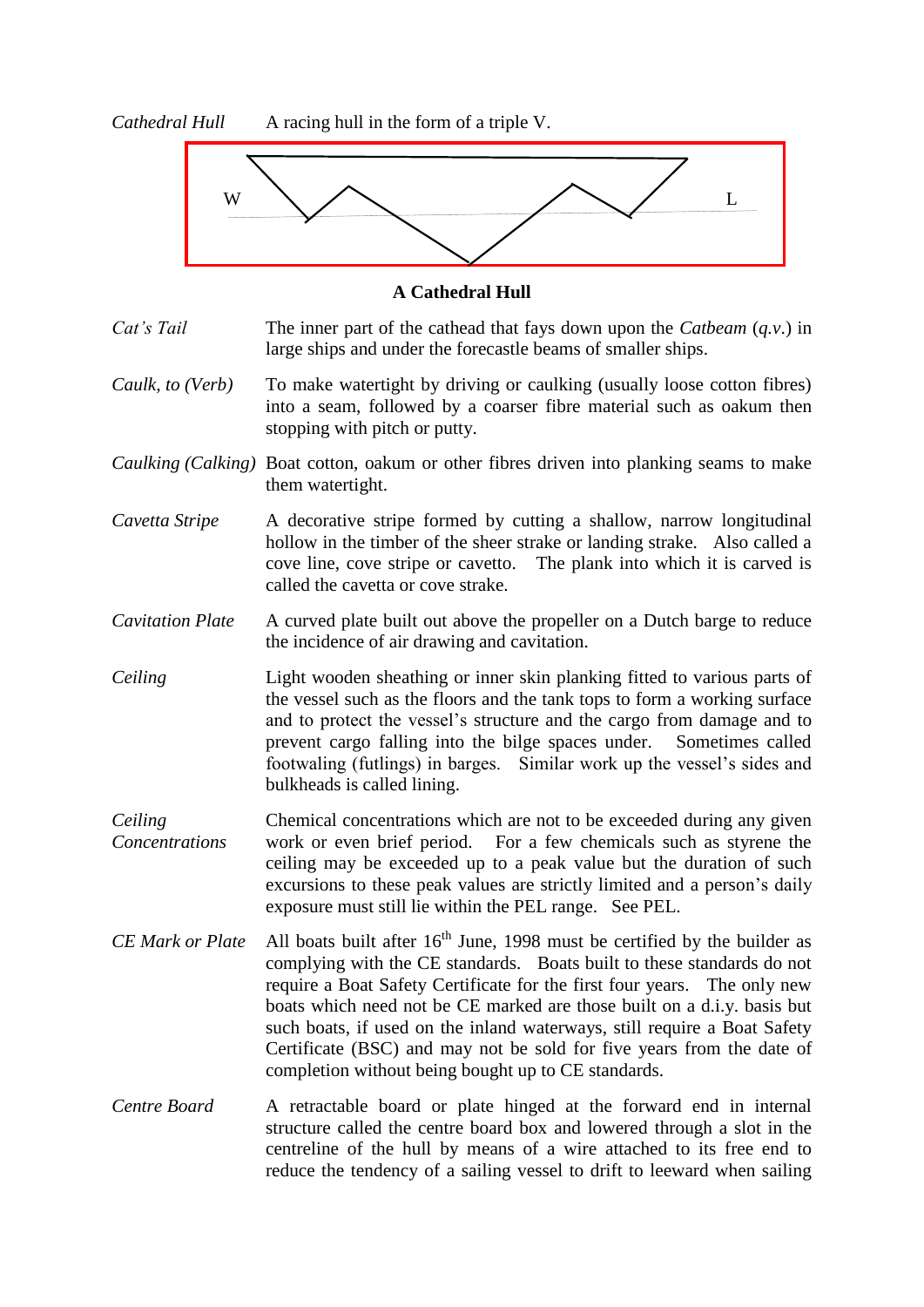*Cathedral Hull* A racing hull in the form of a triple V.

W L

**A Cathedral Hull**

*Cat's Tail* The inner part of the cathead that fays down upon the *Catbeam* (*q.v.*) in large ships and under the forecastle beams of smaller ships.

*Caulk, to (Verb)* To make watertight by driving or caulking (usually loose cotton fibres) into a seam, followed by a coarser fibre material such as oakum then stopping with pitch or putty.

*Caulking (Calking)* Boat cotton, oakum or other fibres driven into planking seams to make them watertight.

*Cavetta Stripe* A decorative stripe formed by cutting a shallow, narrow longitudinal hollow in the timber of the sheer strake or landing strake. Also called a cove line, cove stripe or cavetto. The plank into which it is carved is called the cavetta or cove strake.

*Cavitation Plate* A curved plate built out above the propeller on a Dutch barge to reduce the incidence of air drawing and cavitation.

*Ceiling* Light wooden sheathing or inner skin planking fitted to various parts of the vessel such as the floors and the tank tops to form a working surface and to protect the vessel's structure and the cargo from damage and to prevent cargo falling into the bilge spaces under. Sometimes called footwaling (futlings) in barges. Similar work up the vessel's sides and bulkheads is called lining.

*Ceiling Concentrations* Chemical concentrations which are not to be exceeded during any given work or even brief period. For a few chemicals such as styrene the ceiling may be exceeded up to a peak value but the duration of such excursions to these peak values are strictly limited and a person's daily exposure must still lie within the PEL range. See PEL.

*CE Mark or Plate* All boats built after 16th June, 1998 must be certified by the builder as complying with the CE standards. Boats built to these standards do not require a Boat Safety Certificate for the first four years. The only new boats which need not be CE marked are those built on a d.i.y. basis but such boats, if used on the inland waterways, still require a Boat Safety Certificate (BSC) and may not be sold for five years from the date of completion without being bought up to CE standards.

*Centre Board* A retractable board or plate hinged at the forward end in internal structure called the centre board box and lowered through a slot in the centreline of the hull by means of a wire attached to its free end to reduce the tendency of a sailing vessel to drift to leeward when sailing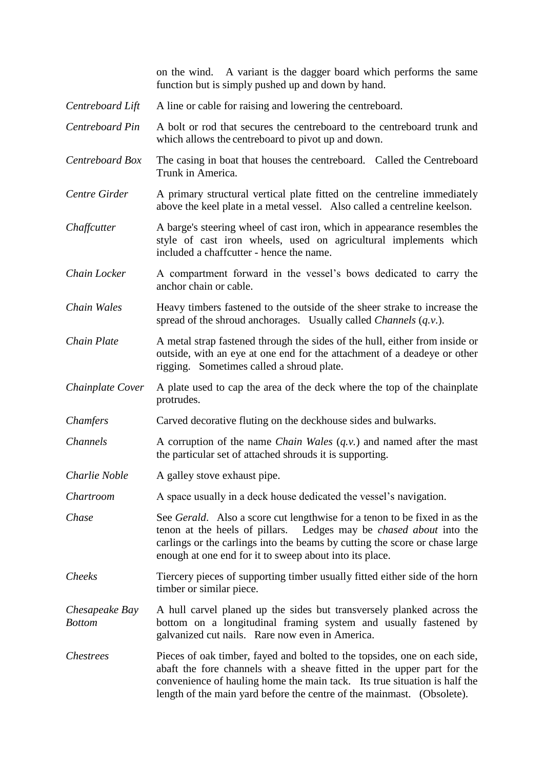on the wind. A variant is the dagger board which performs the same function but is simply pushed up and down by hand.

*Centreboard Lift* — A line or cable for raising and lowering the centreboard.

*Centreboard Pin* — A bolt or rod that secures the centreboard to the centreboard trunk and which allows the centreboard to pivot up and down.

*Centreboard Box* — The casing in boat that houses the centreboard. Called the Centreboard Trunk in America.

*Centre Girder* — A primary structural vertical plate fitted on the centreline immediately above the keel plate in a metal vessel. Also called a centreline keelson.

*Chaffcutter* — A barge's steering wheel of cast iron, which in appearance resembles the style of cast iron wheels, used on agricultural implements which included a chaffcutter - hence the name.

*Chain Locker* — A compartment forward in the vessel's bows dedicated to carry the anchor chain or cable.

*Chain Wales* — Heavy timbers fastened to the outside of the sheer strake to increase the spread of the shroud anchorages. Usually called *Channels* (*q.v.*).

*Chain Plate* — A metal strap fastened through the sides of the hull, either from inside or outside, with an eye at one end for the attachment of a deadeye or other rigging. Sometimes called a shroud plate.

*Chainplate Cover* — A plate used to cap the area of the deck where the top of the chainplate protrudes.

*Chamfers* — Carved decorative fluting on the deckhouse sides and bulwarks.

*Channels* — A corruption of the name *Chain Wales* (*q.v.*) and named after the mast the particular set of attached shrouds it is supporting.

*Charlie Noble* — A galley stove exhaust pipe.

*Chartroom* — A space usually in a deck house dedicated the vessel's navigation.

*Chase* — See *Gerald*. Also a score cut lengthwise for a tenon to be fixed in as the tenon at the heels of pillars. Ledges may be *chased about* into the carlings or the carlings into the beams by cutting the score or chase large enough at one end for it to sweep about into its place.

*Cheeks* — Tiercery pieces of supporting timber usually fitted either side of the horn timber or similar piece.

*Chesapeake Bay Bottom* — A hull carvel planed up the sides but transversely planked across the bottom on a longitudinal framing system and usually fastened by galvanized cut nails. Rare now even in America.

*Chestrees* — Pieces of oak timber, fayed and bolted to the topsides, one on each side, abaft the fore channels with a sheave fitted in the upper part for the convenience of hauling home the main tack. Its true situation is half the length of the main yard before the centre of the mainmast. (Obsolete).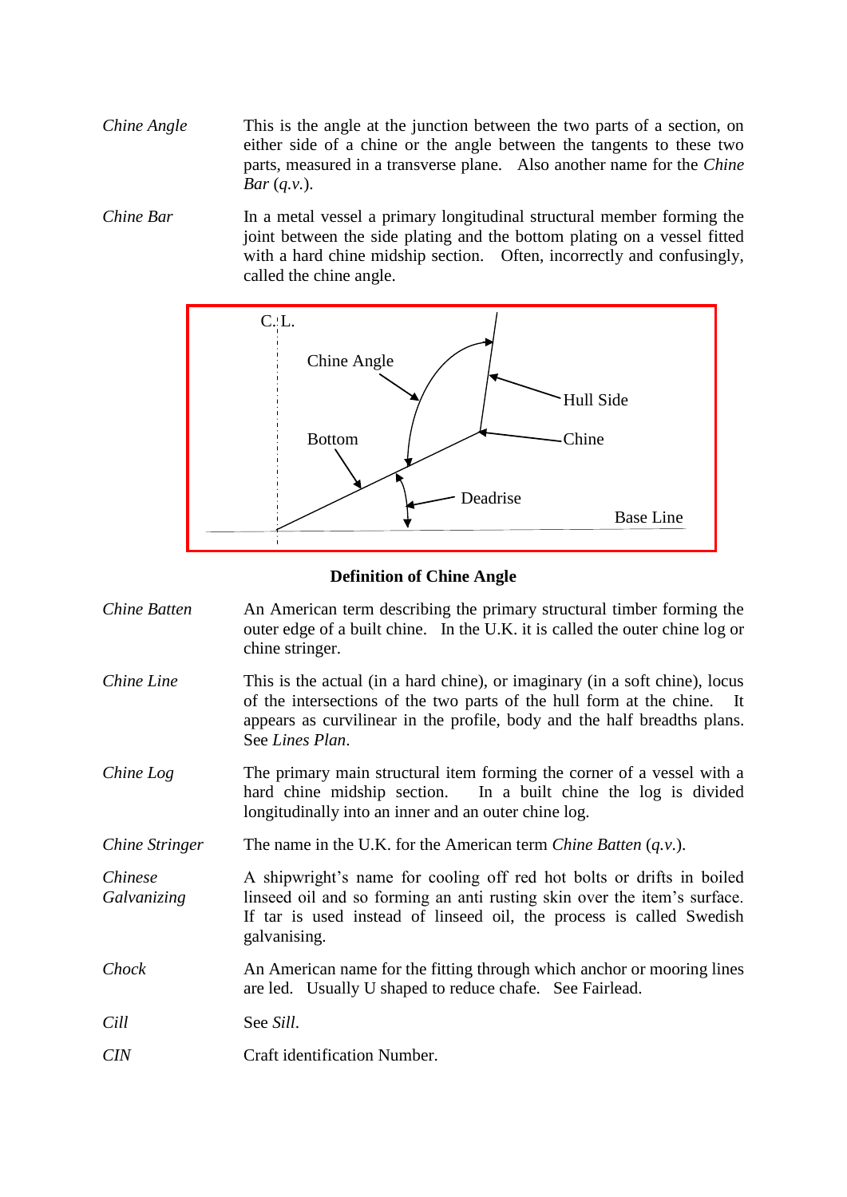*Chine Angle* This is the angle at the junction between the two parts of a section, on either side of a chine or the angle between the tangents to these two parts, measured in a transverse plane. Also another name for the *Chine Bar* (*q.v.*).

*Chine Bar* In a metal vessel a primary longitudinal structural member forming the joint between the side plating and the bottom plating on a vessel fitted with a hard chine midship section. Often, incorrectly and confusingly, called the chine angle.

**Definition of Chine Angle**

*Chine Batten* An American term describing the primary structural timber forming the outer edge of a built chine. In the U.K. it is called the outer chine log or chine stringer.

*Chine Line* This is the actual (in a hard chine), or imaginary (in a soft chine), locus of the intersections of the two parts of the hull form at the chine. It appears as curvilinear in the profile, body and the half breadths plans. See *Lines Plan*.

*Chine Log* The primary main structural item forming the corner of a vessel with a hard chine midship section. In a built chine the log is divided longitudinally into an inner and an outer chine log.

*Chine Stringer* The name in the U.K. for the American term *Chine Batten* (*q.v.*).

*Chinese Galvanizing* A shipwright's name for cooling off red hot bolts or drifts in boiled linseed oil and so forming an anti rusting skin over the item's surface. If tar is used instead of linseed oil, the process is called Swedish galvanising.

*Chock* An American name for the fitting through which anchor or mooring lines are led. Usually U shaped to reduce chafe. See Fairlead.

*Cill* See *Sill*.

*CIN* Craft identification Number.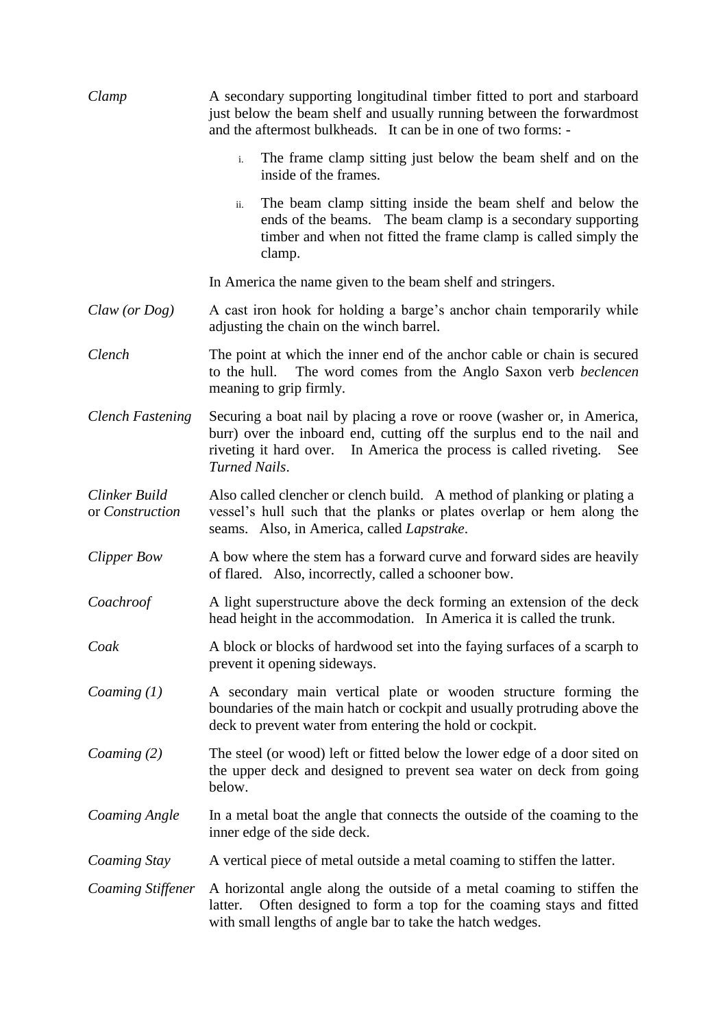*Clamp* — A secondary supporting longitudinal timber fitted to port and starboard just below the beam shelf and usually running between the forwardmost and the aftermost bulkheads. It can be in one of two forms: -

  i. The frame clamp sitting just below the beam shelf and on the inside of the frames.

  ii. The beam clamp sitting inside the beam shelf and below the ends of the beams. The beam clamp is a secondary supporting timber and when not fitted the frame clamp is called simply the clamp.

  In America the name given to the beam shelf and stringers.

*Claw (or Dog)* — A cast iron hook for holding a barge's anchor chain temporarily while adjusting the chain on the winch barrel.

*Clench* — The point at which the inner end of the anchor cable or chain is secured to the hull. The word comes from the Anglo Saxon verb *beclencen* meaning to grip firmly.

*Clench Fastening* — Securing a boat nail by placing a rove or roove (washer or, in America, burr) over the inboard end, cutting off the surplus end to the nail and riveting it hard over. In America the process is called riveting. See *Turned Nails*.

*Clinker Build* or *Construction* — Also called clencher or clench build. A method of planking or plating a vessel's hull such that the planks or plates overlap or hem along the seams. Also, in America, called *Lapstrake*.

*Clipper Bow* — A bow where the stem has a forward curve and forward sides are heavily of flared. Also, incorrectly, called a schooner bow.

*Coachroof* — A light superstructure above the deck forming an extension of the deck head height in the accommodation. In America it is called the trunk.

*Coak* — A block or blocks of hardwood set into the faying surfaces of a scarph to prevent it opening sideways.

*Coaming (1)* — A secondary main vertical plate or wooden structure forming the boundaries of the main hatch or cockpit and usually protruding above the deck to prevent water from entering the hold or cockpit.

*Coaming (2)* — The steel (or wood) left or fitted below the lower edge of a door sited on the upper deck and designed to prevent sea water on deck from going below.

*Coaming Angle* — In a metal boat the angle that connects the outside of the coaming to the inner edge of the side deck.

*Coaming Stay* — A vertical piece of metal outside a metal coaming to stiffen the latter.

*Coaming Stiffener* — A horizontal angle along the outside of a metal coaming to stiffen the latter. Often designed to form a top for the coaming stays and fitted with small lengths of angle bar to take the hatch wedges.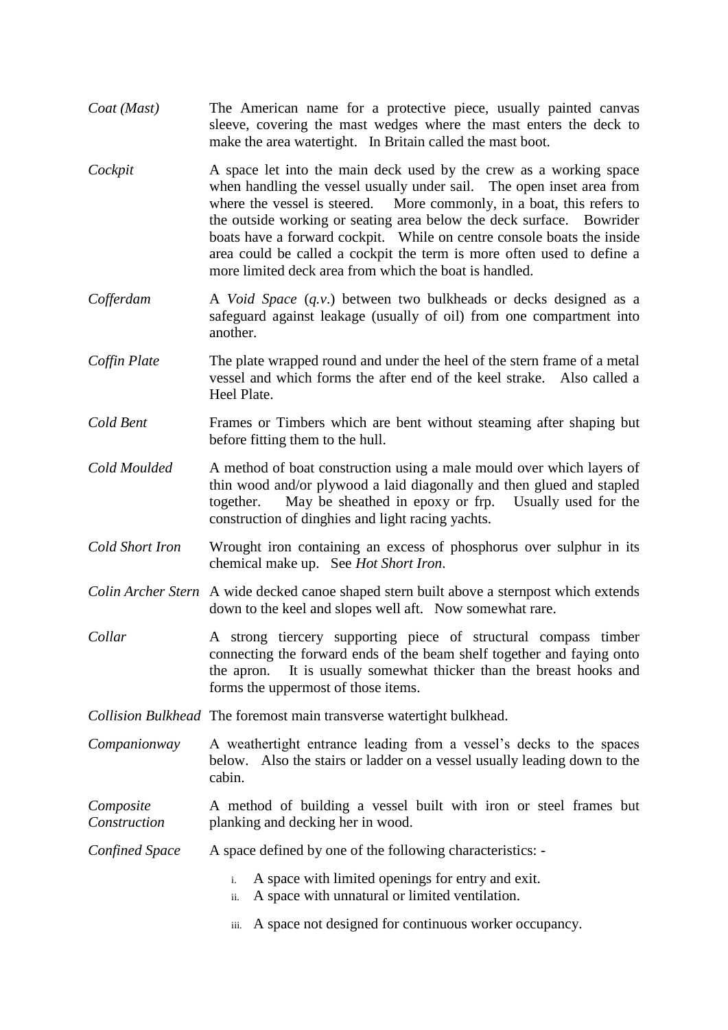*Coat (Mast)* The American name for a protective piece, usually painted canvas sleeve, covering the mast wedges where the mast enters the deck to make the area watertight. In Britain called the mast boot.

*Cockpit* A space let into the main deck used by the crew as a working space when handling the vessel usually under sail. The open inset area from where the vessel is steered. More commonly, in a boat, this refers to the outside working or seating area below the deck surface. Bowrider boats have a forward cockpit. While on centre console boats the inside area could be called a cockpit the term is more often used to define a more limited deck area from which the boat is handled.

*Cofferdam* A *Void Space* (*q.v.*) between two bulkheads or decks designed as a safeguard against leakage (usually of oil) from one compartment into another.

*Coffin Plate* The plate wrapped round and under the heel of the stern frame of a metal vessel and which forms the after end of the keel strake. Also called a Heel Plate.

*Cold Bent* Frames or Timbers which are bent without steaming after shaping but before fitting them to the hull.

*Cold Moulded* A method of boat construction using a male mould over which layers of thin wood and/or plywood a laid diagonally and then glued and stapled together. May be sheathed in epoxy or frp. Usually used for the construction of dinghies and light racing yachts.

*Cold Short Iron* Wrought iron containing an excess of phosphorus over sulphur in its chemical make up. See *Hot Short Iron*.

*Colin Archer Stern* A wide decked canoe shaped stern built above a sternpost which extends down to the keel and slopes well aft. Now somewhat rare.

*Collar* A strong tiercery supporting piece of structural compass timber connecting the forward ends of the beam shelf together and faying onto the apron. It is usually somewhat thicker than the breast hooks and forms the uppermost of those items.

*Collision Bulkhead* The foremost main transverse watertight bulkhead.

*Companionway* A weathertight entrance leading from a vessel's decks to the spaces below. Also the stairs or ladder on a vessel usually leading down to the cabin.

*Composite Construction* A method of building a vessel built with iron or steel frames but planking and decking her in wood.

*Confined Space* A space defined by one of the following characteristics: -

i. A space with limited openings for entry and exit.
ii. A space with unnatural or limited ventilation.
iii. A space not designed for continuous worker occupancy.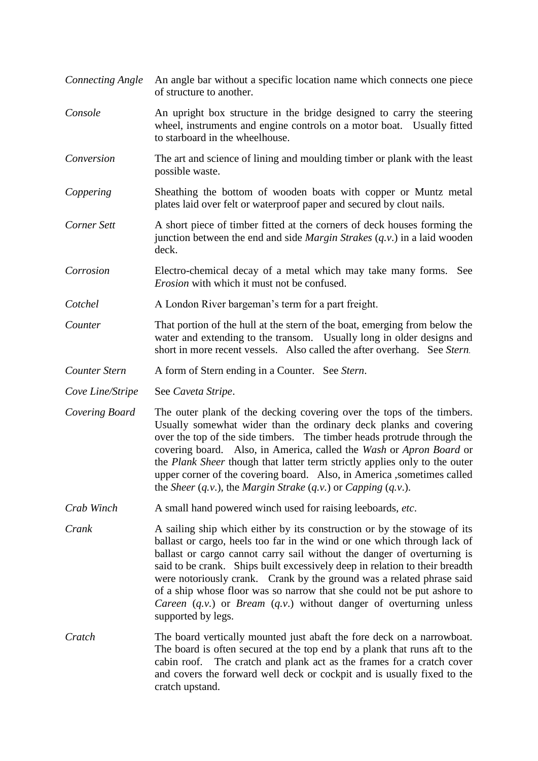*Connecting Angle* An angle bar without a specific location name which connects one piece of structure to another.

*Console* An upright box structure in the bridge designed to carry the steering wheel, instruments and engine controls on a motor boat. Usually fitted to starboard in the wheelhouse.

*Conversion* The art and science of lining and moulding timber or plank with the least possible waste.

*Coppering* Sheathing the bottom of wooden boats with copper or Muntz metal plates laid over felt or waterproof paper and secured by clout nails.

*Corner Sett* A short piece of timber fitted at the corners of deck houses forming the junction between the end and side *Margin Strakes* (*q.v.*) in a laid wooden deck.

*Corrosion* Electro-chemical decay of a metal which may take many forms. See *Erosion* with which it must not be confused.

*Cotchel* A London River bargeman's term for a part freight.

*Counter* That portion of the hull at the stern of the boat, emerging from below the water and extending to the transom. Usually long in older designs and short in more recent vessels. Also called the after overhang. See *Stern*.

*Counter Stern* A form of Stern ending in a Counter. See *Stern*.

*Cove Line/Stripe* See *Caveta Stripe*.

*Covering Board* The outer plank of the decking covering over the tops of the timbers. Usually somewhat wider than the ordinary deck planks and covering over the top of the side timbers. The timber heads protrude through the covering board. Also, in America, called the *Wash* or *Apron Board* or the *Plank Sheer* though that latter term strictly applies only to the outer upper corner of the covering board. Also, in America ,sometimes called the *Sheer* (*q.v.*), the *Margin Strake* (*q.v.*) or *Capping* (*q.v*.).

*Crab Winch* A small hand powered winch used for raising leeboards, *etc*.

*Crank* A sailing ship which either by its construction or by the stowage of its ballast or cargo, heels too far in the wind or one which through lack of ballast or cargo cannot carry sail without the danger of overturning is said to be crank. Ships built excessively deep in relation to their breadth were notoriously crank. Crank by the ground was a related phrase said of a ship whose floor was so narrow that she could not be put ashore to *Careen* (*q.v.*) or *Bream* (*q.v*.) without danger of overturning unless supported by legs.

*Cratch* The board vertically mounted just abaft the fore deck on a narrowboat. The board is often secured at the top end by a plank that runs aft to the cabin roof. The cratch and plank act as the frames for a cratch cover and covers the forward well deck or cockpit and is usually fixed to the cratch upstand.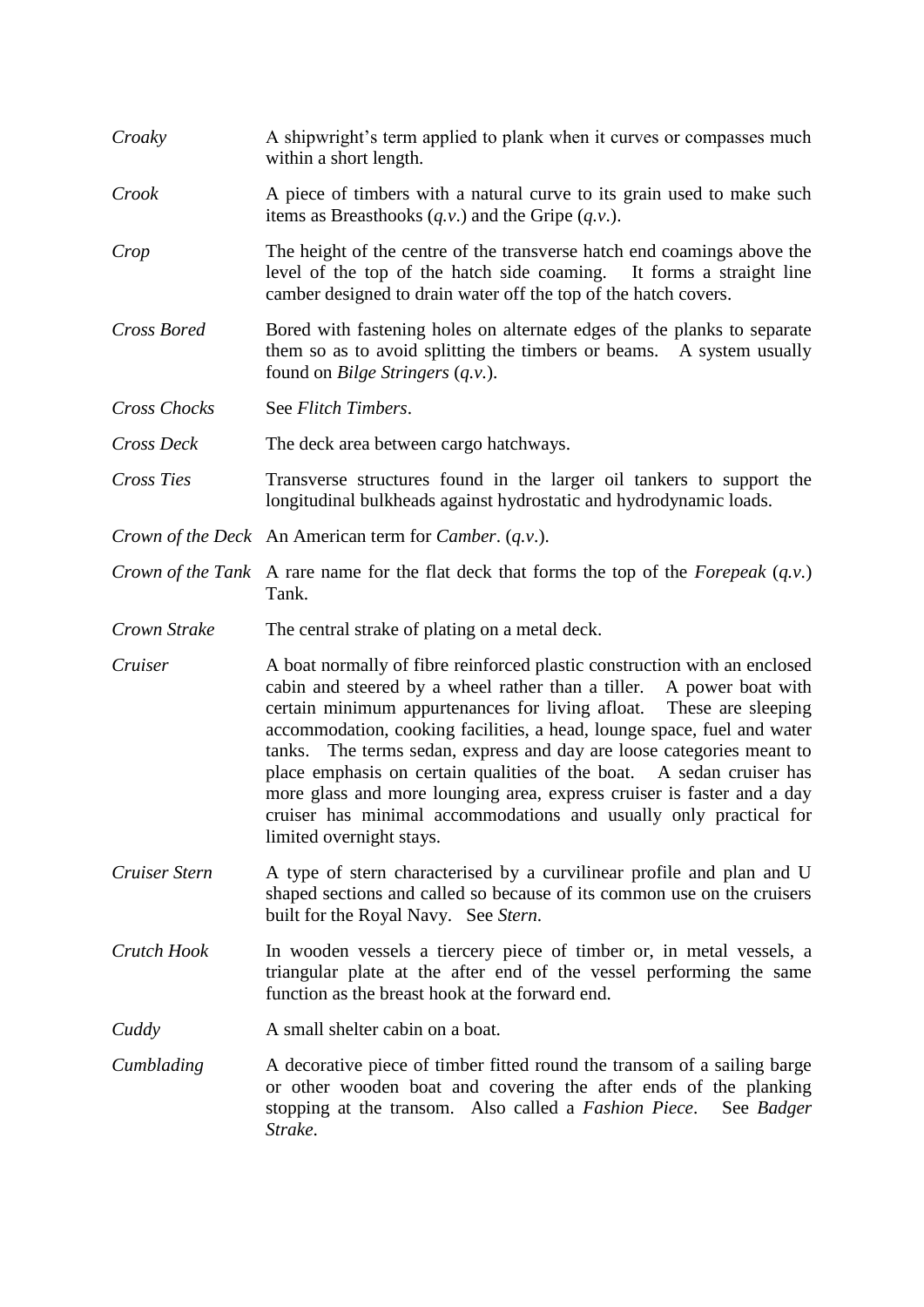*Croaky* A shipwright's term applied to plank when it curves or compasses much within a short length.

*Crook* A piece of timbers with a natural curve to its grain used to make such items as Breasthooks (*q.v.*) and the Gripe (*q.v.*).

*Crop* The height of the centre of the transverse hatch end coamings above the level of the top of the hatch side coaming. It forms a straight line camber designed to drain water off the top of the hatch covers.

*Cross Bored* Bored with fastening holes on alternate edges of the planks to separate them so as to avoid splitting the timbers or beams. A system usually found on *Bilge Stringers* (*q.v.*).

*Cross Chocks* See *Flitch Timbers*.

*Cross Deck* The deck area between cargo hatchways.

*Cross Ties* Transverse structures found in the larger oil tankers to support the longitudinal bulkheads against hydrostatic and hydrodynamic loads.

*Crown of the Deck* An American term for *Camber*. (*q.v.*).

*Crown of the Tank* A rare name for the flat deck that forms the top of the *Forepeak* (*q.v.*) Tank.

*Crown Strake* The central strake of plating on a metal deck.

*Cruiser* A boat normally of fibre reinforced plastic construction with an enclosed cabin and steered by a wheel rather than a tiller. A power boat with certain minimum appurtenances for living afloat. These are sleeping accommodation, cooking facilities, a head, lounge space, fuel and water tanks. The terms sedan, express and day are loose categories meant to place emphasis on certain qualities of the boat. A sedan cruiser has more glass and more lounging area, express cruiser is faster and a day cruiser has minimal accommodations and usually only practical for limited overnight stays.

*Cruiser Stern* A type of stern characterised by a curvilinear profile and plan and U shaped sections and called so because of its common use on the cruisers built for the Royal Navy. See *Stern*.

*Crutch Hook* In wooden vessels a tiercery piece of timber or, in metal vessels, a triangular plate at the after end of the vessel performing the same function as the breast hook at the forward end.

*Cuddy* A small shelter cabin on a boat.

*Cumblading* A decorative piece of timber fitted round the transom of a sailing barge or other wooden boat and covering the after ends of the planking stopping at the transom. Also called a *Fashion Piece*. See *Badger Strake*.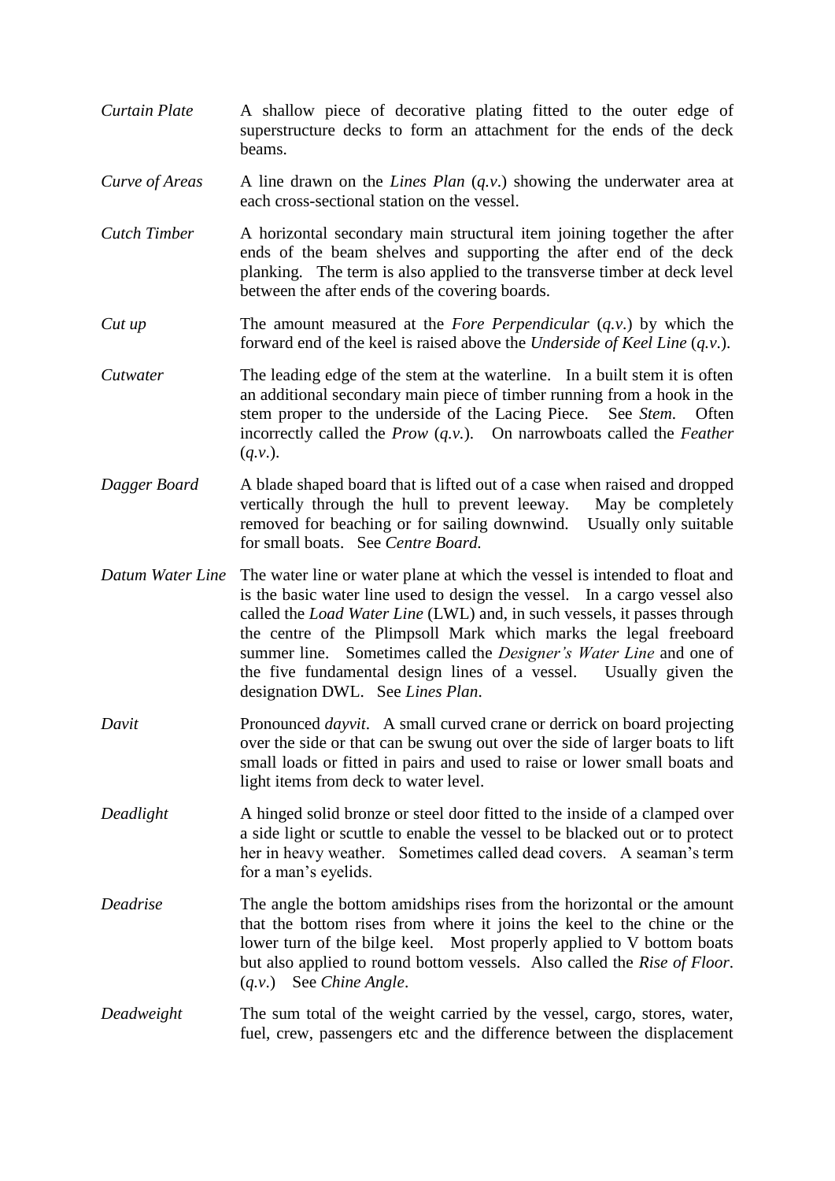*Curtain Plate* — A shallow piece of decorative plating fitted to the outer edge of superstructure decks to form an attachment for the ends of the deck beams.

*Curve of Areas* — A line drawn on the *Lines Plan* (*q.v.*) showing the underwater area at each cross-sectional station on the vessel.

*Cutch Timber* — A horizontal secondary main structural item joining together the after ends of the beam shelves and supporting the after end of the deck planking. The term is also applied to the transverse timber at deck level between the after ends of the covering boards.

*Cut up* — The amount measured at the *Fore Perpendicular* (*q.v.*) by which the forward end of the keel is raised above the *Underside of Keel Line* (*q.v.*).

*Cutwater* — The leading edge of the stem at the waterline. In a built stem it is often an additional secondary main piece of timber running from a hook in the stem proper to the underside of the Lacing Piece. See *Stem*. Often incorrectly called the *Prow* (*q.v.*). On narrowboats called the *Feather* (*q.v.*).

*Dagger Board* — A blade shaped board that is lifted out of a case when raised and dropped vertically through the hull to prevent leeway. May be completely removed for beaching or for sailing downwind. Usually only suitable for small boats. See *Centre Board.*

*Datum Water Line* — The water line or water plane at which the vessel is intended to float and is the basic water line used to design the vessel. In a cargo vessel also called the *Load Water Line* (LWL) and, in such vessels, it passes through the centre of the Plimpsoll Mark which marks the legal freeboard summer line. Sometimes called the *Designer's Water Line* and one of the five fundamental design lines of a vessel. Usually given the designation DWL. See *Lines Plan*.

*Davit* — Pronounced *dayvit*. A small curved crane or derrick on board projecting over the side or that can be swung out over the side of larger boats to lift small loads or fitted in pairs and used to raise or lower small boats and light items from deck to water level.

*Deadlight* — A hinged solid bronze or steel door fitted to the inside of a clamped over a side light or scuttle to enable the vessel to be blacked out or to protect her in heavy weather. Sometimes called dead covers. A seaman's term for a man's eyelids.

*Deadrise* — The angle the bottom amidships rises from the horizontal or the amount that the bottom rises from where it joins the keel to the chine or the lower turn of the bilge keel. Most properly applied to V bottom boats but also applied to round bottom vessels. Also called the *Rise of Floor*. (*q.v.*) See *Chine Angle*.

*Deadweight* — The sum total of the weight carried by the vessel, cargo, stores, water, fuel, crew, passengers etc and the difference between the displacement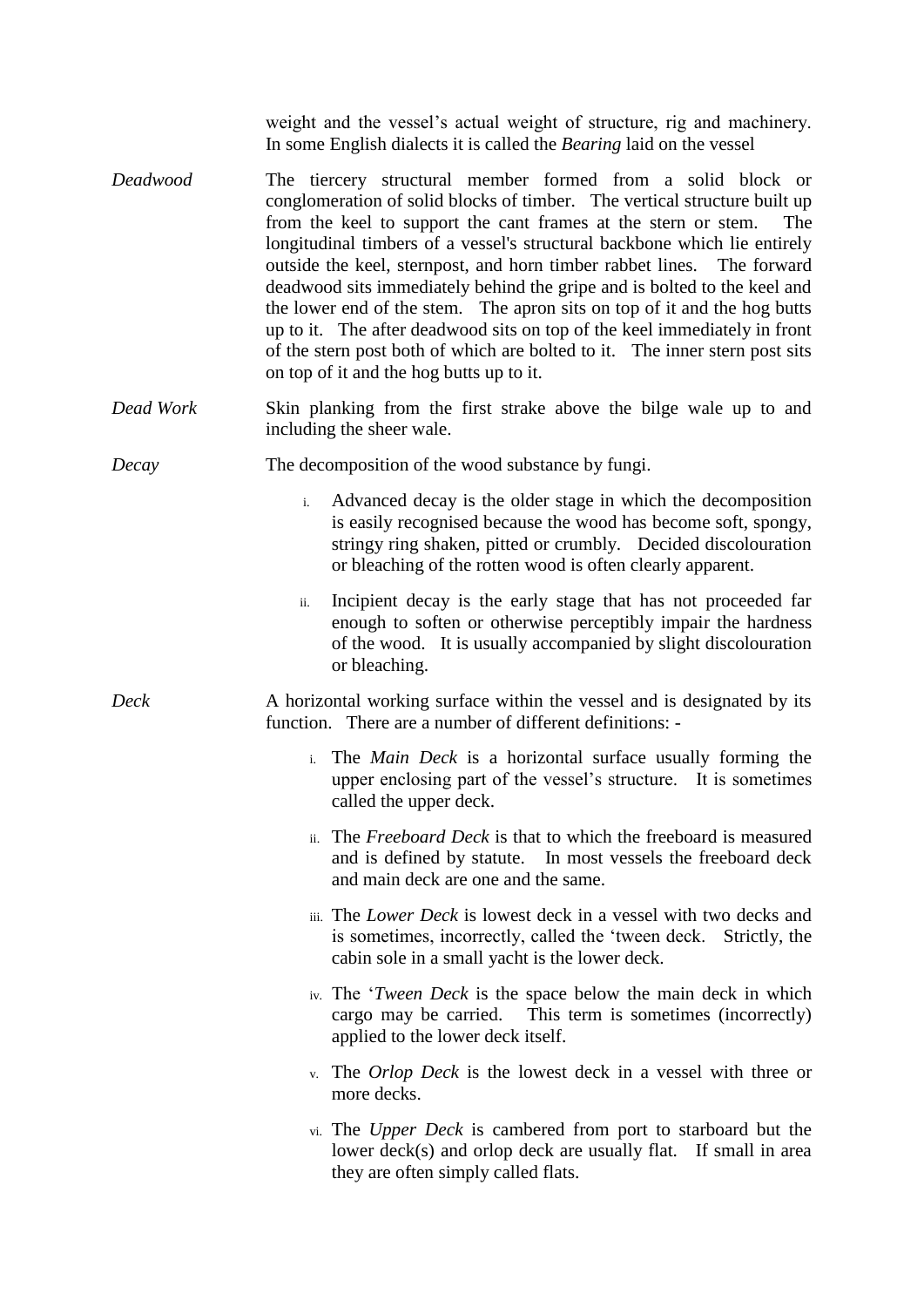weight and the vessel's actual weight of structure, rig and machinery. In some English dialects it is called the *Bearing* laid on the vessel

*Deadwood* — The tiercery structural member formed from a solid block or conglomeration of solid blocks of timber. The vertical structure built up from the keel to support the cant frames at the stern or stem. The longitudinal timbers of a vessel's structural backbone which lie entirely outside the keel, sternpost, and horn timber rabbet lines. The forward deadwood sits immediately behind the gripe and is bolted to the keel and the lower end of the stem. The apron sits on top of it and the hog butts up to it. The after deadwood sits on top of the keel immediately in front of the stern post both of which are bolted to it. The inner stern post sits on top of it and the hog butts up to it.

*Dead Work* — Skin planking from the first strake above the bilge wale up to and including the sheer wale.

*Decay* — The decomposition of the wood substance by fungi.

i. Advanced decay is the older stage in which the decomposition is easily recognised because the wood has become soft, spongy, stringy ring shaken, pitted or crumbly. Decided discolouration or bleaching of the rotten wood is often clearly apparent.

ii. Incipient decay is the early stage that has not proceeded far enough to soften or otherwise perceptibly impair the hardness of the wood. It is usually accompanied by slight discolouration or bleaching.

*Deck* — A horizontal working surface within the vessel and is designated by its function. There are a number of different definitions: -

i. The *Main Deck* is a horizontal surface usually forming the upper enclosing part of the vessel's structure. It is sometimes called the upper deck.

ii. The *Freeboard Deck* is that to which the freeboard is measured and is defined by statute. In most vessels the freeboard deck and main deck are one and the same.

iii. The *Lower Deck* is lowest deck in a vessel with two decks and is sometimes, incorrectly, called the 'tween deck. Strictly, the cabin sole in a small yacht is the lower deck.

iv. The '*Tween Deck* is the space below the main deck in which cargo may be carried. This term is sometimes (incorrectly) applied to the lower deck itself.

v. The *Orlop Deck* is the lowest deck in a vessel with three or more decks.

vi. The *Upper Deck* is cambered from port to starboard but the lower deck(s) and orlop deck are usually flat. If small in area they are often simply called flats.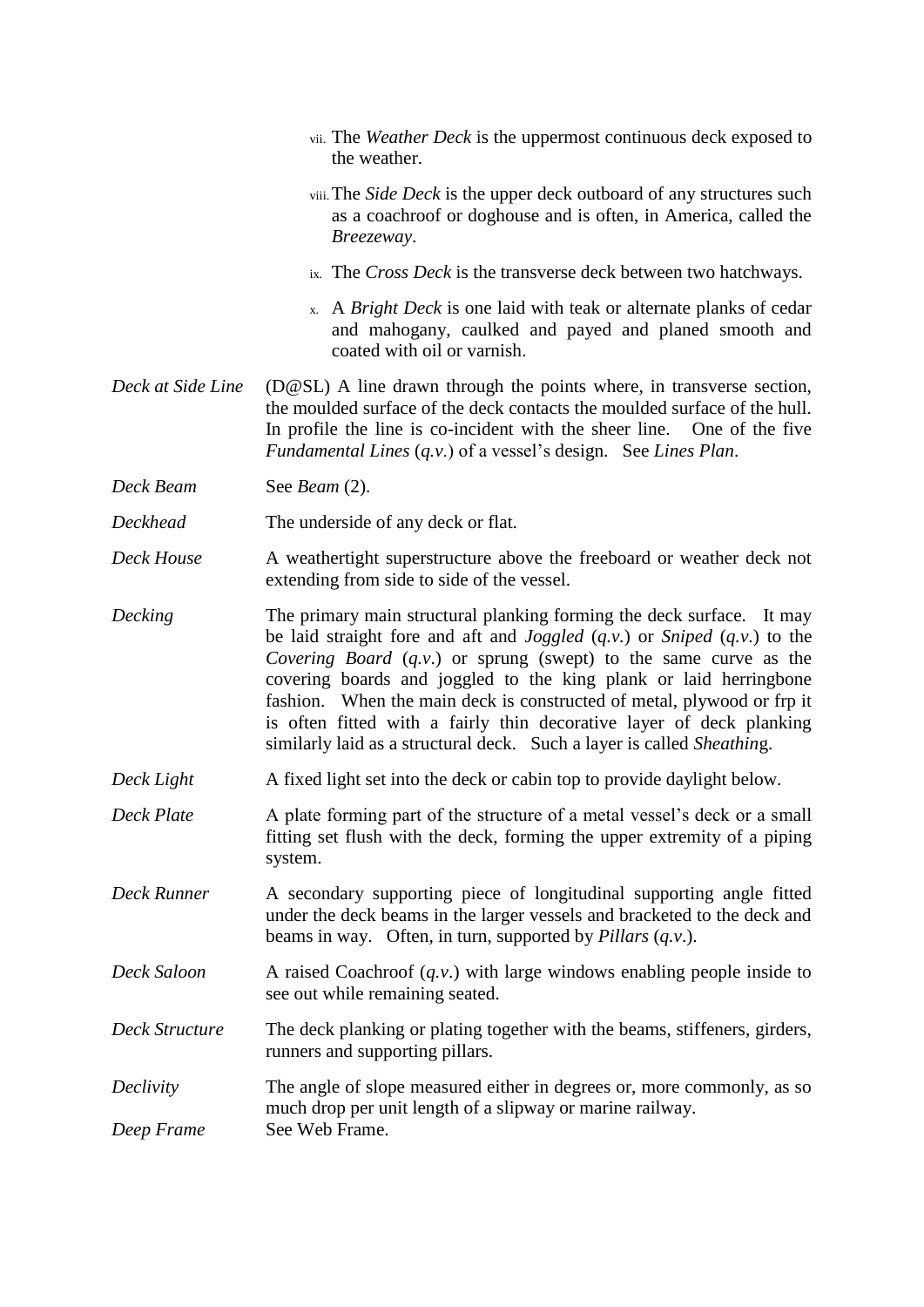vii. The *Weather Deck* is the uppermost continuous deck exposed to the weather.

viii. The *Side Deck* is the upper deck outboard of any structures such as a coachroof or doghouse and is often, in America, called the *Breezeway*.

ix. The *Cross Deck* is the transverse deck between two hatchways.

x. A *Bright Deck* is one laid with teak or alternate planks of cedar and mahogany, caulked and payed and planed smooth and coated with oil or varnish.

*Deck at Side Line* — (D@SL) A line drawn through the points where, in transverse section, the moulded surface of the deck contacts the moulded surface of the hull. In profile the line is co-incident with the sheer line. One of the five *Fundamental Lines* (*q.v.*) of a vessel's design. See *Lines Plan*.

*Deck Beam* — See *Beam* (2).

*Deckhead* — The underside of any deck or flat.

*Deck House* — A weathertight superstructure above the freeboard or weather deck not extending from side to side of the vessel.

*Decking* — The primary main structural planking forming the deck surface. It may be laid straight fore and aft and *Joggled* (*q.v.*) or *Sniped* (*q.v.*) to the *Covering Board* (*q.v.*) or sprung (swept) to the same curve as the covering boards and joggled to the king plank or laid herringbone fashion. When the main deck is constructed of metal, plywood or frp it is often fitted with a fairly thin decorative layer of deck planking similarly laid as a structural deck. Such a layer is called *Sheathing*.

*Deck Light* — A fixed light set into the deck or cabin top to provide daylight below.

*Deck Plate* — A plate forming part of the structure of a metal vessel's deck or a small fitting set flush with the deck, forming the upper extremity of a piping system.

*Deck Runner* — A secondary supporting piece of longitudinal supporting angle fitted under the deck beams in the larger vessels and bracketed to the deck and beams in way. Often, in turn, supported by *Pillars* (*q.v.*).

*Deck Saloon* — A raised Coachroof (*q.v.*) with large windows enabling people inside to see out while remaining seated.

*Deck Structure* — The deck planking or plating together with the beams, stiffeners, girders, runners and supporting pillars.

*Declivity* — The angle of slope measured either in degrees or, more commonly, as so much drop per unit length of a slipway or marine railway.

*Deep Frame* — See Web Frame.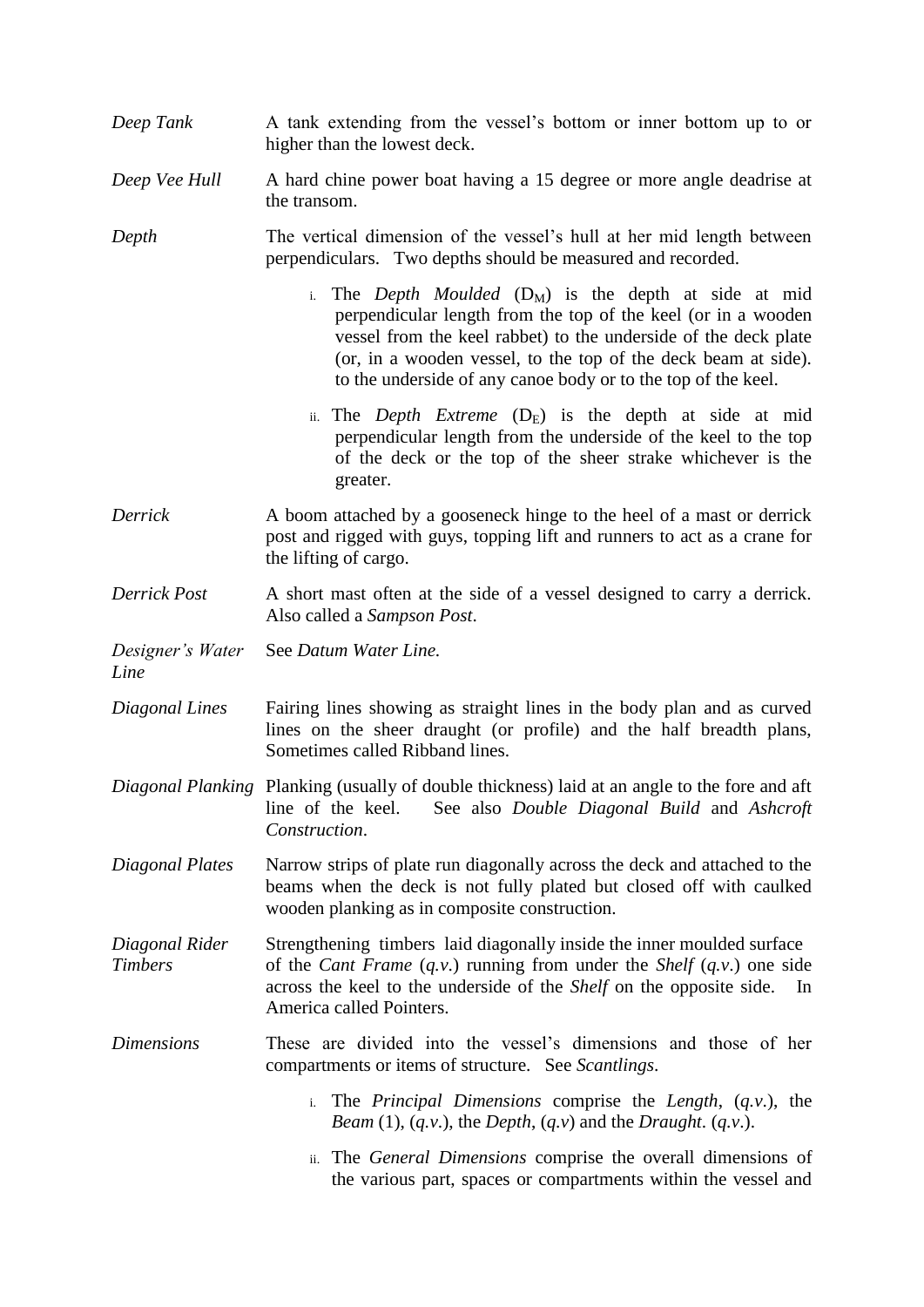*Deep Tank* A tank extending from the vessel's bottom or inner bottom up to or higher than the lowest deck.

*Deep Vee Hull* A hard chine power boat having a 15 degree or more angle deadrise at the transom.

*Depth* The vertical dimension of the vessel's hull at her mid length between perpendiculars. Two depths should be measured and recorded.

i. The *Depth Moulded* ($D_M$) is the depth at side at mid perpendicular length from the top of the keel (or in a wooden vessel from the keel rabbet) to the underside of the deck plate (or, in a wooden vessel, to the top of the deck beam at side). to the underside of any canoe body or to the top of the keel.

ii. The *Depth Extreme* ($D_E$) is the depth at side at mid perpendicular length from the underside of the keel to the top of the deck or the top of the sheer strake whichever is the greater.

*Derrick* A boom attached by a gooseneck hinge to the heel of a mast or derrick post and rigged with guys, topping lift and runners to act as a crane for the lifting of cargo.

*Derrick Post* A short mast often at the side of a vessel designed to carry a derrick. Also called a *Sampson Post*.

*Designer's Water Line* See *Datum Water Line.*

*Diagonal Lines* Fairing lines showing as straight lines in the body plan and as curved lines on the sheer draught (or profile) and the half breadth plans, Sometimes called Ribband lines.

*Diagonal Planking* Planking (usually of double thickness) laid at an angle to the fore and aft line of the keel. See also *Double Diagonal Build* and *Ashcroft Construction*.

*Diagonal Plates* Narrow strips of plate run diagonally across the deck and attached to the beams when the deck is not fully plated but closed off with caulked wooden planking as in composite construction.

*Diagonal Rider Timbers* Strengthening timbers laid diagonally inside the inner moulded surface of the *Cant Frame* (*q.v.*) running from under the *Shelf* (*q.v.*) one side across the keel to the underside of the *Shelf* on the opposite side. In America called Pointers.

*Dimensions* These are divided into the vessel's dimensions and those of her compartments or items of structure. See *Scantlings*.

i. The *Principal Dimensions* comprise the *Length*, (*q.v.*), the *Beam* (1), (*q.v.*), the *Depth*, (*q.v*) and the *Draught*. (*q.v.*).

ii. The *General Dimensions* comprise the overall dimensions of the various part, spaces or compartments within the vessel and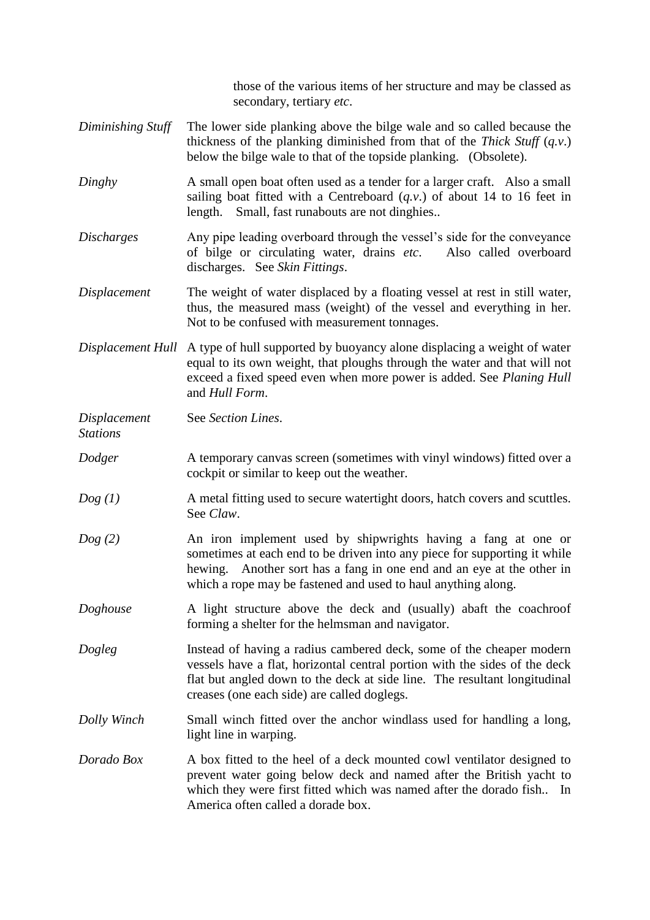those of the various items of her structure and may be classed as secondary, tertiary *etc*.

*Diminishing Stuff* — The lower side planking above the bilge wale and so called because the thickness of the planking diminished from that of the *Thick Stuff* (*q.v.*) below the bilge wale to that of the topside planking. (Obsolete).

*Dinghy* — A small open boat often used as a tender for a larger craft. Also a small sailing boat fitted with a Centreboard (*q.v.*) of about 14 to 16 feet in length. Small, fast runabouts are not dinghies..

*Discharges* — Any pipe leading overboard through the vessel's side for the conveyance of bilge or circulating water, drains *etc*. Also called overboard discharges. See *Skin Fittings*.

*Displacement* — The weight of water displaced by a floating vessel at rest in still water, thus, the measured mass (weight) of the vessel and everything in her. Not to be confused with measurement tonnages.

*Displacement Hull* — A type of hull supported by buoyancy alone displacing a weight of water equal to its own weight, that ploughs through the water and that will not exceed a fixed speed even when more power is added. See *Planing Hull* and *Hull Form*.

*Displacement Stations* — See *Section Lines*.

*Dodger* — A temporary canvas screen (sometimes with vinyl windows) fitted over a cockpit or similar to keep out the weather.

*Dog (1)* — A metal fitting used to secure watertight doors, hatch covers and scuttles. See *Claw*.

*Dog (2)* — An iron implement used by shipwrights having a fang at one or sometimes at each end to be driven into any piece for supporting it while hewing. Another sort has a fang in one end and an eye at the other in which a rope may be fastened and used to haul anything along.

*Doghouse* — A light structure above the deck and (usually) abaft the coachroof forming a shelter for the helmsman and navigator.

*Dogleg* — Instead of having a radius cambered deck, some of the cheaper modern vessels have a flat, horizontal central portion with the sides of the deck flat but angled down to the deck at side line. The resultant longitudinal creases (one each side) are called doglegs.

*Dolly Winch* — Small winch fitted over the anchor windlass used for handling a long, light line in warping.

*Dorado Box* — A box fitted to the heel of a deck mounted cowl ventilator designed to prevent water going below deck and named after the British yacht to which they were first fitted which was named after the dorado fish.. In America often called a dorade box.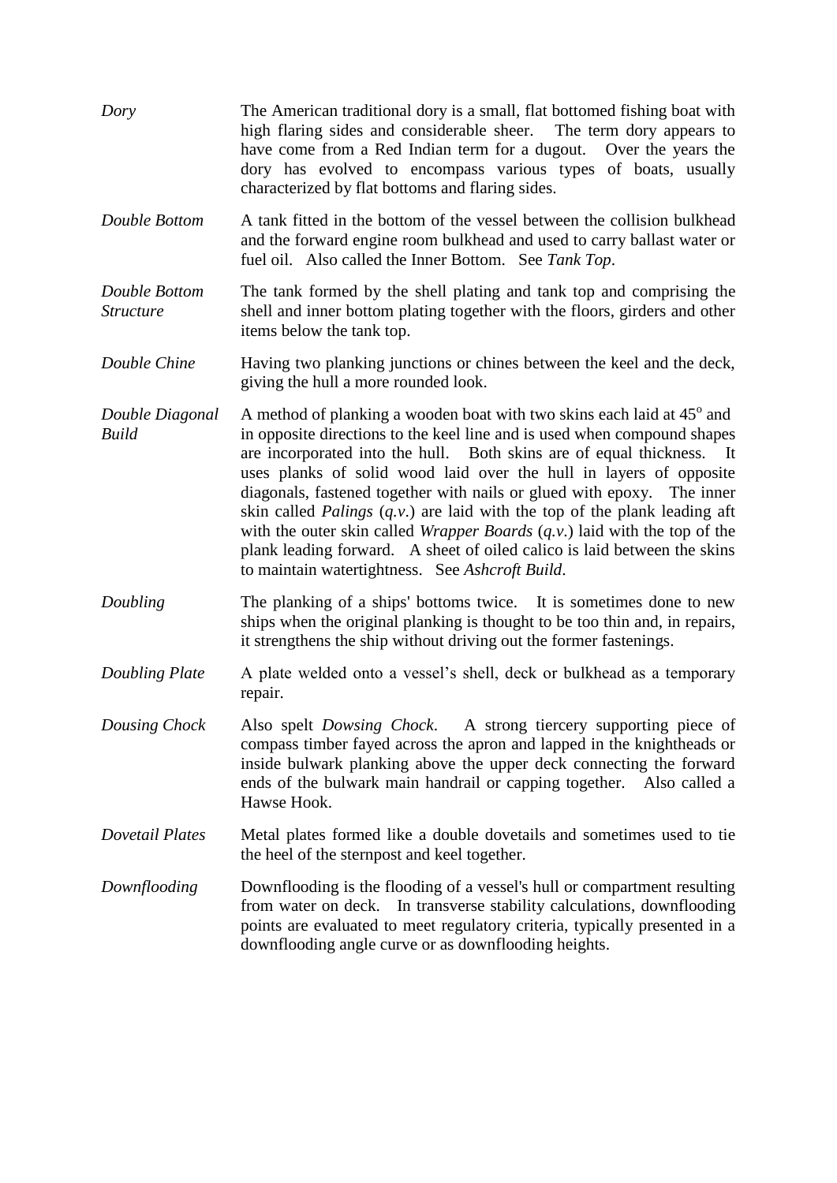*Dory* The American traditional dory is a small, flat bottomed fishing boat with high flaring sides and considerable sheer. The term dory appears to have come from a Red Indian term for a dugout. Over the years the dory has evolved to encompass various types of boats, usually characterized by flat bottoms and flaring sides.

*Double Bottom* A tank fitted in the bottom of the vessel between the collision bulkhead and the forward engine room bulkhead and used to carry ballast water or fuel oil. Also called the Inner Bottom. See *Tank Top*.

*Double Bottom Structure* The tank formed by the shell plating and tank top and comprising the shell and inner bottom plating together with the floors, girders and other items below the tank top.

*Double Chine* Having two planking junctions or chines between the keel and the deck, giving the hull a more rounded look.

*Double Diagonal Build* A method of planking a wooden boat with two skins each laid at $45^o$ and in opposite directions to the keel line and is used when compound shapes are incorporated into the hull. Both skins are of equal thickness. It uses planks of solid wood laid over the hull in layers of opposite diagonals, fastened together with nails or glued with epoxy. The inner skin called *Palings* (*q.v*.) are laid with the top of the plank leading aft with the outer skin called *Wrapper Boards* (*q.v*.) laid with the top of the plank leading forward. A sheet of oiled calico is laid between the skins to maintain watertightness. See *Ashcroft Build*.

*Doubling* The planking of a ships' bottoms twice. It is sometimes done to new ships when the original planking is thought to be too thin and, in repairs, it strengthens the ship without driving out the former fastenings.

*Doubling Plate* A plate welded onto a vessel's shell, deck or bulkhead as a temporary repair.

*Dousing Chock* Also spelt *Dowsing Chock*. A strong tiercery supporting piece of compass timber fayed across the apron and lapped in the knightheads or inside bulwark planking above the upper deck connecting the forward ends of the bulwark main handrail or capping together. Also called a Hawse Hook.

*Dovetail Plates* Metal plates formed like a double dovetails and sometimes used to tie the heel of the sternpost and keel together.

*Downflooding* Downflooding is the flooding of a vessel's hull or compartment resulting from water on deck. In transverse stability calculations, downflooding points are evaluated to meet regulatory criteria, typically presented in a downflooding angle curve or as downflooding heights.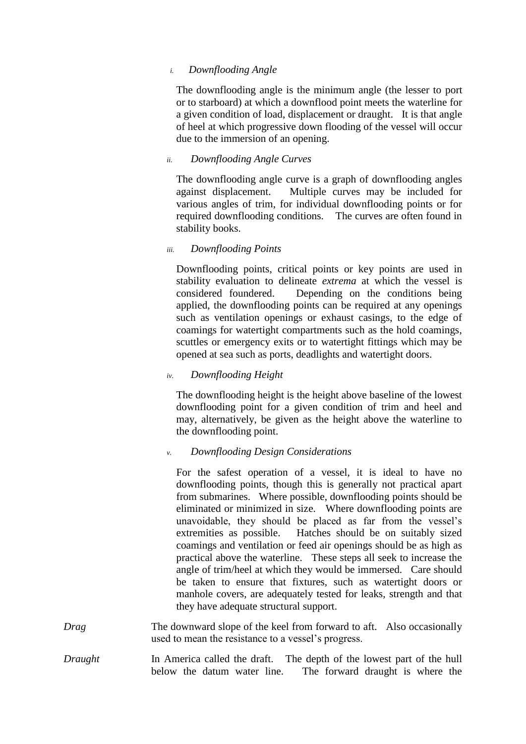*i. Downflooding Angle*

The downflooding angle is the minimum angle (the lesser to port or to starboard) at which a downflood point meets the waterline for a given condition of load, displacement or draught. It is that angle of heel at which progressive down flooding of the vessel will occur due to the immersion of an opening.

*ii. Downflooding Angle Curves*

The downflooding angle curve is a graph of downflooding angles against displacement. Multiple curves may be included for various angles of trim, for individual downflooding points or for required downflooding conditions. The curves are often found in stability books.

*iii. Downflooding Points*

Downflooding points, critical points or key points are used in stability evaluation to delineate *extrema* at which the vessel is considered foundered. Depending on the conditions being applied, the downflooding points can be required at any openings such as ventilation openings or exhaust casings, to the edge of coamings for watertight compartments such as the hold coamings, scuttles or emergency exits or to watertight fittings which may be opened at sea such as ports, deadlights and watertight doors.

*iv. Downflooding Height*

The downflooding height is the height above baseline of the lowest downflooding point for a given condition of trim and heel and may, alternatively, be given as the height above the waterline to the downflooding point.

*v. Downflooding Design Considerations*

For the safest operation of a vessel, it is ideal to have no downflooding points, though this is generally not practical apart from submarines. Where possible, downflooding points should be eliminated or minimized in size. Where downflooding points are unavoidable, they should be placed as far from the vessel's extremities as possible. Hatches should be on suitably sized coamings and ventilation or feed air openings should be as high as practical above the waterline. These steps all seek to increase the angle of trim/heel at which they would be immersed. Care should be taken to ensure that fixtures, such as watertight doors or manhole covers, are adequately tested for leaks, strength and that they have adequate structural support.

*Drag* The downward slope of the keel from forward to aft. Also occasionally used to mean the resistance to a vessel's progress.

*Draught* In America called the draft. The depth of the lowest part of the hull below the datum water line. The forward draught is where the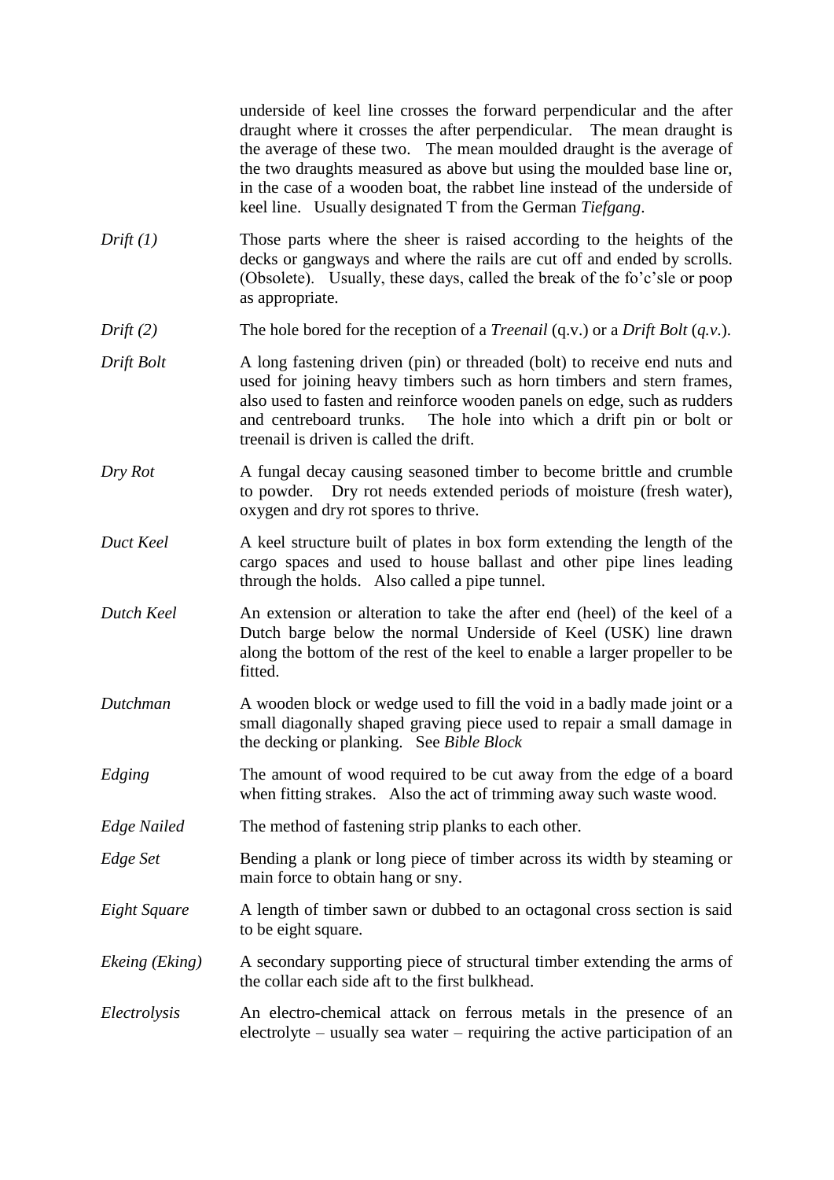underside of keel line crosses the forward perpendicular and the after draught where it crosses the after perpendicular. The mean draught is the average of these two. The mean moulded draught is the average of the two draughts measured as above but using the moulded base line or, in the case of a wooden boat, the rabbet line instead of the underside of keel line. Usually designated T from the German *Tiefgang*.

*Drift (1)* — Those parts where the sheer is raised according to the heights of the decks or gangways and where the rails are cut off and ended by scrolls. (Obsolete). Usually, these days, called the break of the fo'c'sle or poop as appropriate.

*Drift (2)* — The hole bored for the reception of a *Treenail* (q.v.) or a *Drift Bolt* (*q.v.*).

*Drift Bolt* — A long fastening driven (pin) or threaded (bolt) to receive end nuts and used for joining heavy timbers such as horn timbers and stern frames, also used to fasten and reinforce wooden panels on edge, such as rudders and centreboard trunks. The hole into which a drift pin or bolt or treenail is driven is called the drift.

*Dry Rot* — A fungal decay causing seasoned timber to become brittle and crumble to powder. Dry rot needs extended periods of moisture (fresh water), oxygen and dry rot spores to thrive.

*Duct Keel* — A keel structure built of plates in box form extending the length of the cargo spaces and used to house ballast and other pipe lines leading through the holds. Also called a pipe tunnel.

*Dutch Keel* — An extension or alteration to take the after end (heel) of the keel of a Dutch barge below the normal Underside of Keel (USK) line drawn along the bottom of the rest of the keel to enable a larger propeller to be fitted.

*Dutchman* — A wooden block or wedge used to fill the void in a badly made joint or a small diagonally shaped graving piece used to repair a small damage in the decking or planking. See *Bible Block*

*Edging* — The amount of wood required to be cut away from the edge of a board when fitting strakes. Also the act of trimming away such waste wood.

*Edge Nailed* — The method of fastening strip planks to each other.

*Edge Set* — Bending a plank or long piece of timber across its width by steaming or main force to obtain hang or sny.

*Eight Square* — A length of timber sawn or dubbed to an octagonal cross section is said to be eight square.

*Ekeing (Eking)* — A secondary supporting piece of structural timber extending the arms of the collar each side aft to the first bulkhead.

*Electrolysis* — An electro-chemical attack on ferrous metals in the presence of an electrolyte – usually sea water – requiring the active participation of an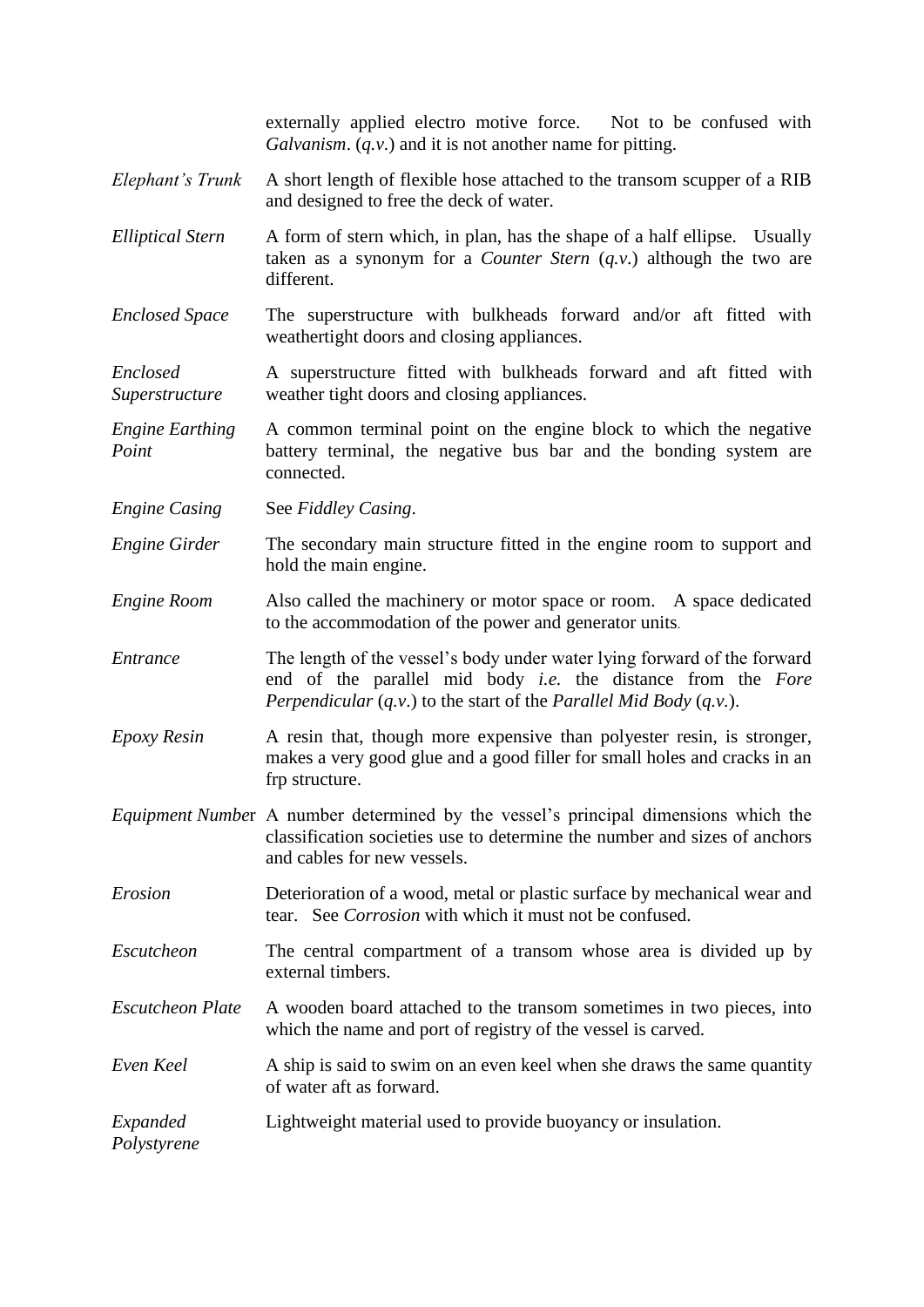externally applied electro motive force. Not to be confused with *Galvanism*. (*q.v.*) and it is not another name for pitting.

*Elephant's Trunk* — A short length of flexible hose attached to the transom scupper of a RIB and designed to free the deck of water.

*Elliptical Stern* — A form of stern which, in plan, has the shape of a half ellipse. Usually taken as a synonym for a *Counter Stern* (*q.v.*) although the two are different.

*Enclosed Space* — The superstructure with bulkheads forward and/or aft fitted with weathertight doors and closing appliances.

*Enclosed Superstructure* — A superstructure fitted with bulkheads forward and aft fitted with weather tight doors and closing appliances.

*Engine Earthing Point* — A common terminal point on the engine block to which the negative battery terminal, the negative bus bar and the bonding system are connected.

*Engine Casing* — See *Fiddley Casing*.

*Engine Girder* — The secondary main structure fitted in the engine room to support and hold the main engine.

*Engine Room* — Also called the machinery or motor space or room. A space dedicated to the accommodation of the power and generator units.

*Entrance* — The length of the vessel's body under water lying forward of the forward end of the parallel mid body *i.e.* the distance from the *Fore Perpendicular* (*q.v.*) to the start of the *Parallel Mid Body* (*q.v.*).

*Epoxy Resin* — A resin that, though more expensive than polyester resin, is stronger, makes a very good glue and a good filler for small holes and cracks in an frp structure.

*Equipment Number* — A number determined by the vessel's principal dimensions which the classification societies use to determine the number and sizes of anchors and cables for new vessels.

*Erosion* — Deterioration of a wood, metal or plastic surface by mechanical wear and tear. See *Corrosion* with which it must not be confused.

*Escutcheon* — The central compartment of a transom whose area is divided up by external timbers.

*Escutcheon Plate* — A wooden board attached to the transom sometimes in two pieces, into which the name and port of registry of the vessel is carved.

*Even Keel* — A ship is said to swim on an even keel when she draws the same quantity of water aft as forward.

*Expanded Polystyrene* — Lightweight material used to provide buoyancy or insulation.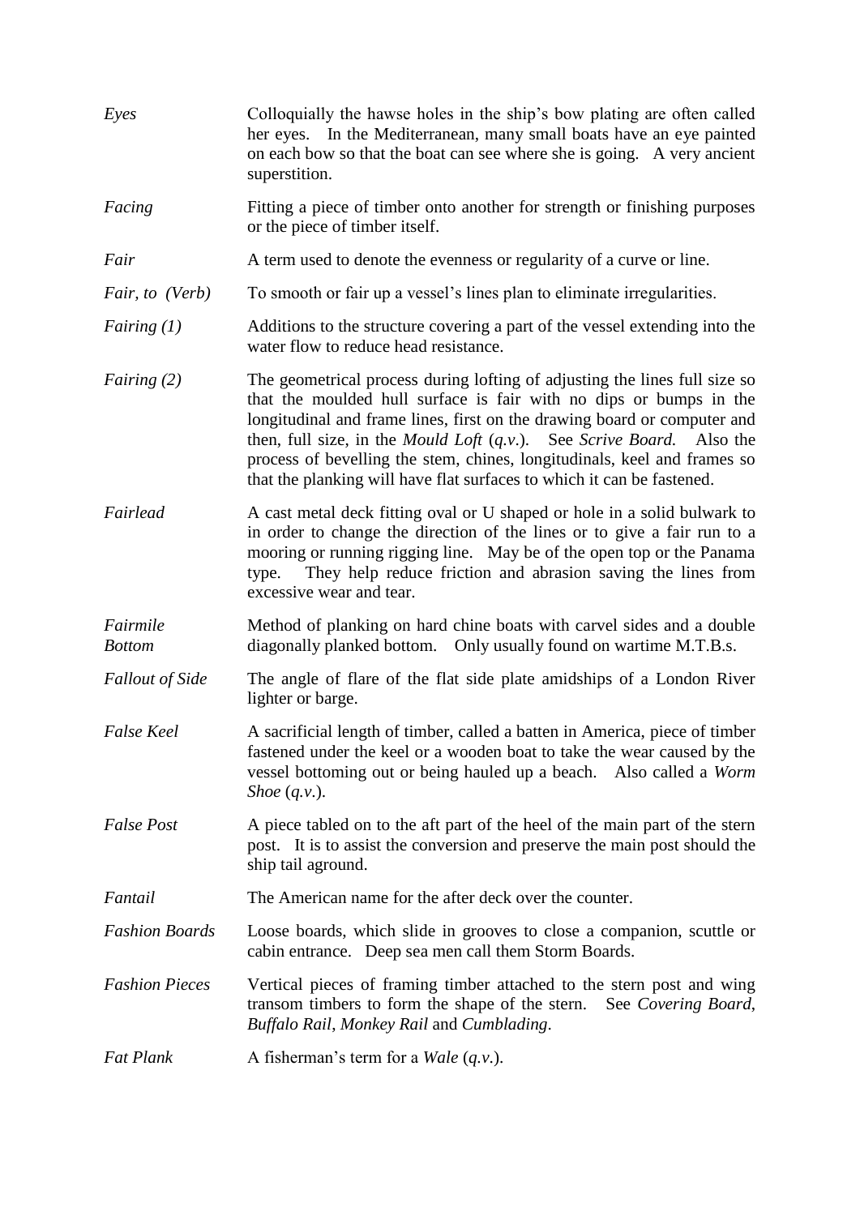*Eyes* — Colloquially the hawse holes in the ship's bow plating are often called her eyes. In the Mediterranean, many small boats have an eye painted on each bow so that the boat can see where she is going. A very ancient superstition.

*Facing* — Fitting a piece of timber onto another for strength or finishing purposes or the piece of timber itself.

*Fair* — A term used to denote the evenness or regularity of a curve or line.

*Fair, to (Verb)* — To smooth or fair up a vessel's lines plan to eliminate irregularities.

*Fairing (1)* — Additions to the structure covering a part of the vessel extending into the water flow to reduce head resistance.

*Fairing (2)* — The geometrical process during lofting of adjusting the lines full size so that the moulded hull surface is fair with no dips or bumps in the longitudinal and frame lines, first on the drawing board or computer and then, full size, in the *Mould Loft* (*q.v.*). See *Scrive Board.* Also the process of bevelling the stem, chines, longitudinals, keel and frames so that the planking will have flat surfaces to which it can be fastened.

*Fairlead* — A cast metal deck fitting oval or U shaped or hole in a solid bulwark to in order to change the direction of the lines or to give a fair run to a mooring or running rigging line. May be of the open top or the Panama type. They help reduce friction and abrasion saving the lines from excessive wear and tear.

*Fairmile Bottom* — Method of planking on hard chine boats with carvel sides and a double diagonally planked bottom. Only usually found on wartime M.T.B.s.

*Fallout of Side* — The angle of flare of the flat side plate amidships of a London River lighter or barge.

*False Keel* — A sacrificial length of timber, called a batten in America, piece of timber fastened under the keel or a wooden boat to take the wear caused by the vessel bottoming out or being hauled up a beach. Also called a *Worm Shoe* (*q.v.*).

*False Post* — A piece tabled on to the aft part of the heel of the main part of the stern post. It is to assist the conversion and preserve the main post should the ship tail aground.

*Fantail* — The American name for the after deck over the counter.

*Fashion Boards* — Loose boards, which slide in grooves to close a companion, scuttle or cabin entrance. Deep sea men call them Storm Boards.

*Fashion Pieces* — Vertical pieces of framing timber attached to the stern post and wing transom timbers to form the shape of the stern. See *Covering Board*, *Buffalo Rail*, *Monkey Rail* and *Cumblading*.

*Fat Plank* — A fisherman's term for a *Wale* (*q.v.*).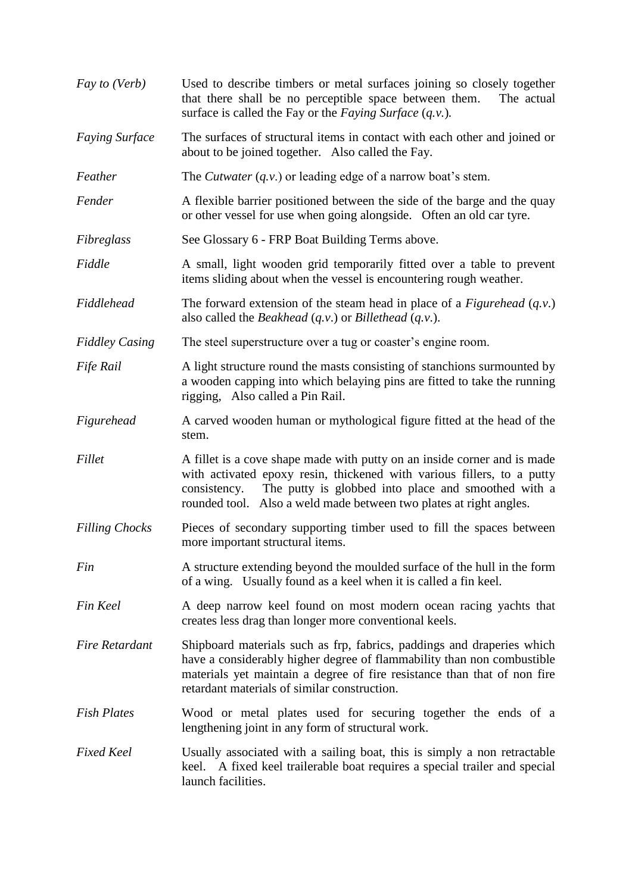*Fay to (Verb)* Used to describe timbers or metal surfaces joining so closely together that there shall be no perceptible space between them. The actual surface is called the Fay or the *Faying Surface* (*q.v.*).

*Faying Surface* The surfaces of structural items in contact with each other and joined or about to be joined together. Also called the Fay.

*Feather* The *Cutwater* (*q.v.*) or leading edge of a narrow boat's stem.

*Fender* A flexible barrier positioned between the side of the barge and the quay or other vessel for use when going alongside. Often an old car tyre.

*Fibreglass* See Glossary 6 - FRP Boat Building Terms above.

*Fiddle* A small, light wooden grid temporarily fitted over a table to prevent items sliding about when the vessel is encountering rough weather.

*Fiddlehead* The forward extension of the steam head in place of a *Figurehead* (*q.v.*) also called the *Beakhead* (*q.v.*) or *Billethead* (*q.v.*).

*Fiddley Casing* The steel superstructure over a tug or coaster's engine room.

*Fife Rail* A light structure round the masts consisting of stanchions surmounted by a wooden capping into which belaying pins are fitted to take the running rigging, Also called a Pin Rail.

*Figurehead* A carved wooden human or mythological figure fitted at the head of the stem.

*Fillet* A fillet is a cove shape made with putty on an inside corner and is made with activated epoxy resin, thickened with various fillers, to a putty consistency. The putty is globbed into place and smoothed with a rounded tool. Also a weld made between two plates at right angles.

*Filling Chocks* Pieces of secondary supporting timber used to fill the spaces between more important structural items.

*Fin* A structure extending beyond the moulded surface of the hull in the form of a wing. Usually found as a keel when it is called a fin keel.

*Fin Keel* A deep narrow keel found on most modern ocean racing yachts that creates less drag than longer more conventional keels.

*Fire Retardant* Shipboard materials such as frp, fabrics, paddings and draperies which have a considerably higher degree of flammability than non combustible materials yet maintain a degree of fire resistance than that of non fire retardant materials of similar construction.

*Fish Plates* Wood or metal plates used for securing together the ends of a lengthening joint in any form of structural work.

*Fixed Keel* Usually associated with a sailing boat, this is simply a non retractable keel. A fixed keel trailerable boat requires a special trailer and special launch facilities.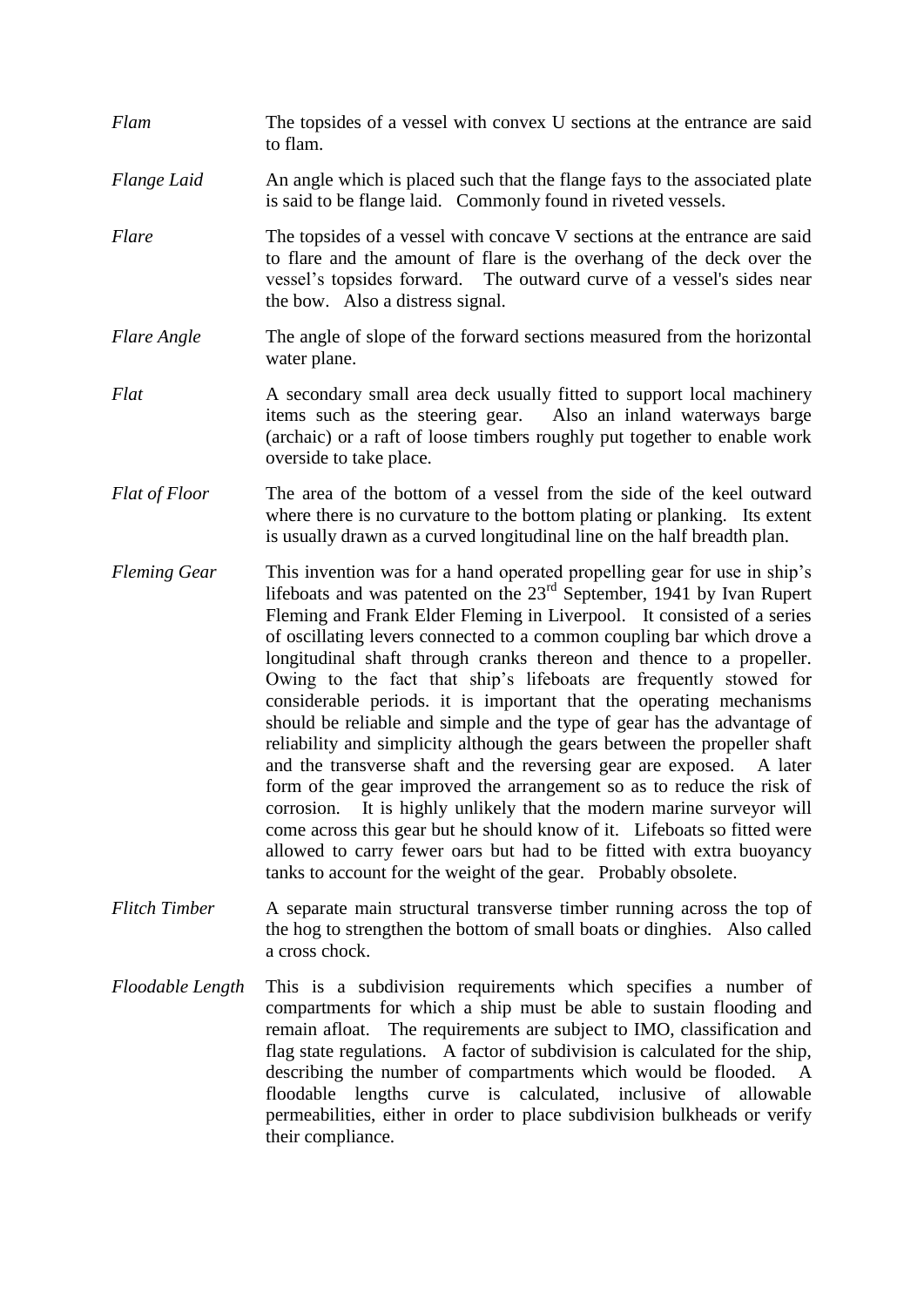*Flam* — The topsides of a vessel with convex U sections at the entrance are said to flam.

*Flange Laid* — An angle which is placed such that the flange fays to the associated plate is said to be flange laid. Commonly found in riveted vessels.

*Flare* — The topsides of a vessel with concave V sections at the entrance are said to flare and the amount of flare is the overhang of the deck over the vessel's topsides forward. The outward curve of a vessel's sides near the bow. Also a distress signal.

*Flare Angle* — The angle of slope of the forward sections measured from the horizontal water plane.

*Flat* — A secondary small area deck usually fitted to support local machinery items such as the steering gear. Also an inland waterways barge (archaic) or a raft of loose timbers roughly put together to enable work overside to take place.

*Flat of Floor* — The area of the bottom of a vessel from the side of the keel outward where there is no curvature to the bottom plating or planking. Its extent is usually drawn as a curved longitudinal line on the half breadth plan.

*Fleming Gear* — This invention was for a hand operated propelling gear for use in ship's lifeboats and was patented on the 23rd September, 1941 by Ivan Rupert Fleming and Frank Elder Fleming in Liverpool. It consisted of a series of oscillating levers connected to a common coupling bar which drove a longitudinal shaft through cranks thereon and thence to a propeller. Owing to the fact that ship's lifeboats are frequently stowed for considerable periods. it is important that the operating mechanisms should be reliable and simple and the type of gear has the advantage of reliability and simplicity although the gears between the propeller shaft and the transverse shaft and the reversing gear are exposed. A later form of the gear improved the arrangement so as to reduce the risk of corrosion. It is highly unlikely that the modern marine surveyor will come across this gear but he should know of it. Lifeboats so fitted were allowed to carry fewer oars but had to be fitted with extra buoyancy tanks to account for the weight of the gear. Probably obsolete.

*Flitch Timber* — A separate main structural transverse timber running across the top of the hog to strengthen the bottom of small boats or dinghies. Also called a cross chock.

*Floodable Length* — This is a subdivision requirements which specifies a number of compartments for which a ship must be able to sustain flooding and remain afloat. The requirements are subject to IMO, classification and flag state regulations. A factor of subdivision is calculated for the ship, describing the number of compartments which would be flooded. A floodable lengths curve is calculated, inclusive of allowable permeabilities, either in order to place subdivision bulkheads or verify their compliance.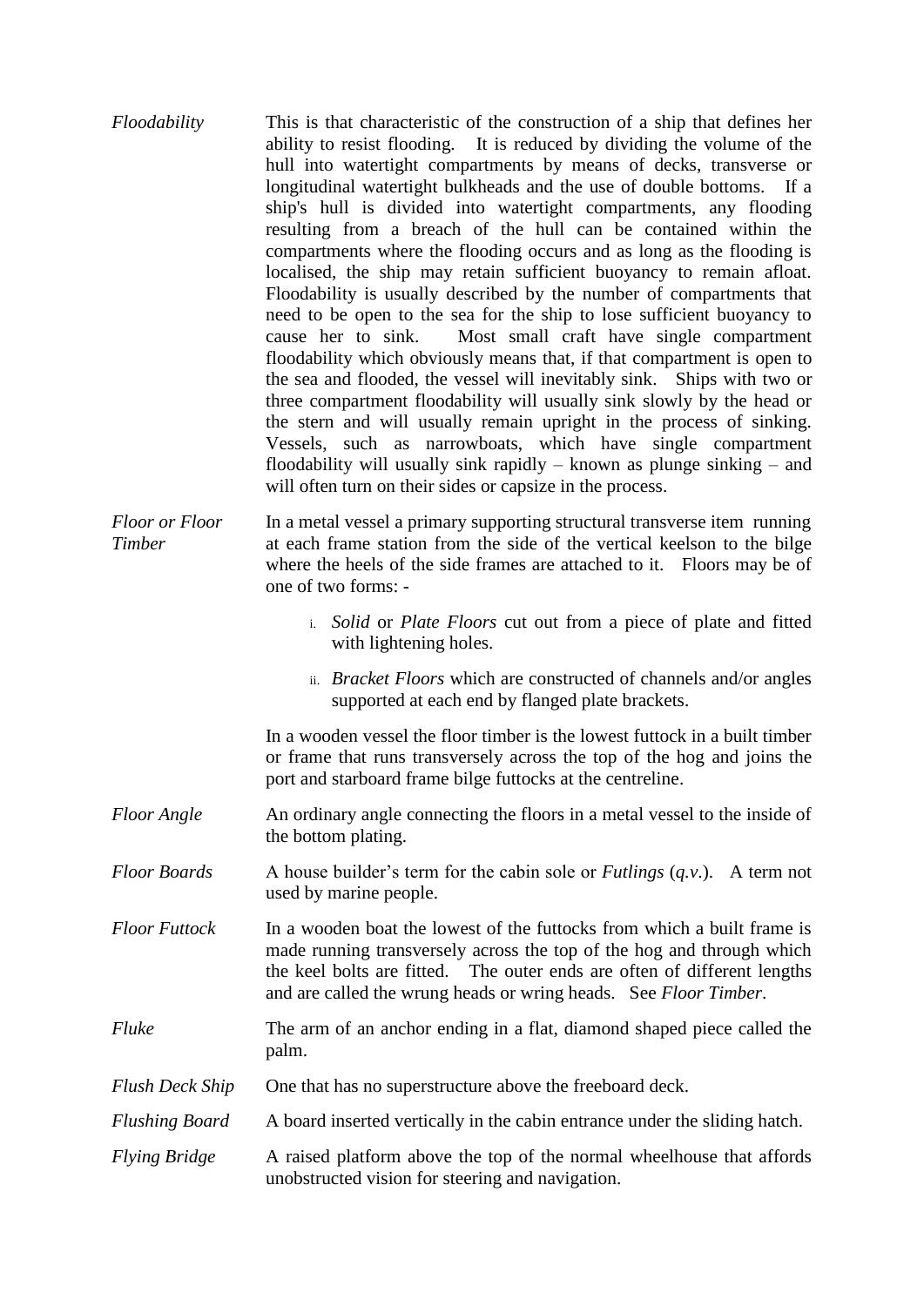*Floodability* This is that characteristic of the construction of a ship that defines her ability to resist flooding. It is reduced by dividing the volume of the hull into watertight compartments by means of decks, transverse or longitudinal watertight bulkheads and the use of double bottoms. If a ship's hull is divided into watertight compartments, any flooding resulting from a breach of the hull can be contained within the compartments where the flooding occurs and as long as the flooding is localised, the ship may retain sufficient buoyancy to remain afloat. Floodability is usually described by the number of compartments that need to be open to the sea for the ship to lose sufficient buoyancy to cause her to sink. Most small craft have single compartment floodability which obviously means that, if that compartment is open to the sea and flooded, the vessel will inevitably sink. Ships with two or three compartment floodability will usually sink slowly by the head or the stern and will usually remain upright in the process of sinking. Vessels, such as narrowboats, which have single compartment floodability will usually sink rapidly – known as plunge sinking – and will often turn on their sides or capsize in the process.

*Floor or Floor Timber* In a metal vessel a primary supporting structural transverse item running at each frame station from the side of the vertical keelson to the bilge where the heels of the side frames are attached to it. Floors may be of one of two forms: -

i. *Solid* or *Plate Floors* cut out from a piece of plate and fitted with lightening holes.

ii. *Bracket Floors* which are constructed of channels and/or angles supported at each end by flanged plate brackets.

In a wooden vessel the floor timber is the lowest futtock in a built timber or frame that runs transversely across the top of the hog and joins the port and starboard frame bilge futtocks at the centreline.

*Floor Angle* An ordinary angle connecting the floors in a metal vessel to the inside of the bottom plating.

*Floor Boards* A house builder's term for the cabin sole or *Futlings* (*q.v.*). A term not used by marine people.

*Floor Futtock* In a wooden boat the lowest of the futtocks from which a built frame is made running transversely across the top of the hog and through which the keel bolts are fitted. The outer ends are often of different lengths and are called the wrung heads or wring heads. See *Floor Timber*.

*Fluke* The arm of an anchor ending in a flat, diamond shaped piece called the palm.

*Flush Deck Ship* One that has no superstructure above the freeboard deck.

*Flushing Board* A board inserted vertically in the cabin entrance under the sliding hatch.

*Flying Bridge* A raised platform above the top of the normal wheelhouse that affords unobstructed vision for steering and navigation.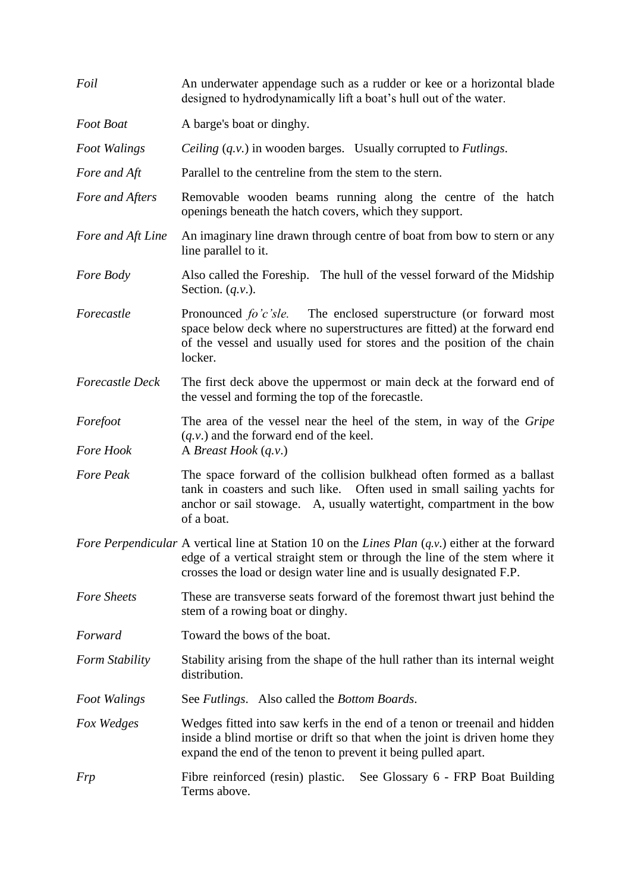*Foil* — An underwater appendage such as a rudder or kee or a horizontal blade designed to hydrodynamically lift a boat's hull out of the water.

*Foot Boat* — A barge's boat or dinghy.

*Foot Walings* — *Ceiling* (*q.v.*) in wooden barges. Usually corrupted to *Futlings*.

*Fore and Aft* — Parallel to the centreline from the stem to the stern.

*Fore and Afters* — Removable wooden beams running along the centre of the hatch openings beneath the hatch covers, which they support.

*Fore and Aft Line* — An imaginary line drawn through centre of boat from bow to stern or any line parallel to it.

*Fore Body* — Also called the Foreship. The hull of the vessel forward of the Midship Section. (*q.v.*).

*Forecastle* — Pronounced *fo'c'sle.* The enclosed superstructure (or forward most space below deck where no superstructures are fitted) at the forward end of the vessel and usually used for stores and the position of the chain locker.

*Forecastle Deck* — The first deck above the uppermost or main deck at the forward end of the vessel and forming the top of the forecastle.

*Forefoot* — The area of the vessel near the heel of the stem, in way of the *Gripe* (*q.v.*) and the forward end of the keel.

*Fore Hook* — A *Breast Hook* (*q.v.*)

*Fore Peak* — The space forward of the collision bulkhead often formed as a ballast tank in coasters and such like. Often used in small sailing yachts for anchor or sail stowage. A, usually watertight, compartment in the bow of a boat.

*Fore Perpendicular* — A vertical line at Station 10 on the *Lines Plan* (*q.v.*) either at the forward edge of a vertical straight stem or through the line of the stem where it crosses the load or design water line and is usually designated F.P.

*Fore Sheets* — These are transverse seats forward of the foremost thwart just behind the stem of a rowing boat or dinghy.

*Forward* — Toward the bows of the boat.

*Form Stability* — Stability arising from the shape of the hull rather than its internal weight distribution.

*Foot Walings* — See *Futlings*. Also called the *Bottom Boards*.

*Fox Wedges* — Wedges fitted into saw kerfs in the end of a tenon or treenail and hidden inside a blind mortise or drift so that when the joint is driven home they expand the end of the tenon to prevent it being pulled apart.

*Frp* — Fibre reinforced (resin) plastic. See Glossary 6 - FRP Boat Building Terms above.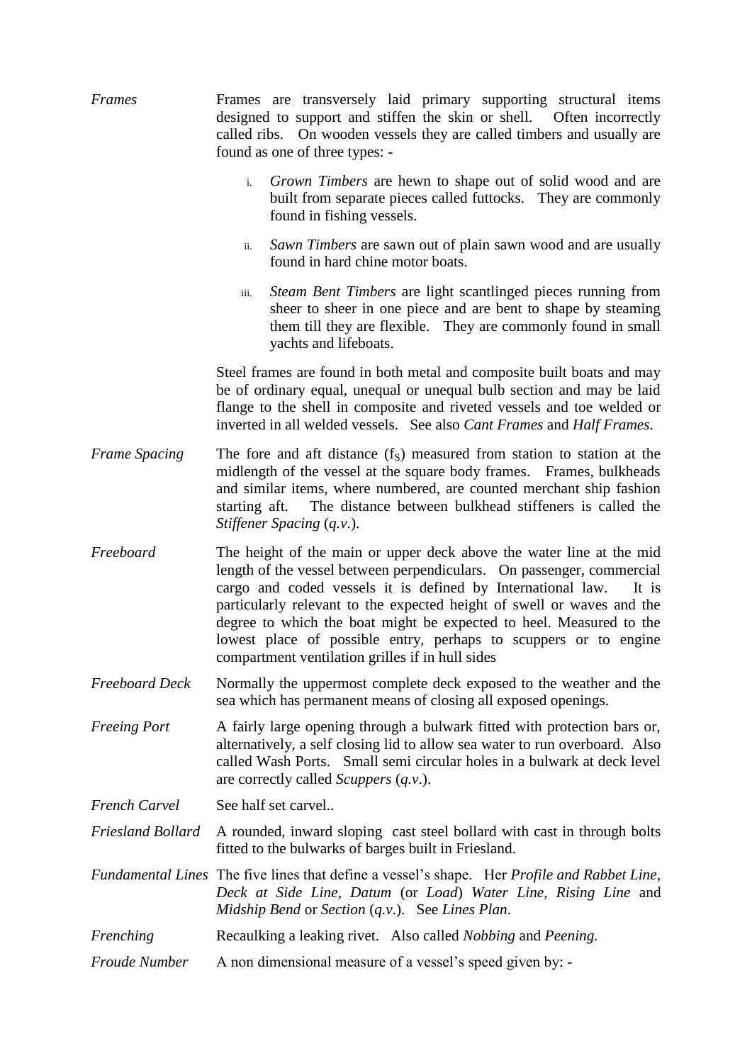*Frames* — Frames are transversely laid primary supporting structural items designed to support and stiffen the skin or shell. Often incorrectly called ribs. On wooden vessels they are called timbers and usually are found as one of three types: -

i. *Grown Timbers* are hewn to shape out of solid wood and are built from separate pieces called futtocks. They are commonly found in fishing vessels.

ii. *Sawn Timbers* are sawn out of plain sawn wood and are usually found in hard chine motor boats.

iii. *Steam Bent Timbers* are light scantlinged pieces running from sheer to sheer in one piece and are bent to shape by steaming them till they are flexible. They are commonly found in small yachts and lifeboats.

Steel frames are found in both metal and composite built boats and may be of ordinary equal, unequal or unequal bulb section and may be laid flange to the shell in composite and riveted vessels and toe welded or inverted in all welded vessels. See also *Cant Frames* and *Half Frames*.

*Frame Spacing* — The fore and aft distance ($f_S$) measured from station to station at the midlength of the vessel at the square body frames. Frames, bulkheads and similar items, where numbered, are counted merchant ship fashion starting aft. The distance between bulkhead stiffeners is called the *Stiffener Spacing* (*q.v.*).

*Freeboard* — The height of the main or upper deck above the water line at the mid length of the vessel between perpendiculars. On passenger, commercial cargo and coded vessels it is defined by International law. It is particularly relevant to the expected height of swell or waves and the degree to which the boat might be expected to heel. Measured to the lowest place of possible entry, perhaps to scuppers or to engine compartment ventilation grilles if in hull sides

*Freeboard Deck* — Normally the uppermost complete deck exposed to the weather and the sea which has permanent means of closing all exposed openings.

*Freeing Port* — A fairly large opening through a bulwark fitted with protection bars or, alternatively, a self closing lid to allow sea water to run overboard. Also called Wash Ports. Small semi circular holes in a bulwark at deck level are correctly called *Scuppers* (*q.v.*).

*French Carvel* — See half set carvel..

*Friesland Bollard* — A rounded, inward sloping cast steel bollard with cast in through bolts fitted to the bulwarks of barges built in Friesland.

*Fundamental Lines* — The five lines that define a vessel's shape. Her *Profile and Rabbet Line, Deck at Side Line, Datum* (or *Load*) *Water Line, Rising Line* and *Midship Bend* or *Section* (*q.v.*). See *Lines Plan*.

*Frenching* — Recaulking a leaking rivet. Also called *Nobbing* and *Peening.*

*Froude Number* — A non dimensional measure of a vessel's speed given by: -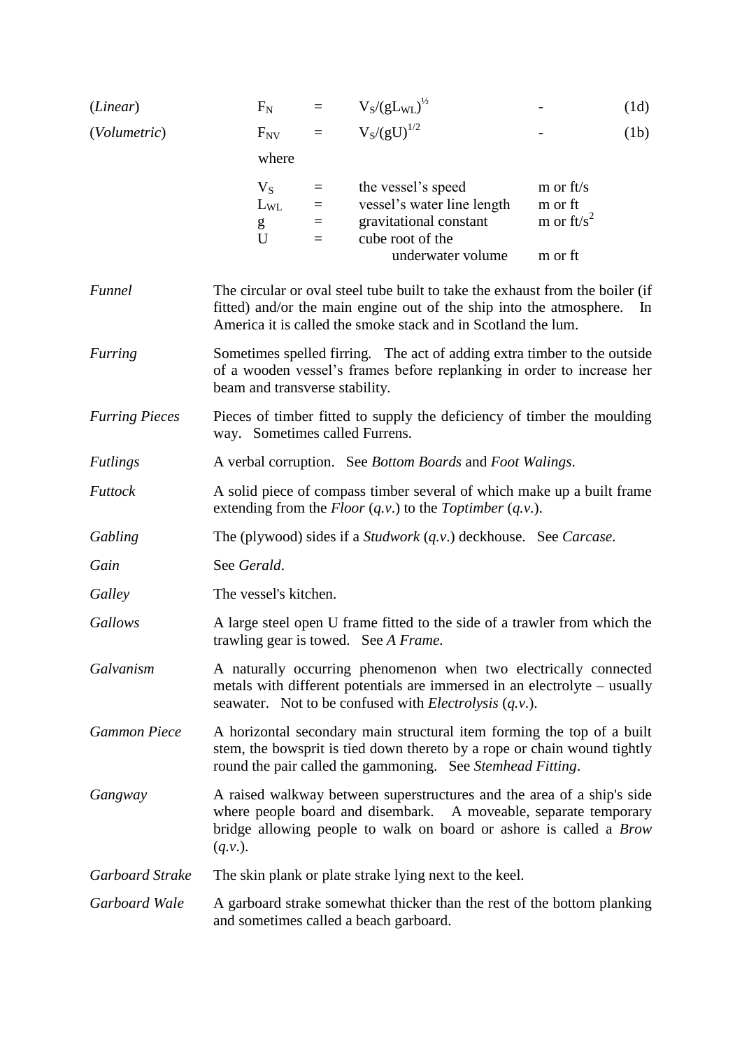| | | | | | |
|---|---|---|---|---|---|
| (*Linear*) | $F_N$ | = | $V_S/(gL_{WL})^{½}$ | - | (1d) |
| (*Volumetric*) | $F_{NV}$ | = | $V_S/(gU)^{1/2}$ | - | (1b) |
| | where | | | | |
| | $V_S$ | = | the vessel's speed | m or ft/s | |
| | $L_{WL}$ | = | vessel's water line length | m or ft | |
| | g | = | gravitational constant | m or ft/s$^2$ | |
| | U | = | cube root of the underwater volume | m or ft | |

*Funnel* — The circular or oval steel tube built to take the exhaust from the boiler (if fitted) and/or the main engine out of the ship into the atmosphere. In America it is called the smoke stack and in Scotland the lum.

*Furring* — Sometimes spelled firring. The act of adding extra timber to the outside of a wooden vessel's frames before replanking in order to increase her beam and transverse stability.

*Furring Pieces* — Pieces of timber fitted to supply the deficiency of timber the moulding way. Sometimes called Furrens.

*Futlings* — A verbal corruption. See *Bottom Boards* and *Foot Walings*.

*Futtock* — A solid piece of compass timber several of which make up a built frame extending from the *Floor* (*q.v.*) to the *Toptimber* (*q.v.*).

*Gabling* — The (plywood) sides if a *Studwork* (*q.v.*) deckhouse. See *Carcase*.

*Gain* — See *Gerald*.

*Galley* — The vessel's kitchen.

*Gallows* — A large steel open U frame fitted to the side of a trawler from which the trawling gear is towed. See *A Frame*.

*Galvanism* — A naturally occurring phenomenon when two electrically connected metals with different potentials are immersed in an electrolyte – usually seawater. Not to be confused with *Electrolysis* (*q.v.*).

*Gammon Piece* — A horizontal secondary main structural item forming the top of a built stem, the bowsprit is tied down thereto by a rope or chain wound tightly round the pair called the gammoning. See *Stemhead Fitting*.

*Gangway* — A raised walkway between superstructures and the area of a ship's side where people board and disembark. A moveable, separate temporary bridge allowing people to walk on board or ashore is called a *Brow* (*q.v.*).

*Garboard Strake* — The skin plank or plate strake lying next to the keel.

*Garboard Wale* — A garboard strake somewhat thicker than the rest of the bottom planking and sometimes called a beach garboard.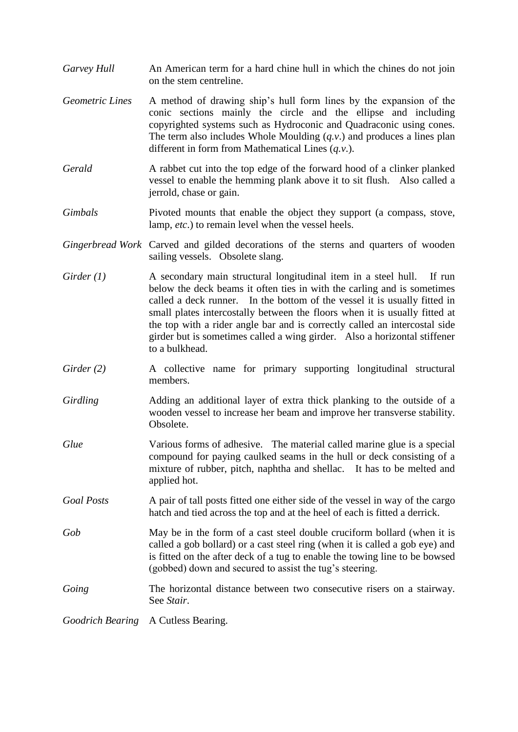*Garvey Hull* An American term for a hard chine hull in which the chines do not join on the stem centreline.

*Geometric Lines* A method of drawing ship's hull form lines by the expansion of the conic sections mainly the circle and the ellipse and including copyrighted systems such as Hydroconic and Quadraconic using cones. The term also includes Whole Moulding (*q.v.*) and produces a lines plan different in form from Mathematical Lines (*q.v.*).

*Gerald* A rabbet cut into the top edge of the forward hood of a clinker planked vessel to enable the hemming plank above it to sit flush. Also called a jerrold, chase or gain.

*Gimbals* Pivoted mounts that enable the object they support (a compass, stove, lamp, *etc*.) to remain level when the vessel heels.

*Gingerbread Work* Carved and gilded decorations of the sterns and quarters of wooden sailing vessels. Obsolete slang.

*Girder (1)* A secondary main structural longitudinal item in a steel hull. If run below the deck beams it often ties in with the carling and is sometimes called a deck runner. In the bottom of the vessel it is usually fitted in small plates intercostally between the floors when it is usually fitted at the top with a rider angle bar and is correctly called an intercostal side girder but is sometimes called a wing girder. Also a horizontal stiffener to a bulkhead.

*Girder (2)* A collective name for primary supporting longitudinal structural members.

*Girdling* Adding an additional layer of extra thick planking to the outside of a wooden vessel to increase her beam and improve her transverse stability. Obsolete.

*Glue* Various forms of adhesive. The material called marine glue is a special compound for paying caulked seams in the hull or deck consisting of a mixture of rubber, pitch, naphtha and shellac. It has to be melted and applied hot.

*Goal Posts* A pair of tall posts fitted one either side of the vessel in way of the cargo hatch and tied across the top and at the heel of each is fitted a derrick.

*Gob* May be in the form of a cast steel double cruciform bollard (when it is called a gob bollard) or a cast steel ring (when it is called a gob eye) and is fitted on the after deck of a tug to enable the towing line to be bowsed (gobbed) down and secured to assist the tug's steering.

*Going* The horizontal distance between two consecutive risers on a stairway. See *Stair*.

*Goodrich Bearing* A Cutless Bearing.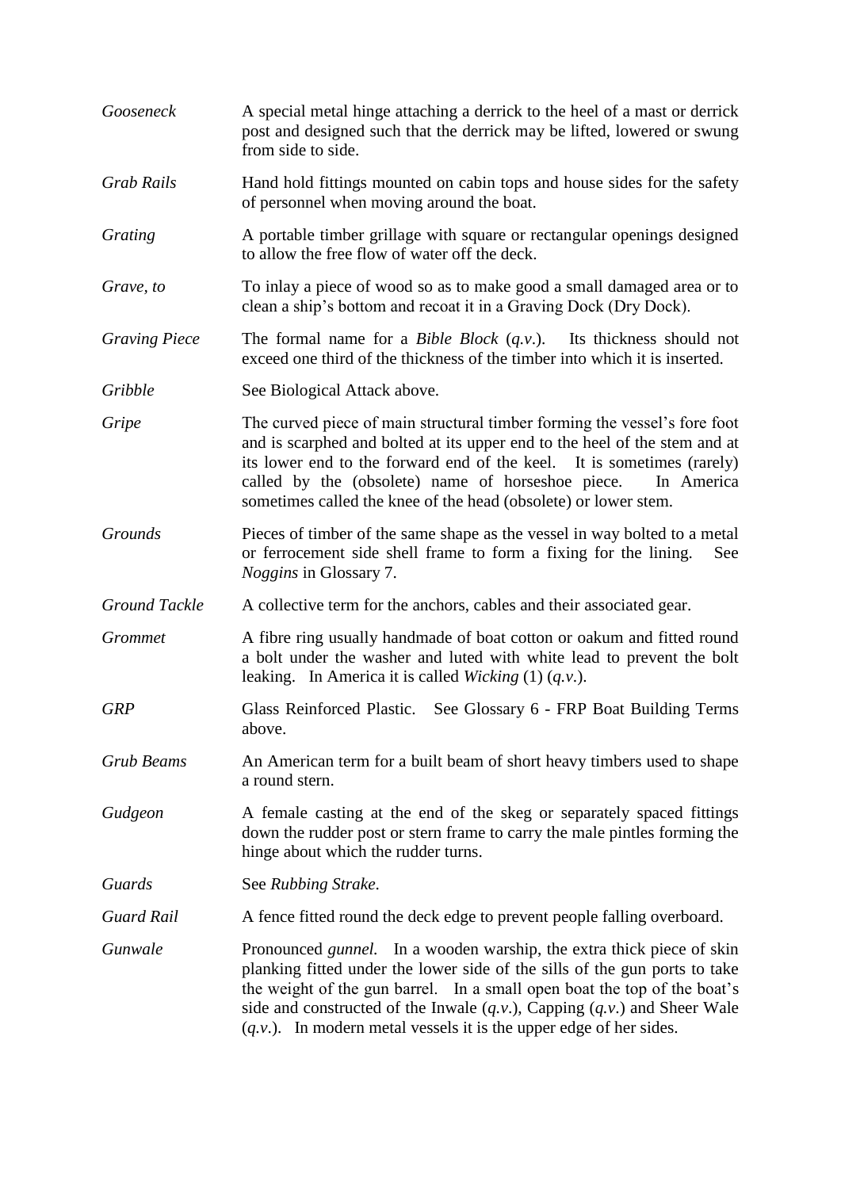*Gooseneck* — A special metal hinge attaching a derrick to the heel of a mast or derrick post and designed such that the derrick may be lifted, lowered or swung from side to side.

*Grab Rails* — Hand hold fittings mounted on cabin tops and house sides for the safety of personnel when moving around the boat.

*Grating* — A portable timber grillage with square or rectangular openings designed to allow the free flow of water off the deck.

*Grave, to* — To inlay a piece of wood so as to make good a small damaged area or to clean a ship's bottom and recoat it in a Graving Dock (Dry Dock).

*Graving Piece* — The formal name for a *Bible Block* (*q.v.*). Its thickness should not exceed one third of the thickness of the timber into which it is inserted.

*Gribble* — See Biological Attack above.

*Gripe* — The curved piece of main structural timber forming the vessel's fore foot and is scarphed and bolted at its upper end to the heel of the stem and at its lower end to the forward end of the keel. It is sometimes (rarely) called by the (obsolete) name of horseshoe piece. In America sometimes called the knee of the head (obsolete) or lower stem.

*Grounds* — Pieces of timber of the same shape as the vessel in way bolted to a metal or ferrocement side shell frame to form a fixing for the lining. See *Noggins* in Glossary 7.

*Ground Tackle* — A collective term for the anchors, cables and their associated gear.

*Grommet* — A fibre ring usually handmade of boat cotton or oakum and fitted round a bolt under the washer and luted with white lead to prevent the bolt leaking. In America it is called *Wicking* (1) (*q.v.*).

*GRP* — Glass Reinforced Plastic. See Glossary 6 - FRP Boat Building Terms above.

*Grub Beams* — An American term for a built beam of short heavy timbers used to shape a round stern.

*Gudgeon* — A female casting at the end of the skeg or separately spaced fittings down the rudder post or stern frame to carry the male pintles forming the hinge about which the rudder turns.

*Guards* — See *Rubbing Strake*.

*Guard Rail* — A fence fitted round the deck edge to prevent people falling overboard.

*Gunwale* — Pronounced *gunnel*. In a wooden warship, the extra thick piece of skin planking fitted under the lower side of the sills of the gun ports to take the weight of the gun barrel. In a small open boat the top of the boat's side and constructed of the Inwale (*q.v.*), Capping (*q.v.*) and Sheer Wale (*q.v.*). In modern metal vessels it is the upper edge of her sides.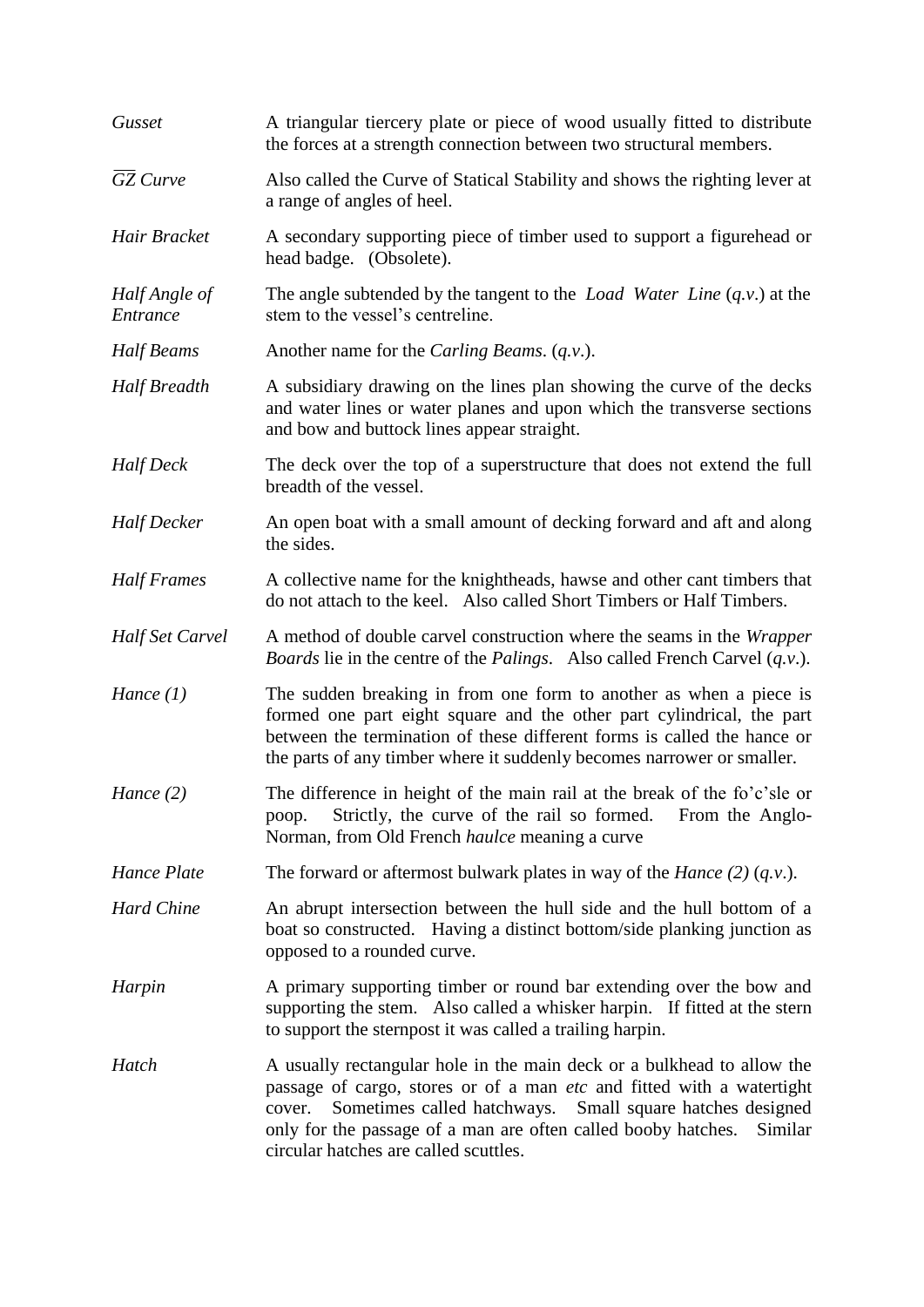*Gusset* — A triangular tiercery plate or piece of wood usually fitted to distribute the forces at a strength connection between two structural members.

$\overline{GZ}$ *Curve* — Also called the Curve of Statical Stability and shows the righting lever at a range of angles of heel.

*Hair Bracket* — A secondary supporting piece of timber used to support a figurehead or head badge. (Obsolete).

*Half Angle of Entrance* — The angle subtended by the tangent to the *Load Water Line* (*q.v*.) at the stem to the vessel's centreline.

*Half Beams* — Another name for the *Carling Beams*. (*q.v*.).

*Half Breadth* — A subsidiary drawing on the lines plan showing the curve of the decks and water lines or water planes and upon which the transverse sections and bow and buttock lines appear straight.

*Half Deck* — The deck over the top of a superstructure that does not extend the full breadth of the vessel.

*Half Decker* — An open boat with a small amount of decking forward and aft and along the sides.

*Half Frames* — A collective name for the knightheads, hawse and other cant timbers that do not attach to the keel. Also called Short Timbers or Half Timbers.

*Half Set Carvel* — A method of double carvel construction where the seams in the *Wrapper Boards* lie in the centre of the *Palings*. Also called French Carvel (*q.v*.).

*Hance (1)* — The sudden breaking in from one form to another as when a piece is formed one part eight square and the other part cylindrical, the part between the termination of these different forms is called the hance or the parts of any timber where it suddenly becomes narrower or smaller.

*Hance (2)* — The difference in height of the main rail at the break of the fo'c'sle or poop. Strictly, the curve of the rail so formed. From the Anglo-Norman, from Old French *haulce* meaning a curve

*Hance Plate* — The forward or aftermost bulwark plates in way of the *Hance (2)* (*q.v*.).

*Hard Chine* — An abrupt intersection between the hull side and the hull bottom of a boat so constructed. Having a distinct bottom/side planking junction as opposed to a rounded curve.

*Harpin* — A primary supporting timber or round bar extending over the bow and supporting the stem. Also called a whisker harpin. If fitted at the stern to support the sternpost it was called a trailing harpin.

*Hatch* — A usually rectangular hole in the main deck or a bulkhead to allow the passage of cargo, stores or of a man *etc* and fitted with a watertight cover. Sometimes called hatchways. Small square hatches designed only for the passage of a man are often called booby hatches. Similar circular hatches are called scuttles.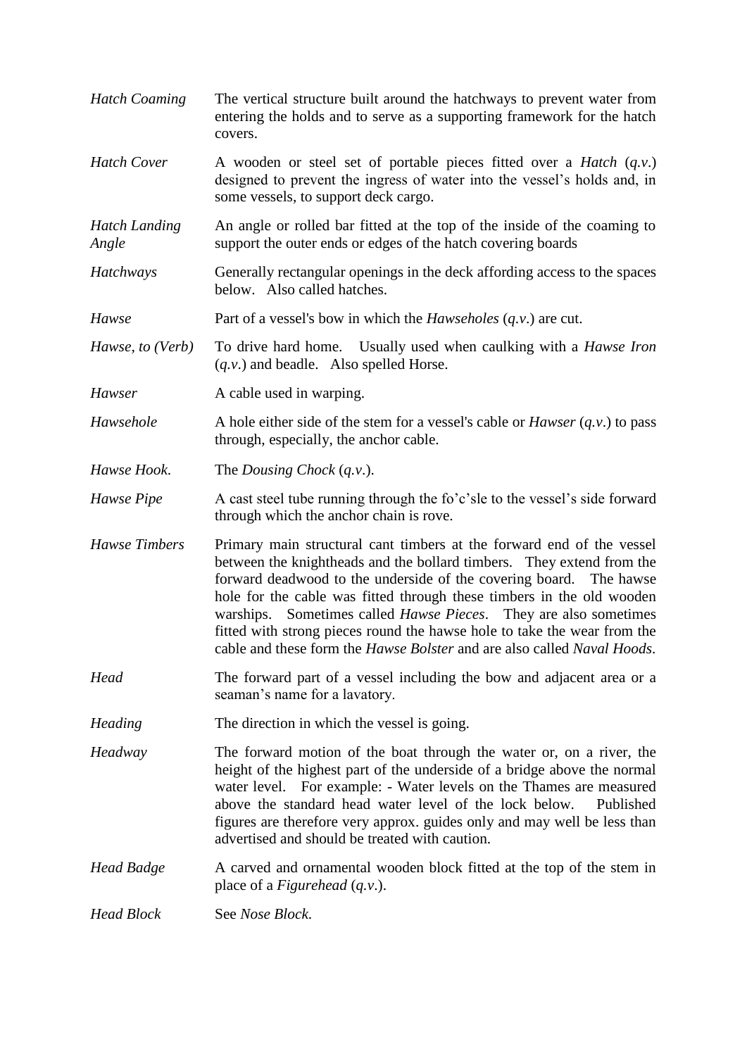*Hatch Coaming* The vertical structure built around the hatchways to prevent water from entering the holds and to serve as a supporting framework for the hatch covers.

*Hatch Cover* A wooden or steel set of portable pieces fitted over a *Hatch* (*q.v*.) designed to prevent the ingress of water into the vessel's holds and, in some vessels, to support deck cargo.

*Hatch Landing Angle* An angle or rolled bar fitted at the top of the inside of the coaming to support the outer ends or edges of the hatch covering boards

*Hatchways* Generally rectangular openings in the deck affording access to the spaces below. Also called hatches.

*Hawse* Part of a vessel's bow in which the *Hawseholes* (*q.v*.) are cut.

*Hawse, to (Verb)* To drive hard home. Usually used when caulking with a *Hawse Iron* (*q.v*.) and beadle. Also spelled Horse.

*Hawser* A cable used in warping.

*Hawsehole* A hole either side of the stem for a vessel's cable or *Hawser* (*q.v*.) to pass through, especially, the anchor cable.

*Hawse Hook.* The *Dousing Chock* (*q.v*.).

*Hawse Pipe* A cast steel tube running through the fo'c'sle to the vessel's side forward through which the anchor chain is rove.

*Hawse Timbers* Primary main structural cant timbers at the forward end of the vessel between the knightheads and the bollard timbers. They extend from the forward deadwood to the underside of the covering board. The hawse hole for the cable was fitted through these timbers in the old wooden warships. Sometimes called *Hawse Pieces*. They are also sometimes fitted with strong pieces round the hawse hole to take the wear from the cable and these form the *Hawse Bolster* and are also called *Naval Hoods*.

*Head* The forward part of a vessel including the bow and adjacent area or a seaman's name for a lavatory.

*Heading* The direction in which the vessel is going.

*Headway* The forward motion of the boat through the water or, on a river, the height of the highest part of the underside of a bridge above the normal water level. For example: - Water levels on the Thames are measured above the standard head water level of the lock below. Published figures are therefore very approx. guides only and may well be less than advertised and should be treated with caution.

*Head Badge* A carved and ornamental wooden block fitted at the top of the stem in place of a *Figurehead* (*q.v*.).

*Head Block* See *Nose Block.*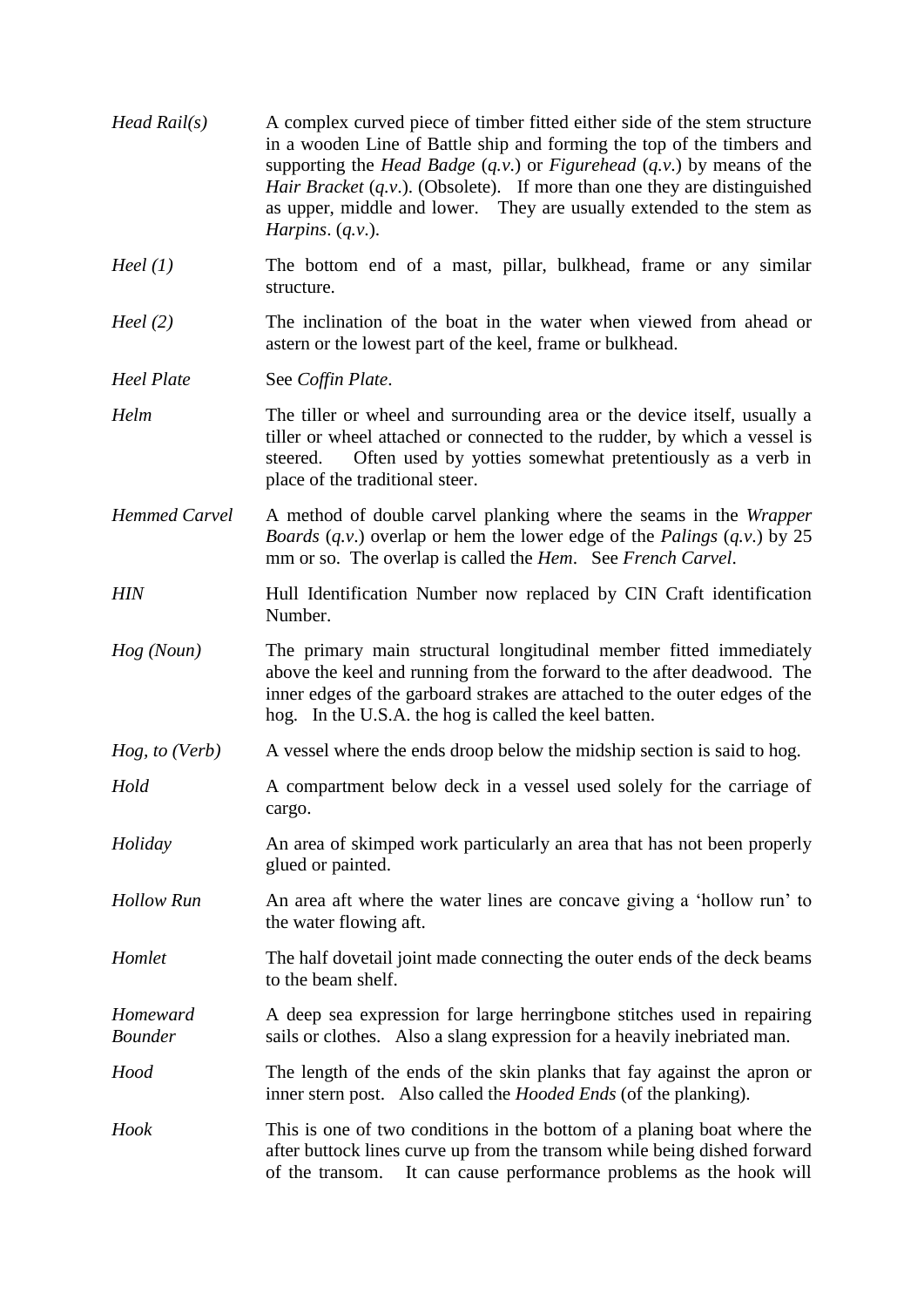*Head Rail(s)* — A complex curved piece of timber fitted either side of the stem structure in a wooden Line of Battle ship and forming the top of the timbers and supporting the *Head Badge* (*q.v.*) or *Figurehead* (*q.v.*) by means of the *Hair Bracket* (*q.v*.). (Obsolete). If more than one they are distinguished as upper, middle and lower. They are usually extended to the stem as *Harpins*. (*q.v.*).

*Heel (1)* — The bottom end of a mast, pillar, bulkhead, frame or any similar structure.

*Heel (2)* — The inclination of the boat in the water when viewed from ahead or astern or the lowest part of the keel, frame or bulkhead.

*Heel Plate* — See *Coffin Plate*.

*Helm* — The tiller or wheel and surrounding area or the device itself, usually a tiller or wheel attached or connected to the rudder, by which a vessel is steered. Often used by yotties somewhat pretentiously as a verb in place of the traditional steer.

*Hemmed Carvel* — A method of double carvel planking where the seams in the *Wrapper Boards* (*q.v.*) overlap or hem the lower edge of the *Palings* (*q.v.*) by 25 mm or so. The overlap is called the *Hem*. See *French Carvel*.

*HIN* — Hull Identification Number now replaced by CIN Craft identification Number.

*Hog (Noun)* — The primary main structural longitudinal member fitted immediately above the keel and running from the forward to the after deadwood. The inner edges of the garboard strakes are attached to the outer edges of the hog. In the U.S.A. the hog is called the keel batten.

*Hog, to (Verb)* — A vessel where the ends droop below the midship section is said to hog.

*Hold* — A compartment below deck in a vessel used solely for the carriage of cargo.

*Holiday* — An area of skimped work particularly an area that has not been properly glued or painted.

*Hollow Run* — An area aft where the water lines are concave giving a 'hollow run' to the water flowing aft.

*Homlet* — The half dovetail joint made connecting the outer ends of the deck beams to the beam shelf.

*Homeward Bounder* — A deep sea expression for large herringbone stitches used in repairing sails or clothes. Also a slang expression for a heavily inebriated man.

*Hood* — The length of the ends of the skin planks that fay against the apron or inner stern post. Also called the *Hooded Ends* (of the planking).

*Hook* — This is one of two conditions in the bottom of a planing boat where the after buttock lines curve up from the transom while being dished forward of the transom. It can cause performance problems as the hook will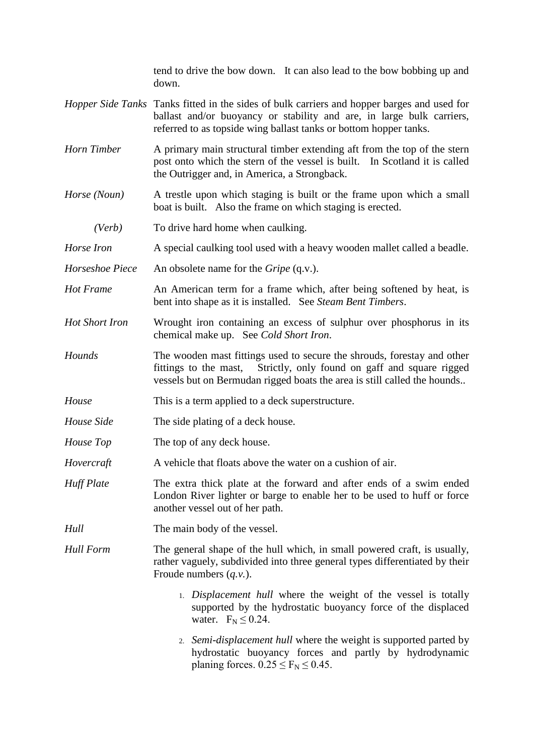tend to drive the bow down. It can also lead to the bow bobbing up and down.

*Hopper Side Tanks* Tanks fitted in the sides of bulk carriers and hopper barges and used for ballast and/or buoyancy or stability and are, in large bulk carriers, referred to as topside wing ballast tanks or bottom hopper tanks.

*Horn Timber* A primary main structural timber extending aft from the top of the stern post onto which the stern of the vessel is built. In Scotland it is called the Outrigger and, in America, a Strongback.

*Horse (Noun)* A trestle upon which staging is built or the frame upon which a small boat is built. Also the frame on which staging is erected.

*(Verb)* To drive hard home when caulking.

*Horse Iron* A special caulking tool used with a heavy wooden mallet called a beadle.

*Horseshoe Piece* An obsolete name for the *Gripe* (q.v.).

*Hot Frame* An American term for a frame which, after being softened by heat, is bent into shape as it is installed. See *Steam Bent Timbers*.

*Hot Short Iron* Wrought iron containing an excess of sulphur over phosphorus in its chemical make up. See *Cold Short Iron*.

*Hounds* The wooden mast fittings used to secure the shrouds, forestay and other fittings to the mast, Strictly, only found on gaff and square rigged vessels but on Bermudan rigged boats the area is still called the hounds..

*House* This is a term applied to a deck superstructure.

*House Side* The side plating of a deck house.

*House Top* The top of any deck house.

*Hovercraft* A vehicle that floats above the water on a cushion of air.

*Huff Plate* The extra thick plate at the forward and after ends of a swim ended London River lighter or barge to enable her to be used to huff or force another vessel out of her path.

*Hull* The main body of the vessel.

*Hull Form* The general shape of the hull which, in small powered craft, is usually, rather vaguely, subdivided into three general types differentiated by their Froude numbers (*q.v.*).

1. *Displacement hull* where the weight of the vessel is totally supported by the hydrostatic buoyancy force of the displaced water. $F_N \leq 0.24$.
2. *Semi-displacement hull* where the weight is supported parted by hydrostatic buoyancy forces and partly by hydrodynamic planing forces. $0.25 \leq F_N \leq 0.45$.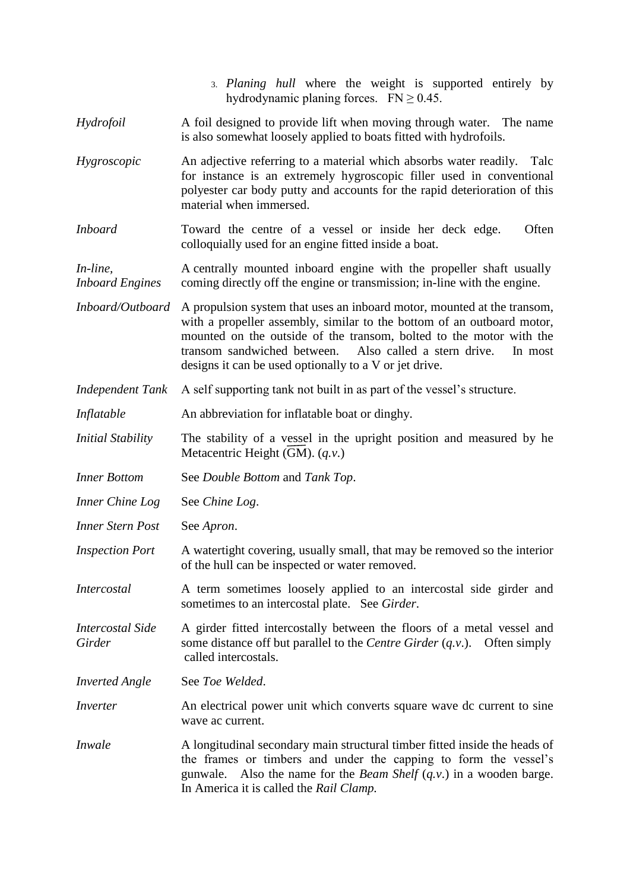3. *Planing hull* where the weight is supported entirely by hydrodynamic planing forces. $FN \geq 0.45$.

*Hydrofoil* A foil designed to provide lift when moving through water. The name is also somewhat loosely applied to boats fitted with hydrofoils.

*Hygroscopic* An adjective referring to a material which absorbs water readily. Talc for instance is an extremely hygroscopic filler used in conventional polyester car body putty and accounts for the rapid deterioration of this material when immersed.

*Inboard* Toward the centre of a vessel or inside her deck edge. Often colloquially used for an engine fitted inside a boat.

*In-line, Inboard Engines* A centrally mounted inboard engine with the propeller shaft usually coming directly off the engine or transmission; in-line with the engine.

*Inboard/Outboard* A propulsion system that uses an inboard motor, mounted at the transom, with a propeller assembly, similar to the bottom of an outboard motor, mounted on the outside of the transom, bolted to the motor with the transom sandwiched between. Also called a stern drive. In most designs it can be used optionally to a V or jet drive.

*Independent Tank* A self supporting tank not built in as part of the vessel's structure.

*Inflatable* An abbreviation for inflatable boat or dinghy.

*Initial Stability* The stability of a vessel in the upright position and measured by he Metacentric Height ($\overline{GM}$). (*q.v.*)

*Inner Bottom* See *Double Bottom* and *Tank Top*.

*Inner Chine Log* See *Chine Log*.

*Inner Stern Post* See *Apron*.

*Inspection Port* A watertight covering, usually small, that may be removed so the interior of the hull can be inspected or water removed.

*Intercostal* A term sometimes loosely applied to an intercostal side girder and sometimes to an intercostal plate. See *Girder*.

*Intercostal Side Girder* A girder fitted intercostally between the floors of a metal vessel and some distance off but parallel to the *Centre Girder* (*q.v.*). Often simply called intercostals.

*Inverted Angle* See *Toe Welded*.

*Inverter* An electrical power unit which converts square wave dc current to sine wave ac current.

*Inwale* A longitudinal secondary main structural timber fitted inside the heads of the frames or timbers and under the capping to form the vessel's gunwale. Also the name for the *Beam Shelf* (*q.v.*) in a wooden barge. In America it is called the *Rail Clamp.*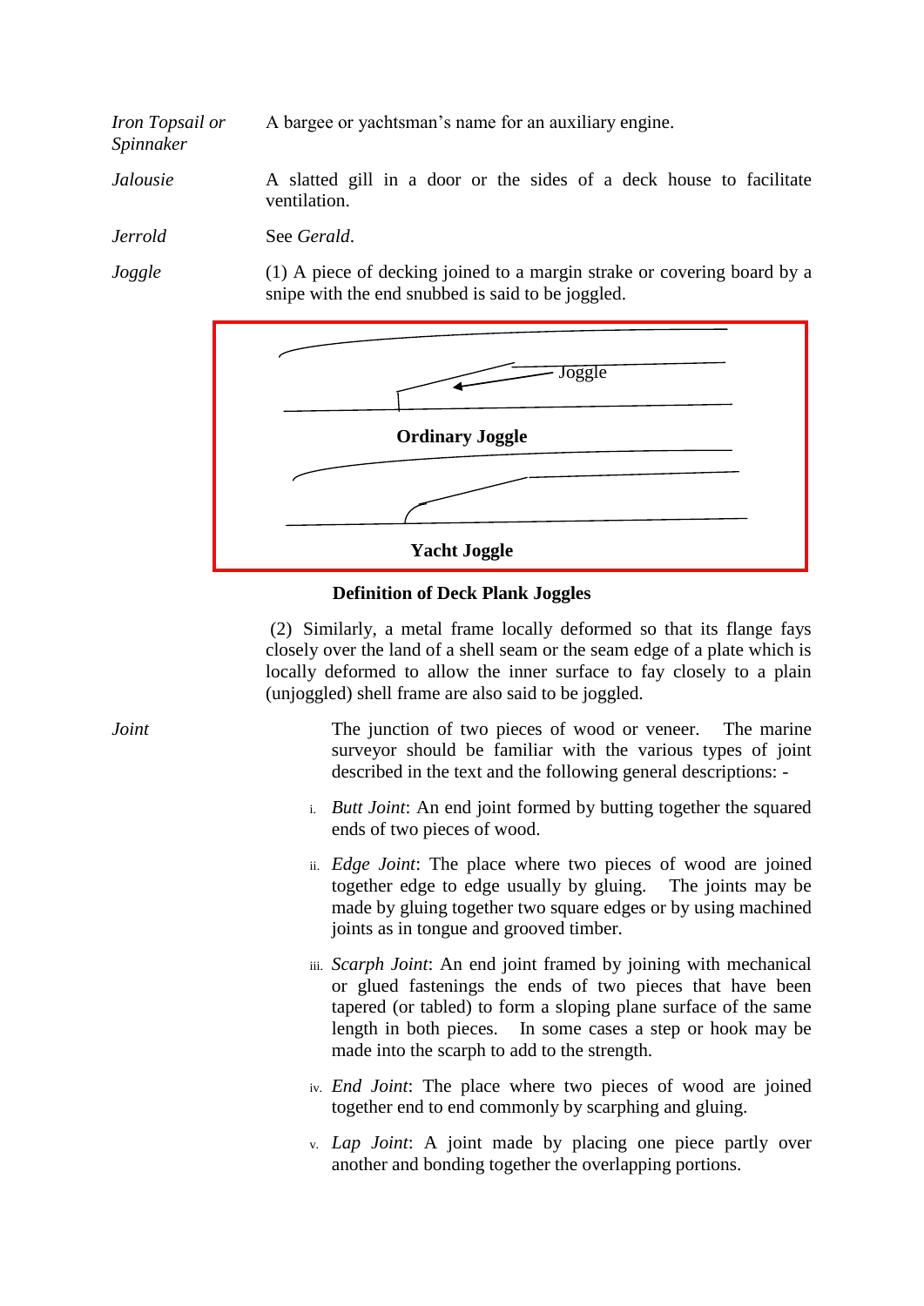*Iron Topsail or Spinnaker* A bargee or yachtsman's name for an auxiliary engine.

*Jalousie* A slatted gill in a door or the sides of a deck house to facilitate ventilation.

*Jerrold* See *Gerald*.

*Joggle* (1) A piece of decking joined to a margin strake or covering board by a snipe with the end snubbed is said to be joggled.

Joggle

**Ordinary Joggle**

**Yacht Joggle**

**Definition of Deck Plank Joggles**

(2) Similarly, a metal frame locally deformed so that its flange fays closely over the land of a shell seam or the seam edge of a plate which is locally deformed to allow the inner surface to fay closely to a plain (unjoggled) shell frame are also said to be joggled.

*Joint* The junction of two pieces of wood or veneer. The marine surveyor should be familiar with the various types of joint described in the text and the following general descriptions: -

i. *Butt Joint*: An end joint formed by butting together the squared ends of two pieces of wood.

ii. *Edge Joint*: The place where two pieces of wood are joined together edge to edge usually by gluing. The joints may be made by gluing together two square edges or by using machined joints as in tongue and grooved timber.

iii. *Scarph Joint*: An end joint framed by joining with mechanical or glued fastenings the ends of two pieces that have been tapered (or tabled) to form a sloping plane surface of the same length in both pieces. In some cases a step or hook may be made into the scarph to add to the strength.

iv. *End Joint*: The place where two pieces of wood are joined together end to end commonly by scarphing and gluing.

v. *Lap Joint*: A joint made by placing one piece partly over another and bonding together the overlapping portions.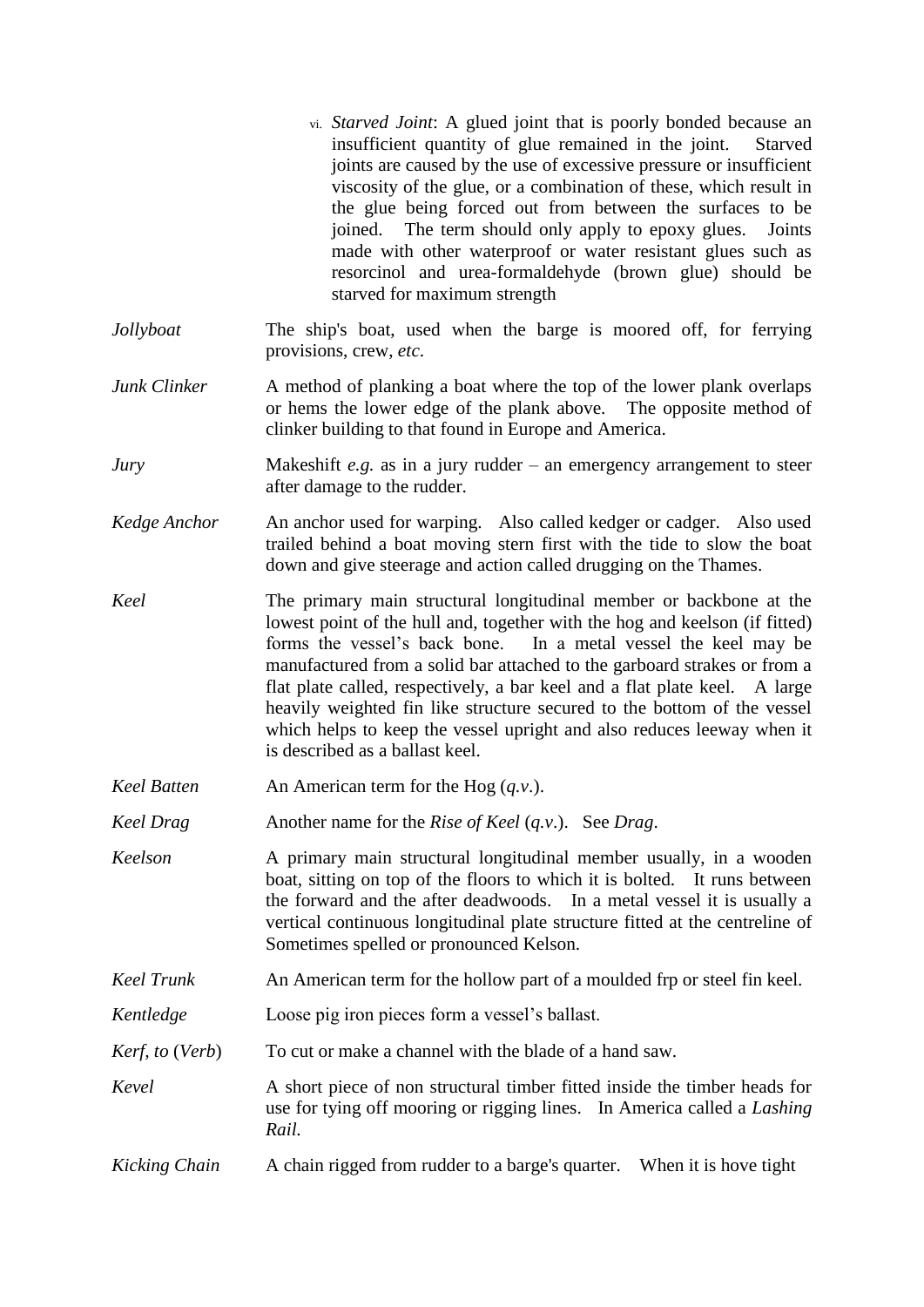vi. *Starved Joint*: A glued joint that is poorly bonded because an insufficient quantity of glue remained in the joint. Starved joints are caused by the use of excessive pressure or insufficient viscosity of the glue, or a combination of these, which result in the glue being forced out from between the surfaces to be joined. The term should only apply to epoxy glues. Joints made with other waterproof or water resistant glues such as resorcinol and urea-formaldehyde (brown glue) should be starved for maximum strength

*Jollyboat* — The ship's boat, used when the barge is moored off, for ferrying provisions, crew, *etc*.

*Junk Clinker* — A method of planking a boat where the top of the lower plank overlaps or hems the lower edge of the plank above. The opposite method of clinker building to that found in Europe and America.

*Jury* — Makeshift *e.g.* as in a jury rudder – an emergency arrangement to steer after damage to the rudder.

*Kedge Anchor* — An anchor used for warping. Also called kedger or cadger. Also used trailed behind a boat moving stern first with the tide to slow the boat down and give steerage and action called drugging on the Thames.

*Keel* — The primary main structural longitudinal member or backbone at the lowest point of the hull and, together with the hog and keelson (if fitted) forms the vessel's back bone. In a metal vessel the keel may be manufactured from a solid bar attached to the garboard strakes or from a flat plate called, respectively, a bar keel and a flat plate keel. A large heavily weighted fin like structure secured to the bottom of the vessel which helps to keep the vessel upright and also reduces leeway when it is described as a ballast keel.

*Keel Batten* — An American term for the Hog (*q.v*.).

*Keel Drag* — Another name for the *Rise of Keel* (*q.v*.). See *Drag*.

*Keelson* — A primary main structural longitudinal member usually, in a wooden boat, sitting on top of the floors to which it is bolted. It runs between the forward and the after deadwoods. In a metal vessel it is usually a vertical continuous longitudinal plate structure fitted at the centreline of Sometimes spelled or pronounced Kelson.

*Keel Trunk* — An American term for the hollow part of a moulded frp or steel fin keel.

*Kentledge* — Loose pig iron pieces form a vessel's ballast.

*Kerf, to* (*Verb*) — To cut or make a channel with the blade of a hand saw.

*Kevel* — A short piece of non structural timber fitted inside the timber heads for use for tying off mooring or rigging lines. In America called a *Lashing Rail.*

*Kicking Chain* — A chain rigged from rudder to a barge's quarter. When it is hove tight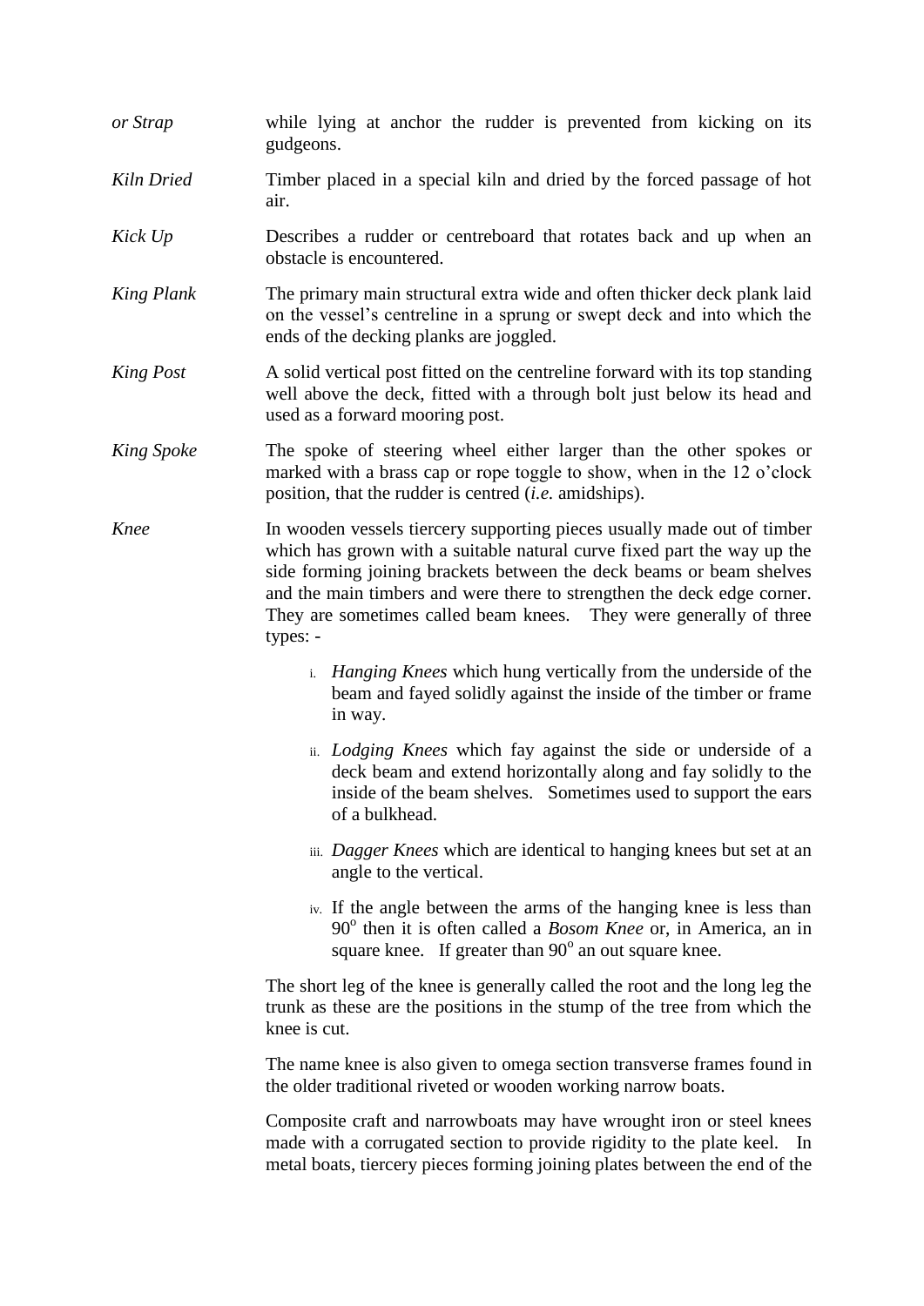*or Strap* while lying at anchor the rudder is prevented from kicking on its gudgeons.

*Kiln Dried* Timber placed in a special kiln and dried by the forced passage of hot air.

*Kick Up* Describes a rudder or centreboard that rotates back and up when an obstacle is encountered.

*King Plank* The primary main structural extra wide and often thicker deck plank laid on the vessel's centreline in a sprung or swept deck and into which the ends of the decking planks are joggled.

*King Post* A solid vertical post fitted on the centreline forward with its top standing well above the deck, fitted with a through bolt just below its head and used as a forward mooring post.

*King Spoke* The spoke of steering wheel either larger than the other spokes or marked with a brass cap or rope toggle to show, when in the 12 o'clock position, that the rudder is centred (*i.e.* amidships).

*Knee* In wooden vessels tiercery supporting pieces usually made out of timber which has grown with a suitable natural curve fixed part the way up the side forming joining brackets between the deck beams or beam shelves and the main timbers and were there to strengthen the deck edge corner. They are sometimes called beam knees. They were generally of three types: -

i. *Hanging Knees* which hung vertically from the underside of the beam and fayed solidly against the inside of the timber or frame in way.

ii. *Lodging Knees* which fay against the side or underside of a deck beam and extend horizontally along and fay solidly to the inside of the beam shelves. Sometimes used to support the ears of a bulkhead.

iii. *Dagger Knees* which are identical to hanging knees but set at an angle to the vertical.

iv. If the angle between the arms of the hanging knee is less than $90^{o}$ then it is often called a *Bosom Knee* or, in America, an in square knee. If greater than $90^{o}$ an out square knee.

The short leg of the knee is generally called the root and the long leg the trunk as these are the positions in the stump of the tree from which the knee is cut.

The name knee is also given to omega section transverse frames found in the older traditional riveted or wooden working narrow boats.

Composite craft and narrowboats may have wrought iron or steel knees made with a corrugated section to provide rigidity to the plate keel. In metal boats, tiercery pieces forming joining plates between the end of the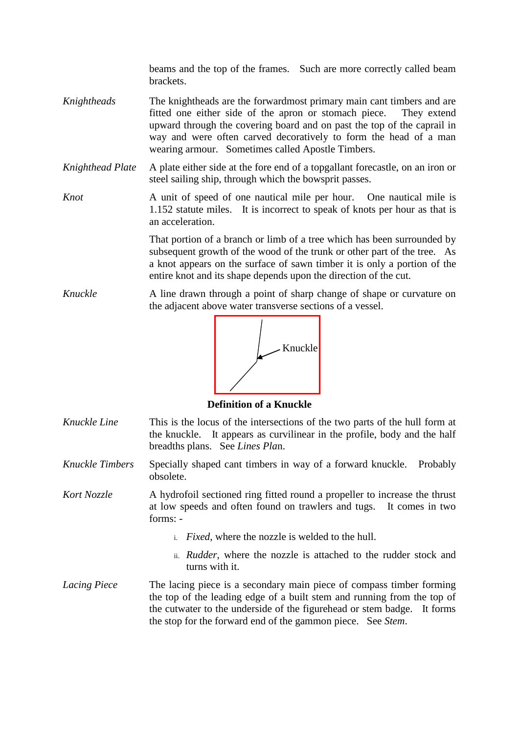beams and the top of the frames. Such are more correctly called beam brackets.

*Knightheads* — The knightheads are the forwardmost primary main cant timbers and are fitted one either side of the apron or stomach piece. They extend upward through the covering board and on past the top of the caprail in way and were often carved decoratively to form the head of a man wearing armour. Sometimes called Apostle Timbers.

*Knighthead Plate* — A plate either side at the fore end of a topgallant forecastle, on an iron or steel sailing ship, through which the bowsprit passes.

*Knot* — A unit of speed of one nautical mile per hour. One nautical mile is 1.152 statute miles. It is incorrect to speak of knots per hour as that is an acceleration.

That portion of a branch or limb of a tree which has been surrounded by subsequent growth of the wood of the trunk or other part of the tree. As a knot appears on the surface of sawn timber it is only a portion of the entire knot and its shape depends upon the direction of the cut.

*Knuckle* — A line drawn through a point of sharp change of shape or curvature on the adjacent above water transverse sections of a vessel.

Knuckle

**Definition of a Knuckle**

*Knuckle Line* — This is the locus of the intersections of the two parts of the hull form at the knuckle. It appears as curvilinear in the profile, body and the half breadths plans. See *Lines Plan*.

*Knuckle Timbers* — Specially shaped cant timbers in way of a forward knuckle. Probably obsolete.

*Kort Nozzle* — A hydrofoil sectioned ring fitted round a propeller to increase the thrust at low speeds and often found on trawlers and tugs. It comes in two forms: -

i. *Fixed*, where the nozzle is welded to the hull.

ii. *Rudder*, where the nozzle is attached to the rudder stock and turns with it.

*Lacing Piece* — The lacing piece is a secondary main piece of compass timber forming the top of the leading edge of a built stem and running from the top of the cutwater to the underside of the figurehead or stem badge. It forms the stop for the forward end of the gammon piece. See *Stem*.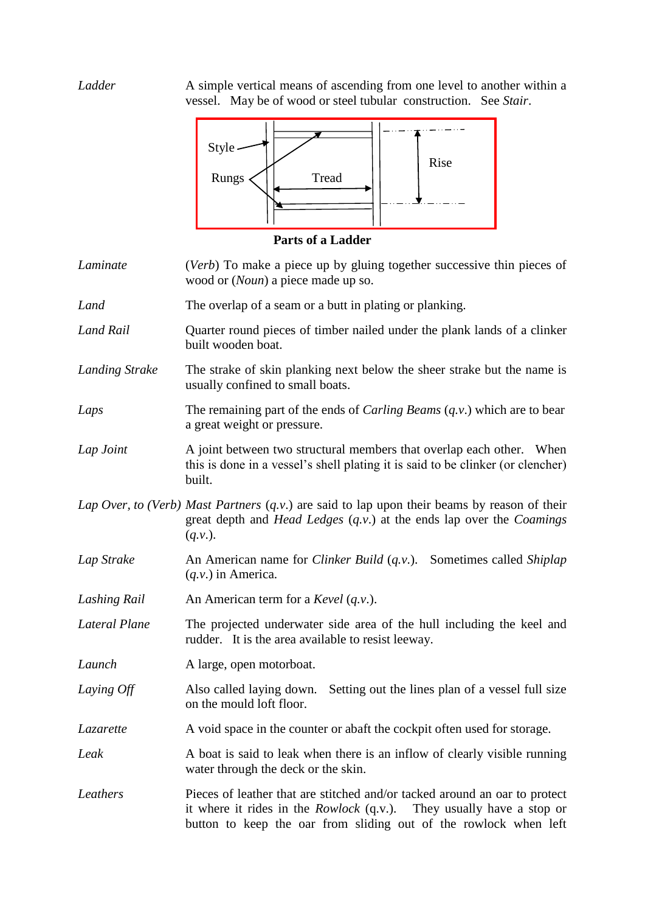*Ladder* — A simple vertical means of ascending from one level to another within a vessel. May be of wood or steel tubular construction. See *Stair*.

Style
Rungs
Tread
Rise

**Parts of a Ladder**

*Laminate* — (*Verb*) To make a piece up by gluing together successive thin pieces of wood or (*Noun*) a piece made up so.

*Land* — The overlap of a seam or a butt in plating or planking.

*Land Rail* — Quarter round pieces of timber nailed under the plank lands of a clinker built wooden boat.

*Landing Strake* — The strake of skin planking next below the sheer strake but the name is usually confined to small boats.

*Laps* — The remaining part of the ends of *Carling Beams* (*q.v.*) which are to bear a great weight or pressure.

*Lap Joint* — A joint between two structural members that overlap each other. When this is done in a vessel's shell plating it is said to be clinker (or clencher) built.

*Lap Over, to (Verb)* — *Mast Partners* (*q.v.*) are said to lap upon their beams by reason of their great depth and *Head Ledges* (*q.v.*) at the ends lap over the *Coamings* (*q.v.*).

*Lap Strake* — An American name for *Clinker Build* (*q.v.*). Sometimes called *Shiplap* (*q.v.*) in America.

*Lashing Rail* — An American term for a *Kevel* (*q.v.*).

*Lateral Plane* — The projected underwater side area of the hull including the keel and rudder. It is the area available to resist leeway.

*Launch* — A large, open motorboat.

*Laying Off* — Also called laying down. Setting out the lines plan of a vessel full size on the mould loft floor.

*Lazarette* — A void space in the counter or abaft the cockpit often used for storage.

*Leak* — A boat is said to leak when there is an inflow of clearly visible running water through the deck or the skin.

*Leathers* — Pieces of leather that are stitched and/or tacked around an oar to protect it where it rides in the *Rowlock* (q.v.). They usually have a stop or button to keep the oar from sliding out of the rowlock when left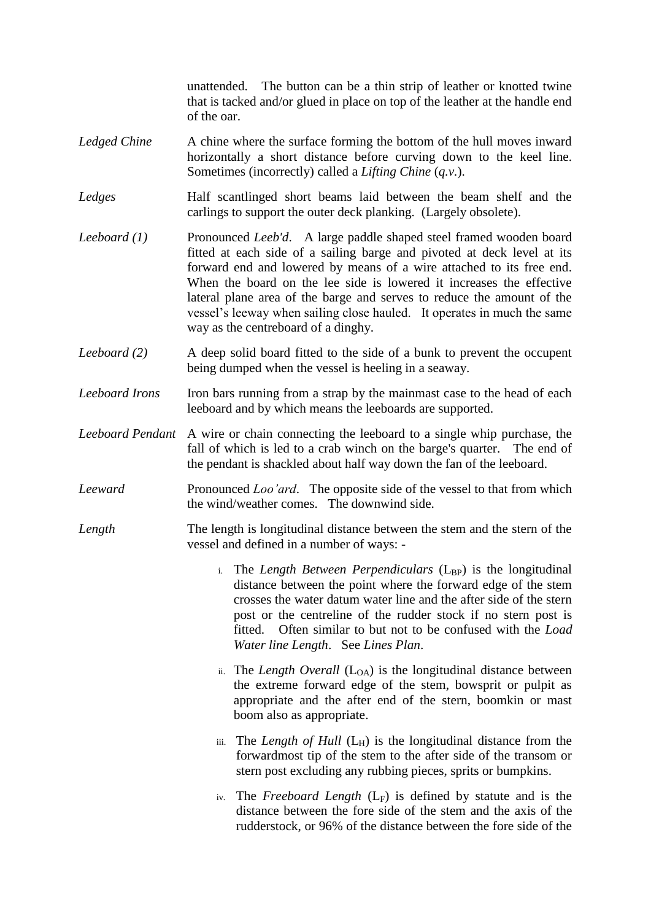unattended. The button can be a thin strip of leather or knotted twine that is tacked and/or glued in place on top of the leather at the handle end of the oar.

*Ledged Chine* A chine where the surface forming the bottom of the hull moves inward horizontally a short distance before curving down to the keel line. Sometimes (incorrectly) called a *Lifting Chine* (*q.v.*).

*Ledges* Half scantlinged short beams laid between the beam shelf and the carlings to support the outer deck planking. (Largely obsolete).

*Leeboard (1)* Pronounced *Leeb'd*. A large paddle shaped steel framed wooden board fitted at each side of a sailing barge and pivoted at deck level at its forward end and lowered by means of a wire attached to its free end. When the board on the lee side is lowered it increases the effective lateral plane area of the barge and serves to reduce the amount of the vessel's leeway when sailing close hauled. It operates in much the same way as the centreboard of a dinghy.

*Leeboard (2)* A deep solid board fitted to the side of a bunk to prevent the occupent being dumped when the vessel is heeling in a seaway.

*Leeboard Irons* Iron bars running from a strap by the mainmast case to the head of each leeboard and by which means the leeboards are supported.

*Leeboard Pendant* A wire or chain connecting the leeboard to a single whip purchase, the fall of which is led to a crab winch on the barge's quarter. The end of the pendant is shackled about half way down the fan of the leeboard.

*Leeward* Pronounced *Loo'ard*. The opposite side of the vessel to that from which the wind/weather comes. The downwind side.

*Length* The length is longitudinal distance between the stem and the stern of the vessel and defined in a number of ways: -

i. The *Length Between Perpendiculars* ($L_{BP}$) is the longitudinal distance between the point where the forward edge of the stem crosses the water datum water line and the after side of the stern post or the centreline of the rudder stock if no stern post is fitted. Often similar to but not to be confused with the *Load Water line Length*. See *Lines Plan*.

ii. The *Length Overall* ($L_{OA}$) is the longitudinal distance between the extreme forward edge of the stem, bowsprit or pulpit as appropriate and the after end of the stern, boomkin or mast boom also as appropriate.

iii. The *Length of Hull* ($L_H$) is the longitudinal distance from the forwardmost tip of the stem to the after side of the transom or stern post excluding any rubbing pieces, sprits or bumpkins.

iv. The *Freeboard Length* ($L_F$) is defined by statute and is the distance between the fore side of the stem and the axis of the rudderstock, or 96% of the distance between the fore side of the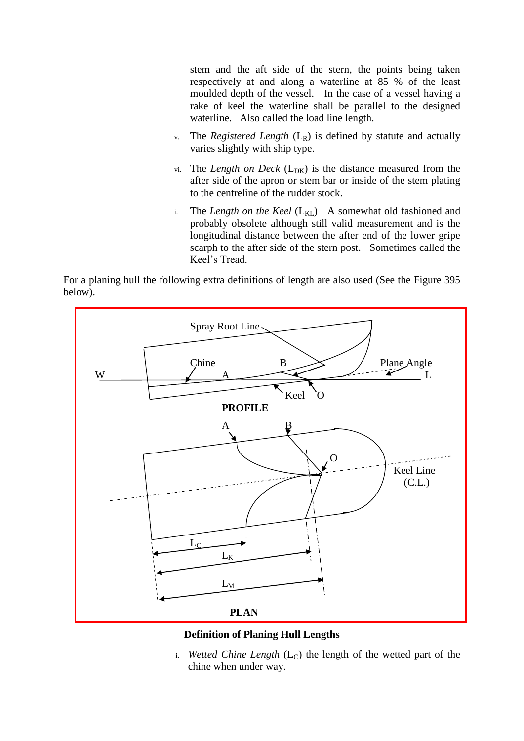stem and the aft side of the stern, the points being taken respectively at and along a waterline at 85 % of the least moulded depth of the vessel. In the case of a vessel having a rake of keel the waterline shall be parallel to the designed waterline. Also called the load line length.

v. The *Registered Length* ($L_R$) is defined by statute and actually varies slightly with ship type.

vi. The *Length on Deck* ($L_{DK}$) is the distance measured from the after side of the apron or stem bar or inside of the stem plating to the centreline of the rudder stock.

i. The *Length on the Keel* ($L_{KL}$) A somewhat old fashioned and probably obsolete although still valid measurement and is the longitudinal distance between the after end of the lower gripe scarph to the after side of the stern post. Sometimes called the Keel's Tread.

For a planing hull the following extra definitions of length are also used (See the Figure 395 below).

**Definition of Planing Hull Lengths**

i. *Wetted Chine Length* ($L_C$) the length of the wetted part of the chine when under way.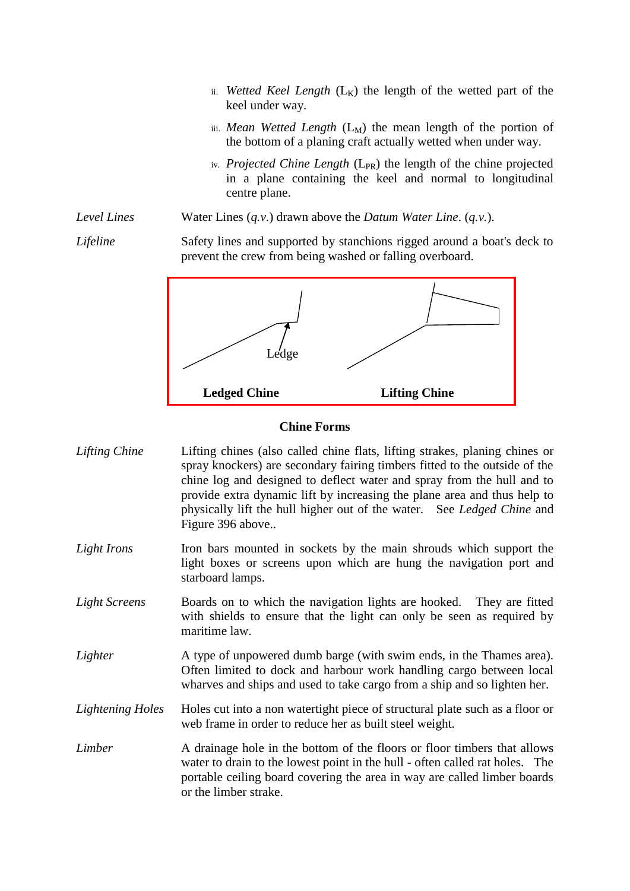ii. *Wetted Keel Length* ($L_K$) the length of the wetted part of the keel under way.

iii. *Mean Wetted Length* ($L_M$) the mean length of the portion of the bottom of a planing craft actually wetted when under way.

iv. *Projected Chine Length* ($L_{PR}$) the length of the chine projected in a plane containing the keel and normal to longitudinal centre plane.

*Level Lines* — Water Lines (*q.v.*) drawn above the *Datum Water Line*. (*q.v.*).

*Lifeline* — Safety lines and supported by stanchions rigged around a boat's deck to prevent the crew from being washed or falling overboard.

Ledge

**Ledged Chine** **Lifting Chine**

**Chine Forms**

*Lifting Chine* — Lifting chines (also called chine flats, lifting strakes, planing chines or spray knockers) are secondary fairing timbers fitted to the outside of the chine log and designed to deflect water and spray from the hull and to provide extra dynamic lift by increasing the plane area and thus help to physically lift the hull higher out of the water. See *Ledged Chine* and Figure 396 above..

*Light Irons* — Iron bars mounted in sockets by the main shrouds which support the light boxes or screens upon which are hung the navigation port and starboard lamps.

*Light Screens* — Boards on to which the navigation lights are hooked. They are fitted with shields to ensure that the light can only be seen as required by maritime law.

*Lighter* — A type of unpowered dumb barge (with swim ends, in the Thames area). Often limited to dock and harbour work handling cargo between local wharves and ships and used to take cargo from a ship and so lighten her.

*Lightening Holes* — Holes cut into a non watertight piece of structural plate such as a floor or web frame in order to reduce her as built steel weight.

*Limber* — A drainage hole in the bottom of the floors or floor timbers that allows water to drain to the lowest point in the hull - often called rat holes. The portable ceiling board covering the area in way are called limber boards or the limber strake.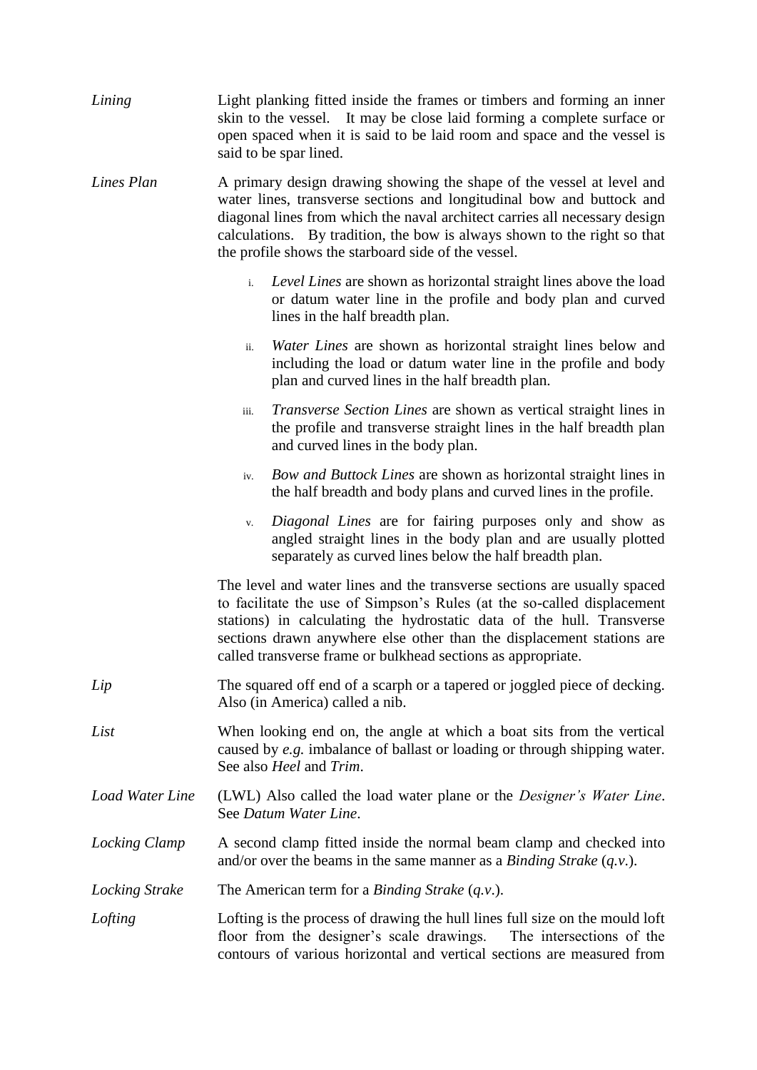*Lining* — Light planking fitted inside the frames or timbers and forming an inner skin to the vessel. It may be close laid forming a complete surface or open spaced when it is said to be laid room and space and the vessel is said to be spar lined.

*Lines Plan* — A primary design drawing showing the shape of the vessel at level and water lines, transverse sections and longitudinal bow and buttock and diagonal lines from which the naval architect carries all necessary design calculations. By tradition, the bow is always shown to the right so that the profile shows the starboard side of the vessel.

i. *Level Lines* are shown as horizontal straight lines above the load or datum water line in the profile and body plan and curved lines in the half breadth plan.

ii. *Water Lines* are shown as horizontal straight lines below and including the load or datum water line in the profile and body plan and curved lines in the half breadth plan.

iii. *Transverse Section Lines* are shown as vertical straight lines in the profile and transverse straight lines in the half breadth plan and curved lines in the body plan.

iv. *Bow and Buttock Lines* are shown as horizontal straight lines in the half breadth and body plans and curved lines in the profile.

v. *Diagonal Lines* are for fairing purposes only and show as angled straight lines in the body plan and are usually plotted separately as curved lines below the half breadth plan.

The level and water lines and the transverse sections are usually spaced to facilitate the use of Simpson's Rules (at the so-called displacement stations) in calculating the hydrostatic data of the hull. Transverse sections drawn anywhere else other than the displacement stations are called transverse frame or bulkhead sections as appropriate.

*Lip* — The squared off end of a scarph or a tapered or joggled piece of decking. Also (in America) called a nib.

*List* — When looking end on, the angle at which a boat sits from the vertical caused by *e.g.* imbalance of ballast or loading or through shipping water. See also *Heel* and *Trim*.

*Load Water Line* — (LWL) Also called the load water plane or the *Designer's Water Line*. See *Datum Water Line*.

*Locking Clamp* — A second clamp fitted inside the normal beam clamp and checked into and/or over the beams in the same manner as a *Binding Strake* (*q.v.*).

*Locking Strake* — The American term for a *Binding Strake* (*q.v.*).

*Lofting* — Lofting is the process of drawing the hull lines full size on the mould loft floor from the designer's scale drawings. The intersections of the contours of various horizontal and vertical sections are measured from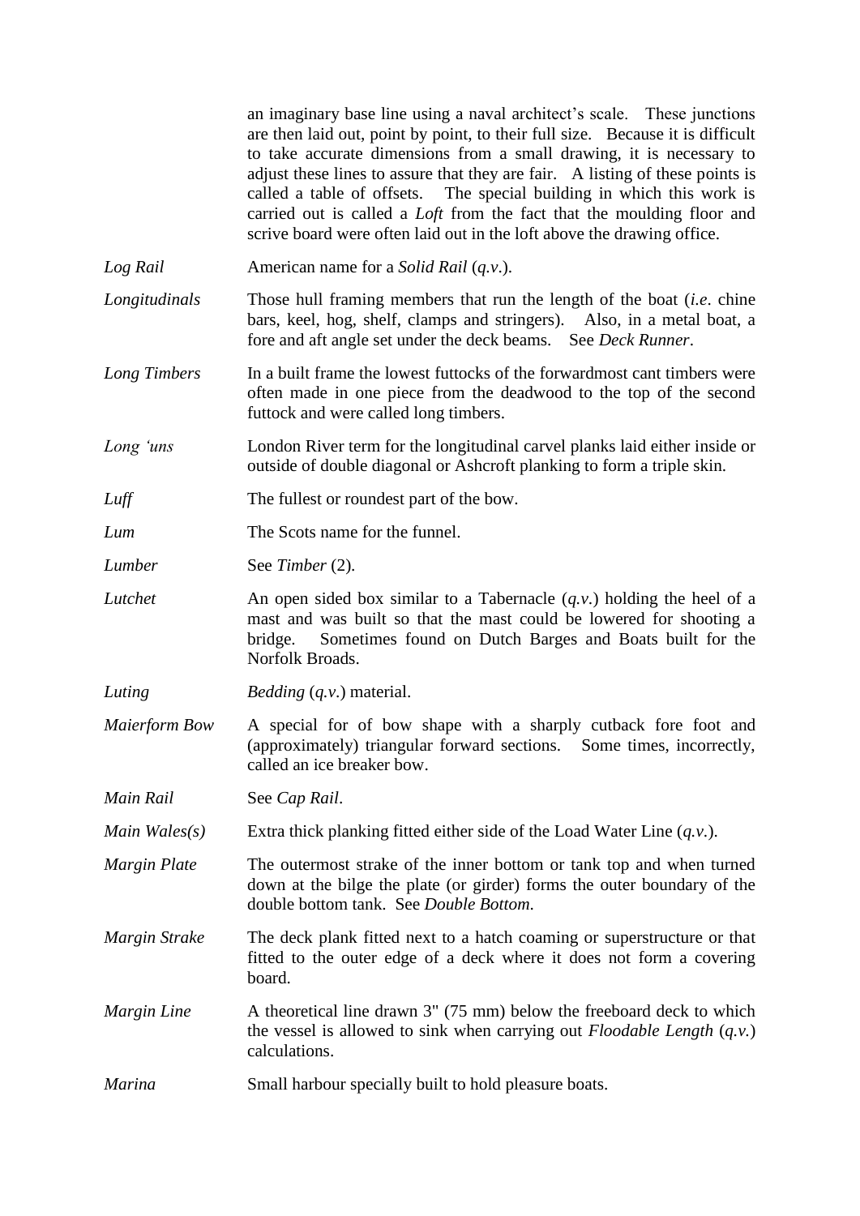an imaginary base line using a naval architect's scale. These junctions are then laid out, point by point, to their full size. Because it is difficult to take accurate dimensions from a small drawing, it is necessary to adjust these lines to assure that they are fair. A listing of these points is called a table of offsets. The special building in which this work is carried out is called a *Loft* from the fact that the moulding floor and scrive board were often laid out in the loft above the drawing office.

*Log Rail* — American name for a *Solid Rail* (*q.v*.).

*Longitudinals* — Those hull framing members that run the length of the boat (*i.e*. chine bars, keel, hog, shelf, clamps and stringers). Also, in a metal boat, a fore and aft angle set under the deck beams. See *Deck Runner*.

*Long Timbers* — In a built frame the lowest futtocks of the forwardmost cant timbers were often made in one piece from the deadwood to the top of the second futtock and were called long timbers.

*Long 'uns* — London River term for the longitudinal carvel planks laid either inside or outside of double diagonal or Ashcroft planking to form a triple skin.

*Luff* — The fullest or roundest part of the bow.

*Lum* — The Scots name for the funnel.

*Lumber* — See *Timber* (2).

*Lutchet* — An open sided box similar to a Tabernacle (*q.v.*) holding the heel of a mast and was built so that the mast could be lowered for shooting a bridge. Sometimes found on Dutch Barges and Boats built for the Norfolk Broads.

*Luting* — *Bedding* (*q.v.*) material.

*Maierform Bow* — A special for of bow shape with a sharply cutback fore foot and (approximately) triangular forward sections. Some times, incorrectly, called an ice breaker bow.

*Main Rail* — See *Cap Rail*.

*Main Wales(s)* — Extra thick planking fitted either side of the Load Water Line (*q.v.*).

*Margin Plate* — The outermost strake of the inner bottom or tank top and when turned down at the bilge the plate (or girder) forms the outer boundary of the double bottom tank. See *Double Bottom.*

*Margin Strake* — The deck plank fitted next to a hatch coaming or superstructure or that fitted to the outer edge of a deck where it does not form a covering board.

*Margin Line* — A theoretical line drawn 3" (75 mm) below the freeboard deck to which the vessel is allowed to sink when carrying out *Floodable Length* (*q.v.*) calculations.

*Marina* — Small harbour specially built to hold pleasure boats.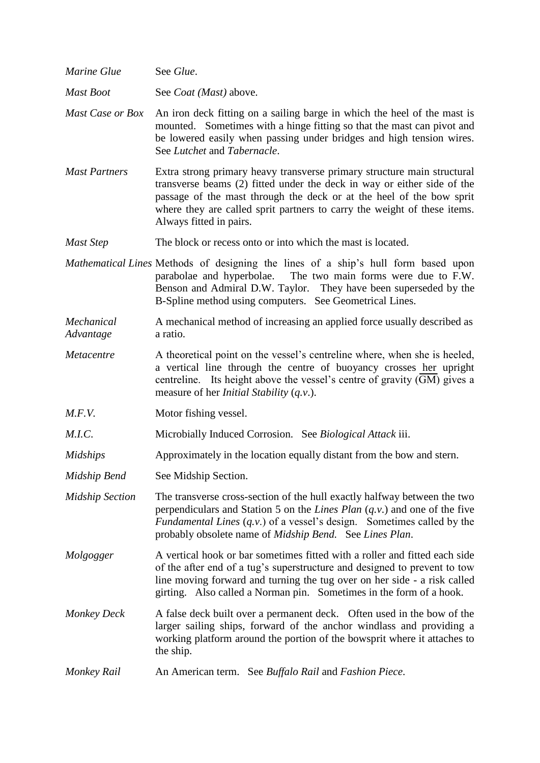*Marine Glue* See *Glue*.

*Mast Boot* See *Coat (Mast)* above.

*Mast Case or Box* An iron deck fitting on a sailing barge in which the heel of the mast is mounted. Sometimes with a hinge fitting so that the mast can pivot and be lowered easily when passing under bridges and high tension wires. See *Lutchet* and *Tabernacle*.

*Mast Partners* Extra strong primary heavy transverse primary structure main structural transverse beams (2) fitted under the deck in way or either side of the passage of the mast through the deck or at the heel of the bow sprit where they are called sprit partners to carry the weight of these items. Always fitted in pairs.

*Mast Step* The block or recess onto or into which the mast is located.

*Mathematical Lines* Methods of designing the lines of a ship's hull form based upon parabolae and hyperbolae. The two main forms were due to F.W. Benson and Admiral D.W. Taylor. They have been superseded by the B-Spline method using computers. See Geometrical Lines.

*Mechanical Advantage* A mechanical method of increasing an applied force usually described as a ratio.

*Metacentre* A theoretical point on the vessel's centreline where, when she is heeled, a vertical line through the centre of buoyancy crosses her upright centreline. Its height above the vessel's centre of gravity ($\overline{GM}$) gives a measure of her *Initial Stability* (*q.v.*).

*M.F.V.* Motor fishing vessel.

*M.I.C.* Microbially Induced Corrosion. See *Biological Attack* iii.

*Midships* Approximately in the location equally distant from the bow and stern.

*Midship Bend* See Midship Section.

*Midship Section* The transverse cross-section of the hull exactly halfway between the two perpendiculars and Station 5 on the *Lines Plan* (*q.v.*) and one of the five *Fundamental Lines* (*q.v.*) of a vessel's design. Sometimes called by the probably obsolete name of *Midship Bend.* See *Lines Plan*.

*Molgogger* A vertical hook or bar sometimes fitted with a roller and fitted each side of the after end of a tug's superstructure and designed to prevent to tow line moving forward and turning the tug over on her side - a risk called girting. Also called a Norman pin. Sometimes in the form of a hook.

*Monkey Deck* A false deck built over a permanent deck. Often used in the bow of the larger sailing ships, forward of the anchor windlass and providing a working platform around the portion of the bowsprit where it attaches to the ship.

*Monkey Rail* An American term. See *Buffalo Rail* and *Fashion Piece*.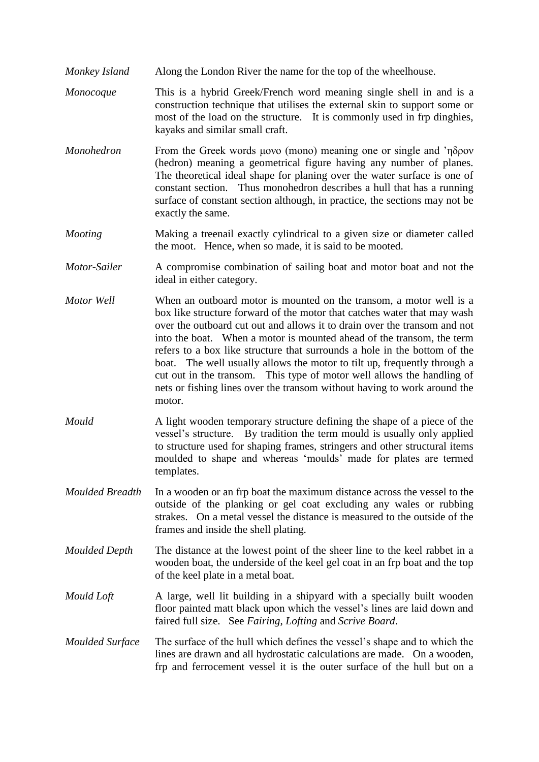*Monkey Island* Along the London River the name for the top of the wheelhouse.

*Monocoque* This is a hybrid Greek/French word meaning single shell in and is a construction technique that utilises the external skin to support some or most of the load on the structure. It is commonly used in frp dinghies, kayaks and similar small craft.

*Monohedron* From the Greek words μονο (mono) meaning one or single and 'ηδρον (hedron) meaning a geometrical figure having any number of planes. The theoretical ideal shape for planing over the water surface is one of constant section. Thus monohedron describes a hull that has a running surface of constant section although, in practice, the sections may not be exactly the same.

*Mooting* Making a treenail exactly cylindrical to a given size or diameter called the moot. Hence, when so made, it is said to be mooted.

*Motor-Sailer* A compromise combination of sailing boat and motor boat and not the ideal in either category.

*Motor Well* When an outboard motor is mounted on the transom, a motor well is a box like structure forward of the motor that catches water that may wash over the outboard cut out and allows it to drain over the transom and not into the boat. When a motor is mounted ahead of the transom, the term refers to a box like structure that surrounds a hole in the bottom of the boat. The well usually allows the motor to tilt up, frequently through a cut out in the transom. This type of motor well allows the handling of nets or fishing lines over the transom without having to work around the motor.

*Mould* A light wooden temporary structure defining the shape of a piece of the vessel's structure. By tradition the term mould is usually only applied to structure used for shaping frames, stringers and other structural items moulded to shape and whereas 'moulds' made for plates are termed templates.

*Moulded Breadth* In a wooden or an frp boat the maximum distance across the vessel to the outside of the planking or gel coat excluding any wales or rubbing strakes. On a metal vessel the distance is measured to the outside of the frames and inside the shell plating.

*Moulded Depth* The distance at the lowest point of the sheer line to the keel rabbet in a wooden boat, the underside of the keel gel coat in an frp boat and the top of the keel plate in a metal boat.

*Mould Loft* A large, well lit building in a shipyard with a specially built wooden floor painted matt black upon which the vessel's lines are laid down and faired full size. See *Fairing*, *Lofting* and *Scrive Board*.

*Moulded Surface* The surface of the hull which defines the vessel's shape and to which the lines are drawn and all hydrostatic calculations are made. On a wooden, frp and ferrocement vessel it is the outer surface of the hull but on a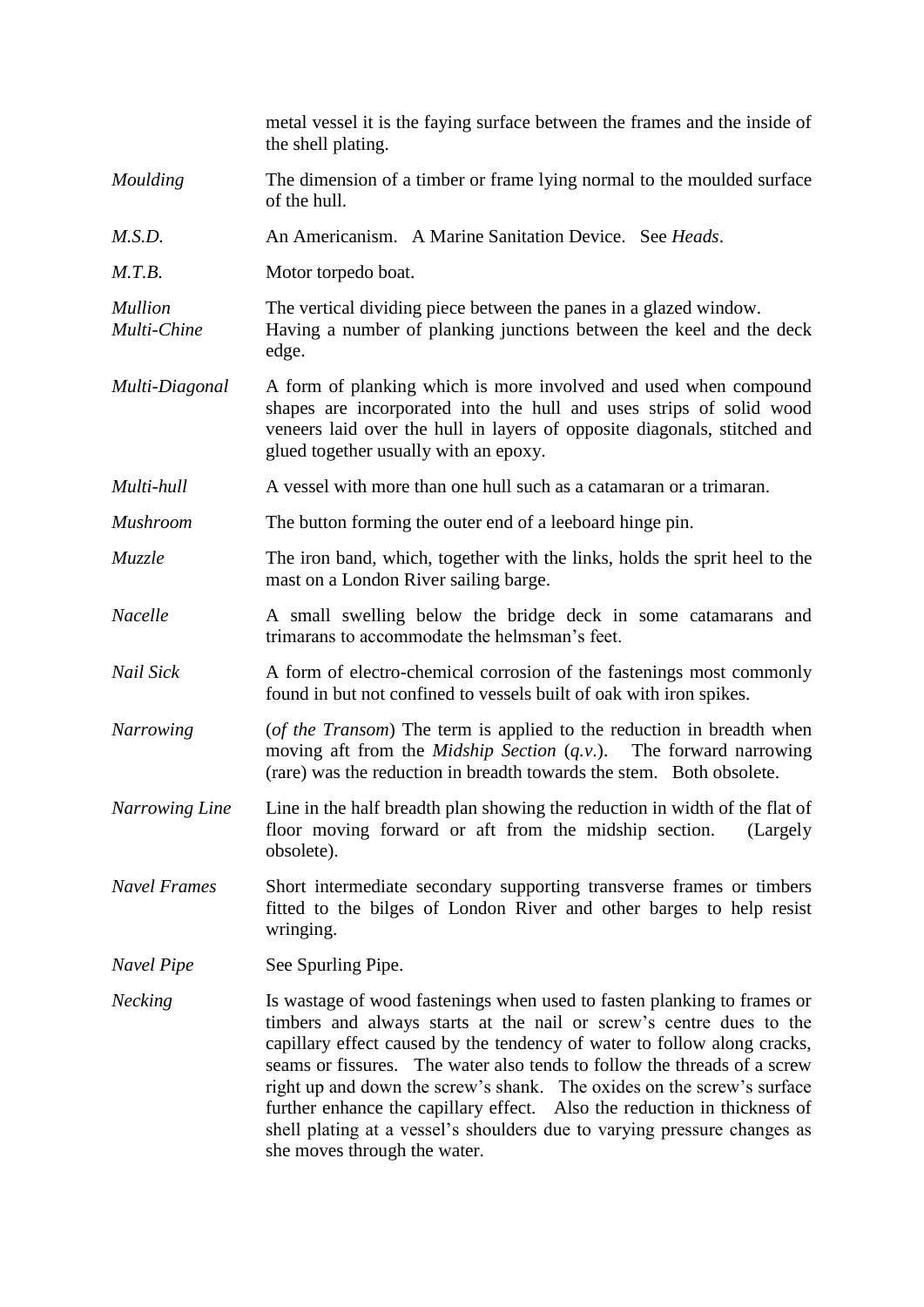metal vessel it is the faying surface between the frames and the inside of the shell plating.

*Moulding* The dimension of a timber or frame lying normal to the moulded surface of the hull.

*M.S.D.* An Americanism. A Marine Sanitation Device. See *Heads*.

*M.T.B.* Motor torpedo boat.

*Mullion* The vertical dividing piece between the panes in a glazed window.

*Multi-Chine* Having a number of planking junctions between the keel and the deck edge.

*Multi-Diagonal* A form of planking which is more involved and used when compound shapes are incorporated into the hull and uses strips of solid wood veneers laid over the hull in layers of opposite diagonals, stitched and glued together usually with an epoxy.

*Multi-hull* A vessel with more than one hull such as a catamaran or a trimaran.

*Mushroom* The button forming the outer end of a leeboard hinge pin.

*Muzzle* The iron band, which, together with the links, holds the sprit heel to the mast on a London River sailing barge.

*Nacelle* A small swelling below the bridge deck in some catamarans and trimarans to accommodate the helmsman's feet.

*Nail Sick* A form of electro-chemical corrosion of the fastenings most commonly found in but not confined to vessels built of oak with iron spikes.

*Narrowing* (*of the Transom*) The term is applied to the reduction in breadth when moving aft from the *Midship Section* (*q.v.*). The forward narrowing (rare) was the reduction in breadth towards the stem. Both obsolete.

*Narrowing Line* Line in the half breadth plan showing the reduction in width of the flat of floor moving forward or aft from the midship section. (Largely obsolete).

*Navel Frames* Short intermediate secondary supporting transverse frames or timbers fitted to the bilges of London River and other barges to help resist wringing.

*Navel Pipe* See Spurling Pipe.

*Necking* Is wastage of wood fastenings when used to fasten planking to frames or timbers and always starts at the nail or screw's centre dues to the capillary effect caused by the tendency of water to follow along cracks, seams or fissures. The water also tends to follow the threads of a screw right up and down the screw's shank. The oxides on the screw's surface further enhance the capillary effect. Also the reduction in thickness of shell plating at a vessel's shoulders due to varying pressure changes as she moves through the water.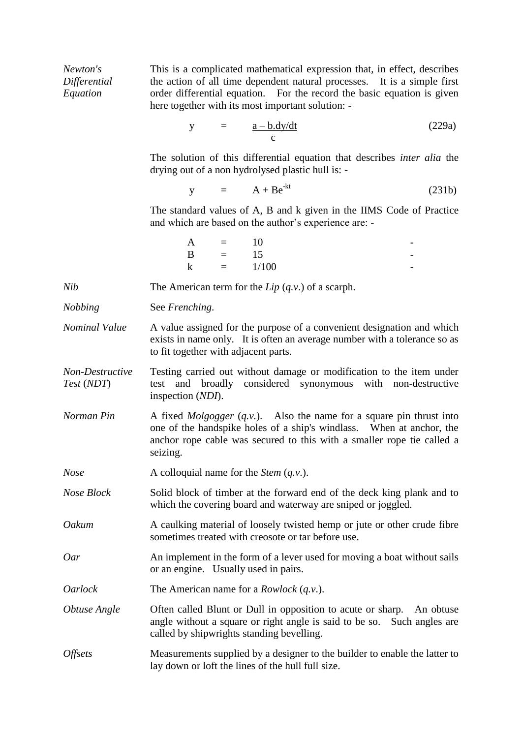*Newton's Differential Equation* This is a complicated mathematical expression that, in effect, describes the action of all time dependent natural processes. It is a simple first order differential equation. For the record the basic equation is given here together with its most important solution: -

$$y = \frac{a - b.dy/dt}{c} \qquad (229a)$$

The solution of this differential equation that describes *inter alia* the drying out of a non hydrolysed plastic hull is: -

$$y = A + Be^{-kt} \qquad (231b)$$

The standard values of A, B and k given in the IIMS Code of Practice and which are based on the author's experience are: -

| | | | |
|---|---|---|---|
| A | = | 10 | - |
| B | = | 15 | - |
| k | = | 1/100 | - |

*Nib* The American term for the *Lip* (*q.v.*) of a scarph.

*Nobbing* See *Frenching*.

*Nominal Value* A value assigned for the purpose of a convenient designation and which exists in name only. It is often an average number with a tolerance so as to fit together with adjacent parts.

*Non-Destructive Test* (*NDT*) Testing carried out without damage or modification to the item under test and broadly considered synonymous with non-destructive inspection (*NDI*).

*Norman Pin* A fixed *Molgogger* (*q.v.*). Also the name for a square pin thrust into one of the handspike holes of a ship's windlass. When at anchor, the anchor rope cable was secured to this with a smaller rope tie called a seizing.

*Nose* A colloquial name for the *Stem* (*q.v.*).

*Nose Block* Solid block of timber at the forward end of the deck king plank and to which the covering board and waterway are sniped or joggled.

*Oakum* A caulking material of loosely twisted hemp or jute or other crude fibre sometimes treated with creosote or tar before use.

*Oar* An implement in the form of a lever used for moving a boat without sails or an engine. Usually used in pairs.

*Oarlock* The American name for a *Rowlock* (*q.v.*).

*Obtuse Angle* Often called Blunt or Dull in opposition to acute or sharp. An obtuse angle without a square or right angle is said to be so. Such angles are called by shipwrights standing bevelling.

*Offsets* Measurements supplied by a designer to the builder to enable the latter to lay down or loft the lines of the hull full size.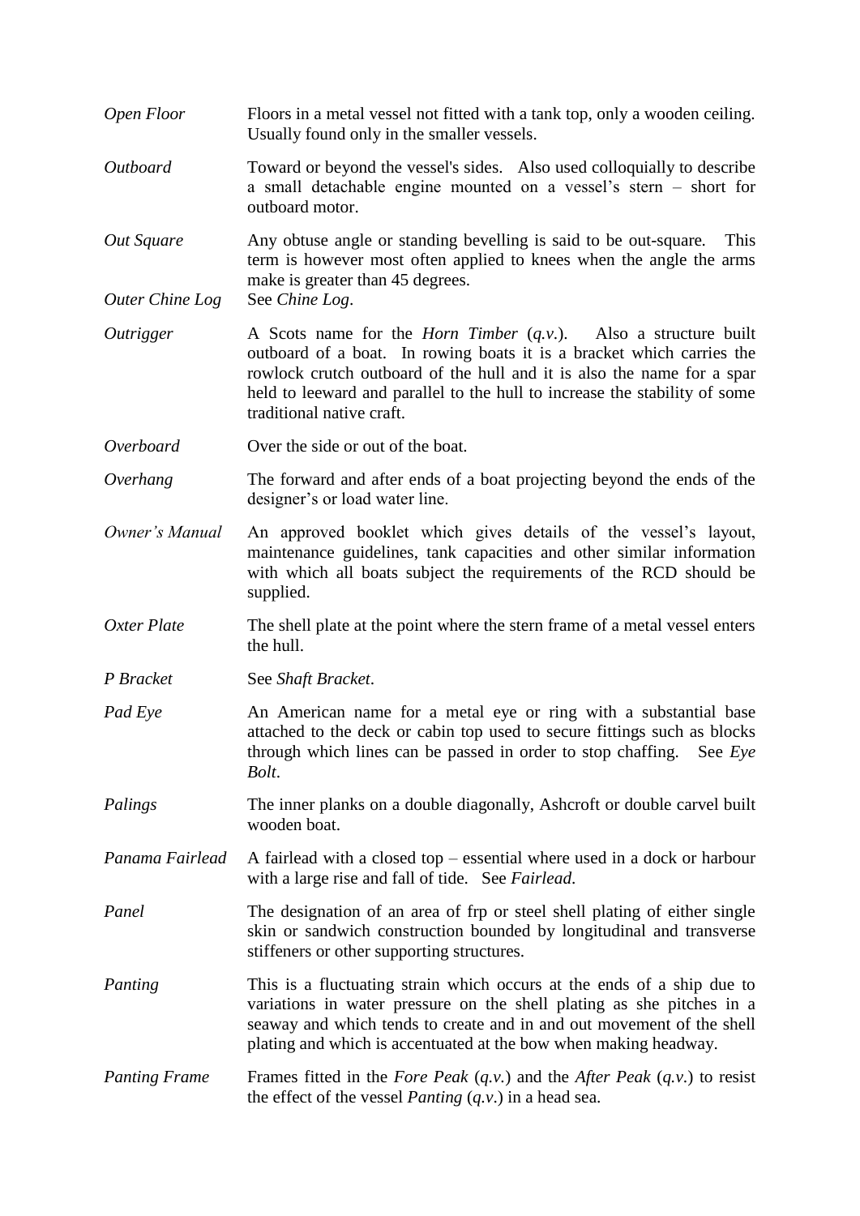*Open Floor* Floors in a metal vessel not fitted with a tank top, only a wooden ceiling. Usually found only in the smaller vessels.

*Outboard* Toward or beyond the vessel's sides. Also used colloquially to describe a small detachable engine mounted on a vessel's stern – short for outboard motor.

*Out Square* Any obtuse angle or standing bevelling is said to be out-square. This term is however most often applied to knees when the angle the arms make is greater than 45 degrees.

*Outer Chine Log* See *Chine Log*.

*Outrigger* A Scots name for the *Horn Timber* (*q.v.*). Also a structure built outboard of a boat. In rowing boats it is a bracket which carries the rowlock crutch outboard of the hull and it is also the name for a spar held to leeward and parallel to the hull to increase the stability of some traditional native craft.

*Overboard* Over the side or out of the boat.

*Overhang* The forward and after ends of a boat projecting beyond the ends of the designer's or load water line.

*Owner's Manual* An approved booklet which gives details of the vessel's layout, maintenance guidelines, tank capacities and other similar information with which all boats subject the requirements of the RCD should be supplied.

*Oxter Plate* The shell plate at the point where the stern frame of a metal vessel enters the hull.

*P Bracket* See *Shaft Bracket*.

*Pad Eye* An American name for a metal eye or ring with a substantial base attached to the deck or cabin top used to secure fittings such as blocks through which lines can be passed in order to stop chaffing. See *Eye Bolt*.

*Palings* The inner planks on a double diagonally, Ashcroft or double carvel built wooden boat.

*Panama Fairlead* A fairlead with a closed top – essential where used in a dock or harbour with a large rise and fall of tide. See *Fairlead*.

*Panel* The designation of an area of frp or steel shell plating of either single skin or sandwich construction bounded by longitudinal and transverse stiffeners or other supporting structures.

*Panting* This is a fluctuating strain which occurs at the ends of a ship due to variations in water pressure on the shell plating as she pitches in a seaway and which tends to create and in and out movement of the shell plating and which is accentuated at the bow when making headway.

*Panting Frame* Frames fitted in the *Fore Peak* (*q.v.*) and the *After Peak* (*q.v.*) to resist the effect of the vessel *Panting* (*q.v.*) in a head sea.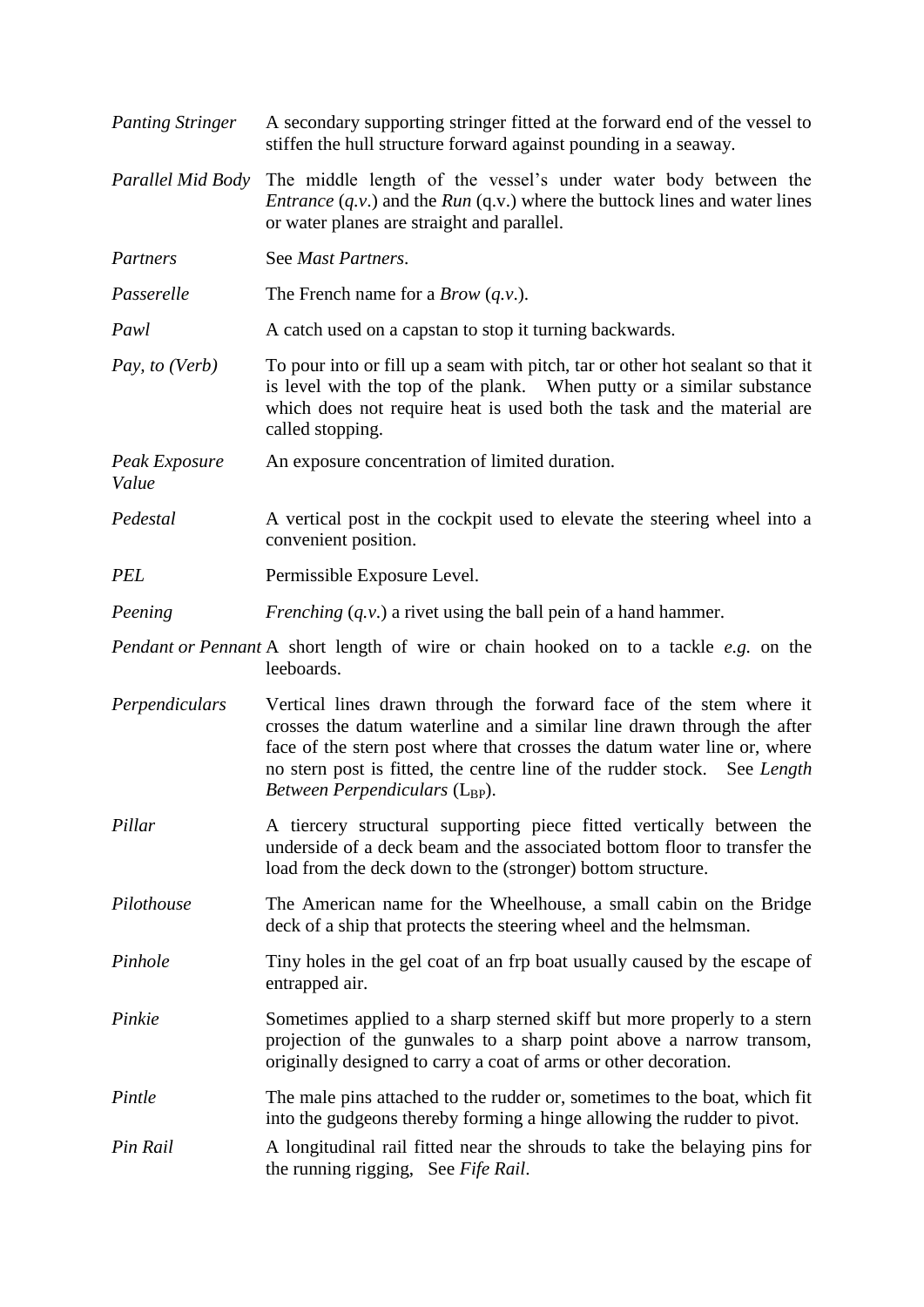*Panting Stringer* A secondary supporting stringer fitted at the forward end of the vessel to stiffen the hull structure forward against pounding in a seaway.

*Parallel Mid Body* The middle length of the vessel's under water body between the *Entrance* (*q.v.*) and the *Run* (q.v.) where the buttock lines and water lines or water planes are straight and parallel.

*Partners* See *Mast Partners*.

*Passerelle* The French name for a *Brow* (*q.v*.).

*Pawl* A catch used on a capstan to stop it turning backwards.

*Pay, to (Verb)* To pour into or fill up a seam with pitch, tar or other hot sealant so that it is level with the top of the plank. When putty or a similar substance which does not require heat is used both the task and the material are called stopping.

*Peak Exposure Value* An exposure concentration of limited duration.

*Pedestal* A vertical post in the cockpit used to elevate the steering wheel into a convenient position.

*PEL* Permissible Exposure Level.

*Peening* *Frenching* (*q.v*.) a rivet using the ball pein of a hand hammer.

*Pendant or Pennant* A short length of wire or chain hooked on to a tackle *e.g.* on the leeboards.

*Perpendiculars* Vertical lines drawn through the forward face of the stem where it crosses the datum waterline and a similar line drawn through the after face of the stern post where that crosses the datum water line or, where no stern post is fitted, the centre line of the rudder stock. See *Length Between Perpendiculars* ($L_{BP}$).

*Pillar* A tiercery structural supporting piece fitted vertically between the underside of a deck beam and the associated bottom floor to transfer the load from the deck down to the (stronger) bottom structure.

*Pilothouse* The American name for the Wheelhouse, a small cabin on the Bridge deck of a ship that protects the steering wheel and the helmsman.

*Pinhole* Tiny holes in the gel coat of an frp boat usually caused by the escape of entrapped air.

*Pinkie* Sometimes applied to a sharp sterned skiff but more properly to a stern projection of the gunwales to a sharp point above a narrow transom, originally designed to carry a coat of arms or other decoration.

*Pintle* The male pins attached to the rudder or, sometimes to the boat, which fit into the gudgeons thereby forming a hinge allowing the rudder to pivot.

*Pin Rail* A longitudinal rail fitted near the shrouds to take the belaying pins for the running rigging, See *Fife Rail*.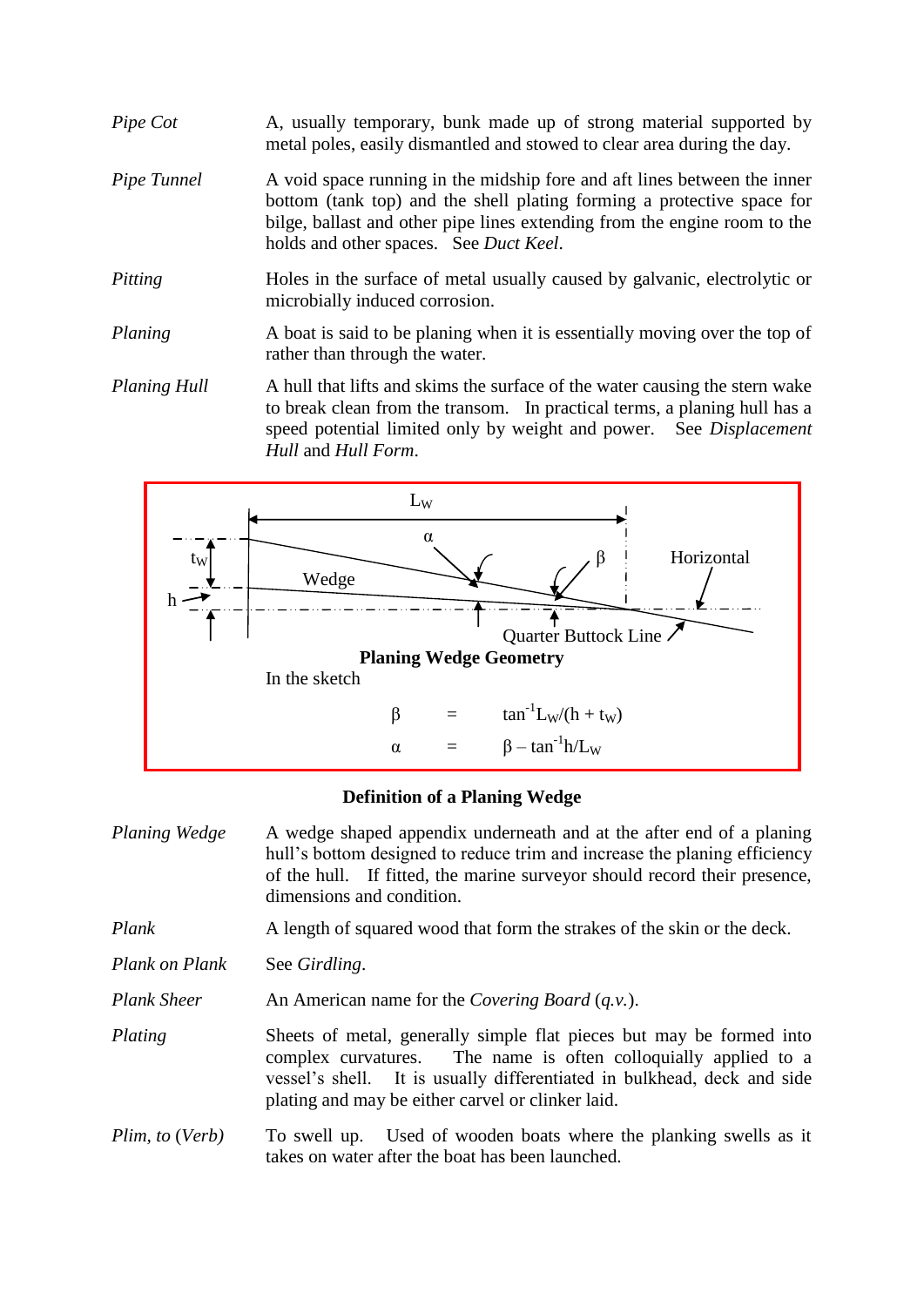*Pipe Cot* — A, usually temporary, bunk made up of strong material supported by metal poles, easily dismantled and stowed to clear area during the day.

*Pipe Tunnel* — A void space running in the midship fore and aft lines between the inner bottom (tank top) and the shell plating forming a protective space for bilge, ballast and other pipe lines extending from the engine room to the holds and other spaces. See *Duct Keel*.

*Pitting* — Holes in the surface of metal usually caused by galvanic, electrolytic or microbially induced corrosion.

*Planing* — A boat is said to be planing when it is essentially moving over the top of rather than through the water.

*Planing Hull* — A hull that lifts and skims the surface of the water causing the stern wake to break clean from the transom. In practical terms, a planing hull has a speed potential limited only by weight and power. See *Displacement Hull* and *Hull Form*.

$L_W$ — $t_W$ — $h$ — $\alpha$ — $\beta$ — Wedge — Horizontal — Quarter Buttock Line

**Planing Wedge Geometry**

In the sketch

$$\beta = \tan^{-1} L_W/(h + t_W)$$

$$\alpha = \beta - \tan^{-1} h/L_W$$

**Definition of a Planing Wedge**

*Planing Wedge* — A wedge shaped appendix underneath and at the after end of a planing hull's bottom designed to reduce trim and increase the planing efficiency of the hull. If fitted, the marine surveyor should record their presence, dimensions and condition.

*Plank* — A length of squared wood that form the strakes of the skin or the deck.

*Plank on Plank* — See *Girdling*.

*Plank Sheer* — An American name for the *Covering Board* (*q.v.*).

*Plating* — Sheets of metal, generally simple flat pieces but may be formed into complex curvatures. The name is often colloquially applied to a vessel's shell. It is usually differentiated in bulkhead, deck and side plating and may be either carvel or clinker laid.

*Plim, to* (*Verb*) — To swell up. Used of wooden boats where the planking swells as it takes on water after the boat has been launched.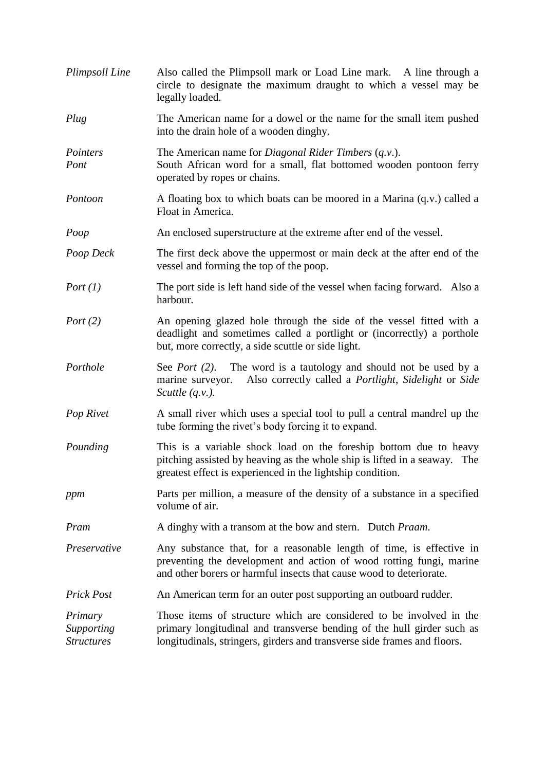*Plimpsoll Line* Also called the Plimpsoll mark or Load Line mark. A line through a circle to designate the maximum draught to which a vessel may be legally loaded.

*Plug* The American name for a dowel or the name for the small item pushed into the drain hole of a wooden dinghy.

*Pointers* The American name for *Diagonal Rider Timbers* (*q.v*.).

*Pont* South African word for a small, flat bottomed wooden pontoon ferry operated by ropes or chains.

*Pontoon* A floating box to which boats can be moored in a Marina (q.v.) called a Float in America.

*Poop* An enclosed superstructure at the extreme after end of the vessel.

*Poop Deck* The first deck above the uppermost or main deck at the after end of the vessel and forming the top of the poop.

*Port (1)* The port side is left hand side of the vessel when facing forward. Also a harbour.

*Port (2)* An opening glazed hole through the side of the vessel fitted with a deadlight and sometimes called a portlight or (incorrectly) a porthole but, more correctly, a side scuttle or side light.

*Porthole* See *Port (2)*. The word is a tautology and should not be used by a marine surveyor. Also correctly called a *Portlight*, *Sidelight* or *Side Scuttle (q.v.).*

*Pop Rivet* A small river which uses a special tool to pull a central mandrel up the tube forming the rivet's body forcing it to expand.

*Pounding* This is a variable shock load on the foreship bottom due to heavy pitching assisted by heaving as the whole ship is lifted in a seaway. The greatest effect is experienced in the lightship condition.

*ppm* Parts per million, a measure of the density of a substance in a specified volume of air.

*Pram* A dinghy with a transom at the bow and stern. Dutch *Praam*.

*Preservative* Any substance that, for a reasonable length of time, is effective in preventing the development and action of wood rotting fungi, marine and other borers or harmful insects that cause wood to deteriorate.

*Prick Post* An American term for an outer post supporting an outboard rudder.

*Primary Supporting Structures* Those items of structure which are considered to be involved in the primary longitudinal and transverse bending of the hull girder such as longitudinals, stringers, girders and transverse side frames and floors.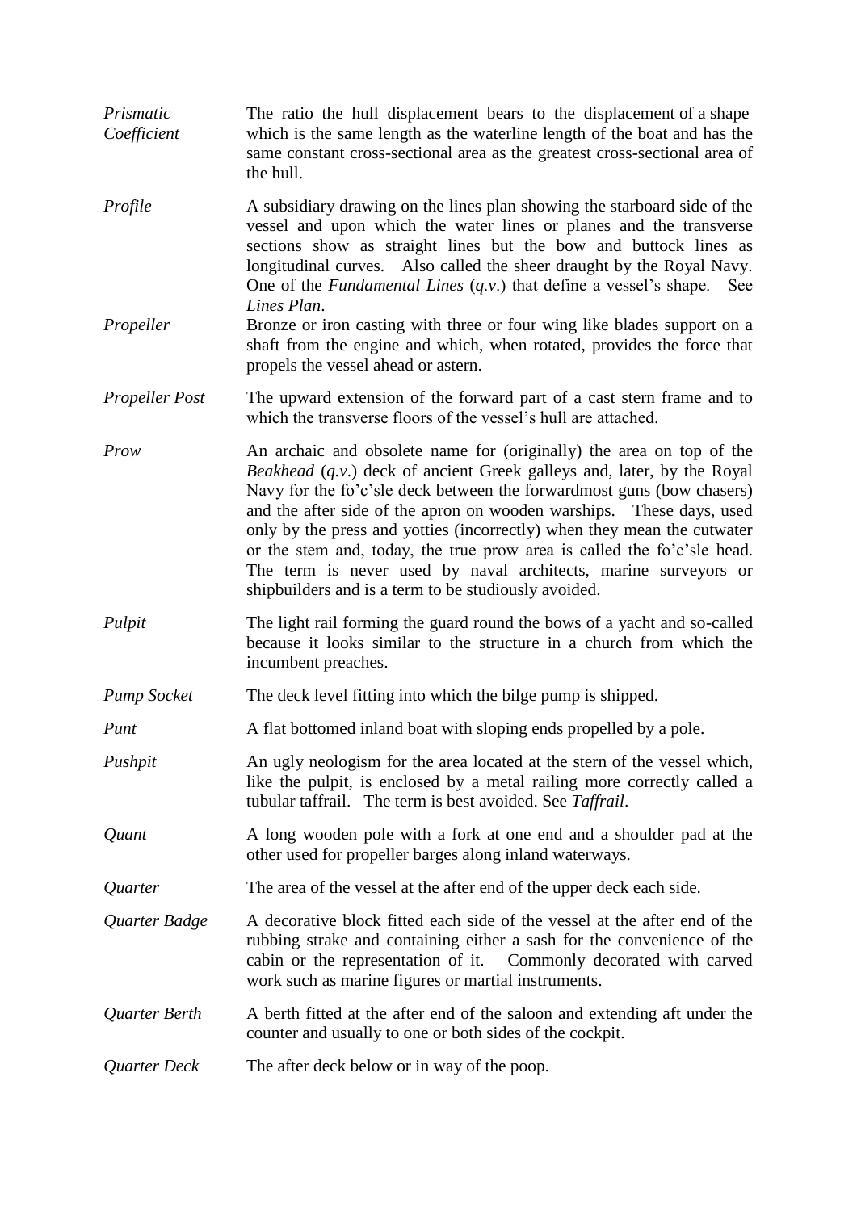*Prismatic Coefficient* — The ratio the hull displacement bears to the displacement of a shape which is the same length as the waterline length of the boat and has the same constant cross-sectional area as the greatest cross-sectional area of the hull.

*Profile* — A subsidiary drawing on the lines plan showing the starboard side of the vessel and upon which the water lines or planes and the transverse sections show as straight lines but the bow and buttock lines as longitudinal curves. Also called the sheer draught by the Royal Navy. One of the *Fundamental Lines* (*q.v*.) that define a vessel's shape. See *Lines Plan*.

*Propeller* — Bronze or iron casting with three or four wing like blades support on a shaft from the engine and which, when rotated, provides the force that propels the vessel ahead or astern.

*Propeller Post* — The upward extension of the forward part of a cast stern frame and to which the transverse floors of the vessel's hull are attached.

*Prow* — An archaic and obsolete name for (originally) the area on top of the *Beakhead* (*q.v*.) deck of ancient Greek galleys and, later, by the Royal Navy for the fo'c'sle deck between the forwardmost guns (bow chasers) and the after side of the apron on wooden warships. These days, used only by the press and yotties (incorrectly) when they mean the cutwater or the stem and, today, the true prow area is called the fo'c'sle head. The term is never used by naval architects, marine surveyors or shipbuilders and is a term to be studiously avoided.

*Pulpit* — The light rail forming the guard round the bows of a yacht and so-called because it looks similar to the structure in a church from which the incumbent preaches.

*Pump Socket* — The deck level fitting into which the bilge pump is shipped.

*Punt* — A flat bottomed inland boat with sloping ends propelled by a pole.

*Pushpit* — An ugly neologism for the area located at the stern of the vessel which, like the pulpit, is enclosed by a metal railing more correctly called a tubular taffrail. The term is best avoided. See *Taffrail*.

*Quant* — A long wooden pole with a fork at one end and a shoulder pad at the other used for propeller barges along inland waterways.

*Quarter* — The area of the vessel at the after end of the upper deck each side.

*Quarter Badge* — A decorative block fitted each side of the vessel at the after end of the rubbing strake and containing either a sash for the convenience of the cabin or the representation of it. Commonly decorated with carved work such as marine figures or martial instruments.

*Quarter Berth* — A berth fitted at the after end of the saloon and extending aft under the counter and usually to one or both sides of the cockpit.

*Quarter Deck* — The after deck below or in way of the poop.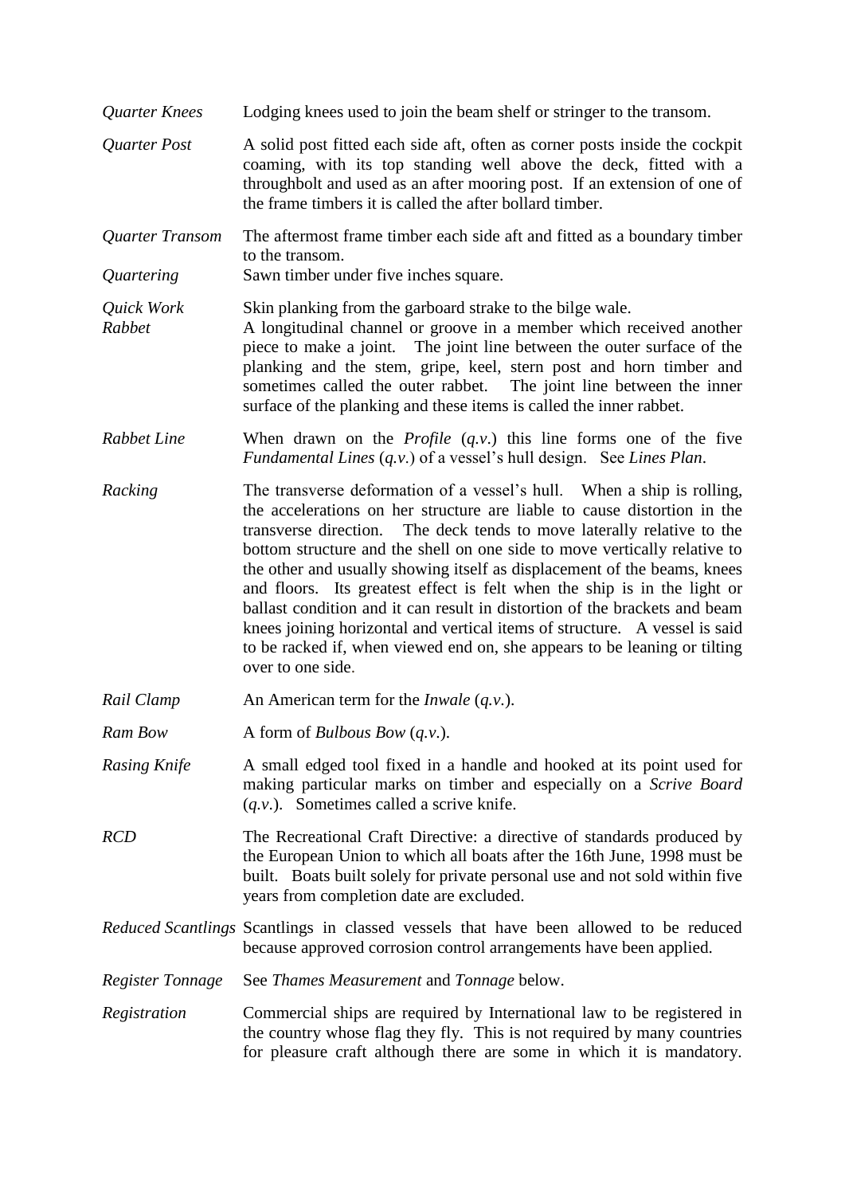*Quarter Knees* Lodging knees used to join the beam shelf or stringer to the transom.

*Quarter Post* A solid post fitted each side aft, often as corner posts inside the cockpit coaming, with its top standing well above the deck, fitted with a throughbolt and used as an after mooring post. If an extension of one of the frame timbers it is called the after bollard timber.

*Quarter Transom* The aftermost frame timber each side aft and fitted as a boundary timber to the transom.

*Quartering* Sawn timber under five inches square.

*Quick Work* Skin planking from the garboard strake to the bilge wale.

*Rabbet* A longitudinal channel or groove in a member which received another piece to make a joint. The joint line between the outer surface of the planking and the stem, gripe, keel, stern post and horn timber and sometimes called the outer rabbet. The joint line between the inner surface of the planking and these items is called the inner rabbet.

*Rabbet Line* When drawn on the *Profile* (*q.v*.) this line forms one of the five *Fundamental Lines* (*q.v.*) of a vessel's hull design. See *Lines Plan*.

*Racking* The transverse deformation of a vessel's hull. When a ship is rolling, the accelerations on her structure are liable to cause distortion in the transverse direction. The deck tends to move laterally relative to the bottom structure and the shell on one side to move vertically relative to the other and usually showing itself as displacement of the beams, knees and floors. Its greatest effect is felt when the ship is in the light or ballast condition and it can result in distortion of the brackets and beam knees joining horizontal and vertical items of structure. A vessel is said to be racked if, when viewed end on, she appears to be leaning or tilting over to one side.

*Rail Clamp* An American term for the *Inwale* (*q.v.*).

*Ram Bow* A form of *Bulbous Bow* (*q.v.*).

*Rasing Knife* A small edged tool fixed in a handle and hooked at its point used for making particular marks on timber and especially on a *Scrive Board* (*q.v.*). Sometimes called a scrive knife.

*RCD* The Recreational Craft Directive: a directive of standards produced by the European Union to which all boats after the 16th June, 1998 must be built. Boats built solely for private personal use and not sold within five years from completion date are excluded.

*Reduced Scantlings* Scantlings in classed vessels that have been allowed to be reduced because approved corrosion control arrangements have been applied.

*Register Tonnage* See *Thames Measurement* and *Tonnage* below.

*Registration* Commercial ships are required by International law to be registered in the country whose flag they fly. This is not required by many countries for pleasure craft although there are some in which it is mandatory.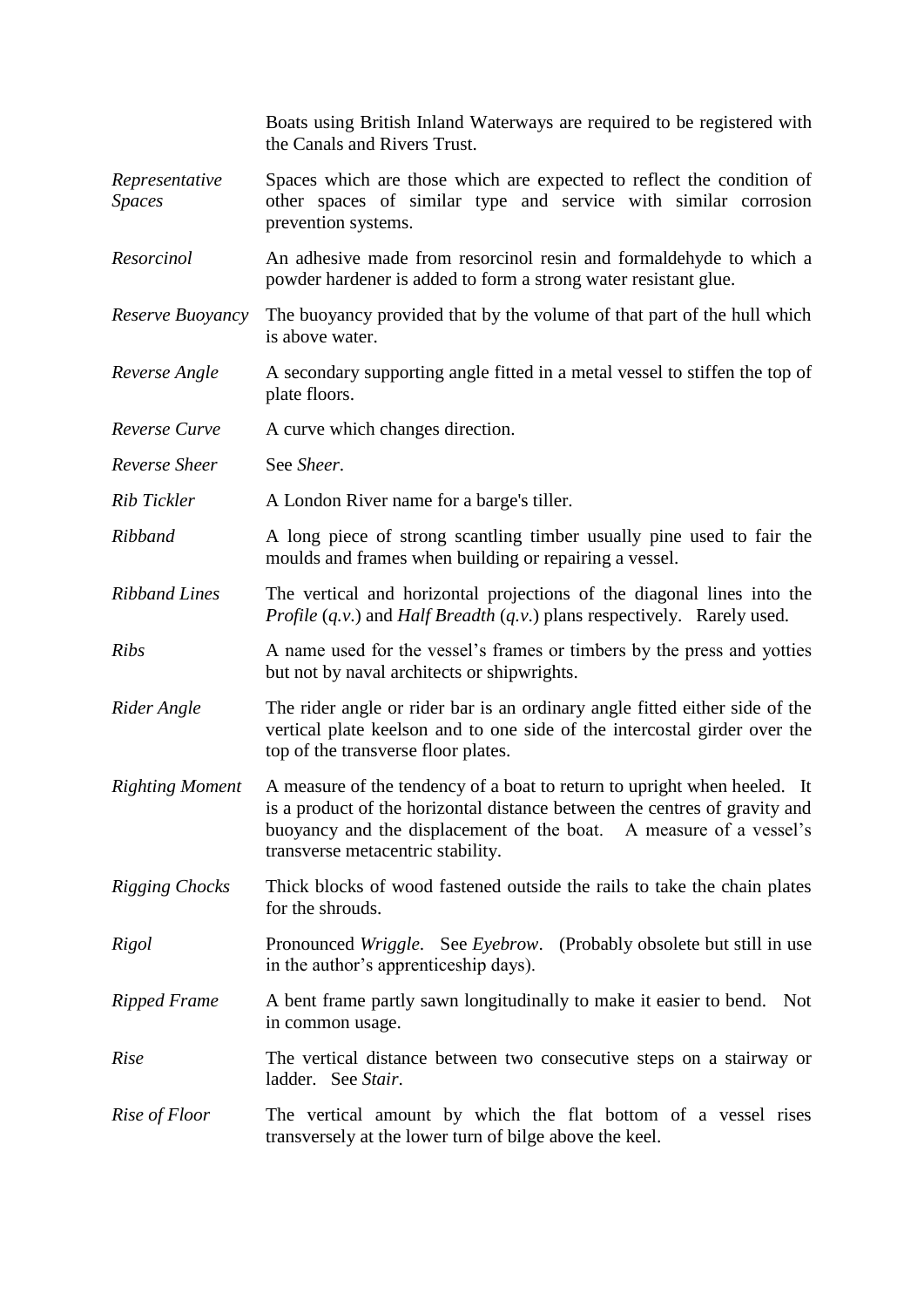Boats using British Inland Waterways are required to be registered with the Canals and Rivers Trust.

*Representative Spaces* — Spaces which are those which are expected to reflect the condition of other spaces of similar type and service with similar corrosion prevention systems.

*Resorcinol* — An adhesive made from resorcinol resin and formaldehyde to which a powder hardener is added to form a strong water resistant glue.

*Reserve Buoyancy* — The buoyancy provided that by the volume of that part of the hull which is above water.

*Reverse Angle* — A secondary supporting angle fitted in a metal vessel to stiffen the top of plate floors.

*Reverse Curve* — A curve which changes direction.

*Reverse Sheer* — See *Sheer*.

*Rib Tickler* — A London River name for a barge's tiller.

*Ribband* — A long piece of strong scantling timber usually pine used to fair the moulds and frames when building or repairing a vessel.

*Ribband Lines* — The vertical and horizontal projections of the diagonal lines into the *Profile* (*q.v.*) and *Half Breadth* (*q.v.*) plans respectively. Rarely used.

*Ribs* — A name used for the vessel's frames or timbers by the press and yotties but not by naval architects or shipwrights.

*Rider Angle* — The rider angle or rider bar is an ordinary angle fitted either side of the vertical plate keelson and to one side of the intercostal girder over the top of the transverse floor plates.

*Righting Moment* — A measure of the tendency of a boat to return to upright when heeled. It is a product of the horizontal distance between the centres of gravity and buoyancy and the displacement of the boat. A measure of a vessel's transverse metacentric stability.

*Rigging Chocks* — Thick blocks of wood fastened outside the rails to take the chain plates for the shrouds.

*Rigol* — Pronounced *Wriggle*. See *Eyebrow*. (Probably obsolete but still in use in the author's apprenticeship days).

*Ripped Frame* — A bent frame partly sawn longitudinally to make it easier to bend. Not in common usage.

*Rise* — The vertical distance between two consecutive steps on a stairway or ladder. See *Stair*.

*Rise of Floor* — The vertical amount by which the flat bottom of a vessel rises transversely at the lower turn of bilge above the keel.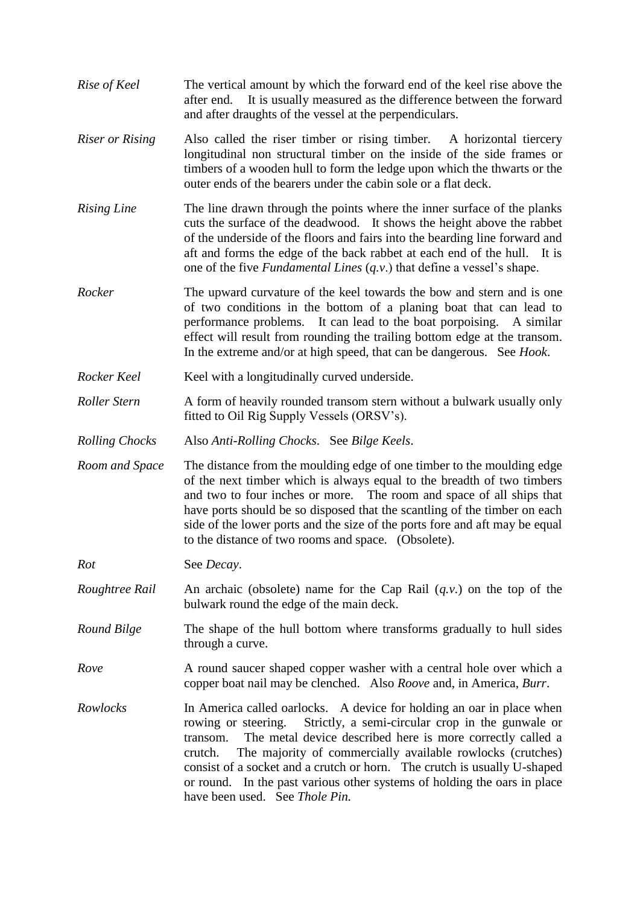*Rise of Keel* The vertical amount by which the forward end of the keel rise above the after end. It is usually measured as the difference between the forward and after draughts of the vessel at the perpendiculars.

*Riser or Rising* Also called the riser timber or rising timber. A horizontal tiercery longitudinal non structural timber on the inside of the side frames or timbers of a wooden hull to form the ledge upon which the thwarts or the outer ends of the bearers under the cabin sole or a flat deck.

*Rising Line* The line drawn through the points where the inner surface of the planks cuts the surface of the deadwood. It shows the height above the rabbet of the underside of the floors and fairs into the bearding line forward and aft and forms the edge of the back rabbet at each end of the hull. It is one of the five *Fundamental Lines* (*q.v*.) that define a vessel's shape.

*Rocker* The upward curvature of the keel towards the bow and stern and is one of two conditions in the bottom of a planing boat that can lead to performance problems. It can lead to the boat porpoising. A similar effect will result from rounding the trailing bottom edge at the transom. In the extreme and/or at high speed, that can be dangerous. See *Hook*.

*Rocker Keel* Keel with a longitudinally curved underside.

*Roller Stern* A form of heavily rounded transom stern without a bulwark usually only fitted to Oil Rig Supply Vessels (ORSV's).

*Rolling Chocks* Also *Anti-Rolling Chocks*. See *Bilge Keels*.

*Room and Space* The distance from the moulding edge of one timber to the moulding edge of the next timber which is always equal to the breadth of two timbers and two to four inches or more. The room and space of all ships that have ports should be so disposed that the scantling of the timber on each side of the lower ports and the size of the ports fore and aft may be equal to the distance of two rooms and space. (Obsolete).

*Rot* See *Decay*.

*Roughtree Rail* An archaic (obsolete) name for the Cap Rail (*q.v.*) on the top of the bulwark round the edge of the main deck.

*Round Bilge* The shape of the hull bottom where transforms gradually to hull sides through a curve.

*Rove* A round saucer shaped copper washer with a central hole over which a copper boat nail may be clenched. Also *Roove* and, in America, *Burr*.

*Rowlocks* In America called oarlocks. A device for holding an oar in place when rowing or steering. Strictly, a semi-circular crop in the gunwale or transom. The metal device described here is more correctly called a crutch. The majority of commercially available rowlocks (crutches) consist of a socket and a crutch or horn. The crutch is usually U-shaped or round. In the past various other systems of holding the oars in place have been used. See *Thole Pin.*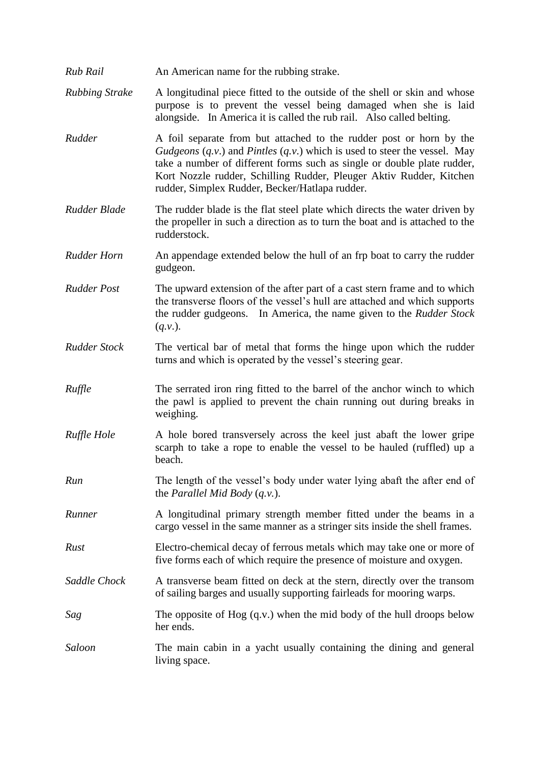*Rub Rail* — An American name for the rubbing strake.

*Rubbing Strake* — A longitudinal piece fitted to the outside of the shell or skin and whose purpose is to prevent the vessel being damaged when she is laid alongside. In America it is called the rub rail. Also called belting.

*Rudder* — A foil separate from but attached to the rudder post or horn by the *Gudgeons* (*q.v*.) and *Pintles* (*q.v*.) which is used to steer the vessel. May take a number of different forms such as single or double plate rudder, Kort Nozzle rudder, Schilling Rudder, Pleuger Aktiv Rudder, Kitchen rudder, Simplex Rudder, Becker/Hatlapa rudder.

*Rudder Blade* — The rudder blade is the flat steel plate which directs the water driven by the propeller in such a direction as to turn the boat and is attached to the rudderstock.

*Rudder Horn* — An appendage extended below the hull of an frp boat to carry the rudder gudgeon.

*Rudder Post* — The upward extension of the after part of a cast stern frame and to which the transverse floors of the vessel's hull are attached and which supports the rudder gudgeons. In America, the name given to the *Rudder Stock* (*q.v*.).

*Rudder Stock* — The vertical bar of metal that forms the hinge upon which the rudder turns and which is operated by the vessel's steering gear.

*Ruffle* — The serrated iron ring fitted to the barrel of the anchor winch to which the pawl is applied to prevent the chain running out during breaks in weighing.

*Ruffle Hole* — A hole bored transversely across the keel just abaft the lower gripe scarph to take a rope to enable the vessel to be hauled (ruffled) up a beach.

*Run* — The length of the vessel's body under water lying abaft the after end of the *Parallel Mid Body* (*q.v.*).

*Runner* — A longitudinal primary strength member fitted under the beams in a cargo vessel in the same manner as a stringer sits inside the shell frames.

*Rust* — Electro-chemical decay of ferrous metals which may take one or more of five forms each of which require the presence of moisture and oxygen.

*Saddle Chock* — A transverse beam fitted on deck at the stern, directly over the transom of sailing barges and usually supporting fairleads for mooring warps.

*Sag* — The opposite of Hog (q.v.) when the mid body of the hull droops below her ends.

*Saloon* — The main cabin in a yacht usually containing the dining and general living space.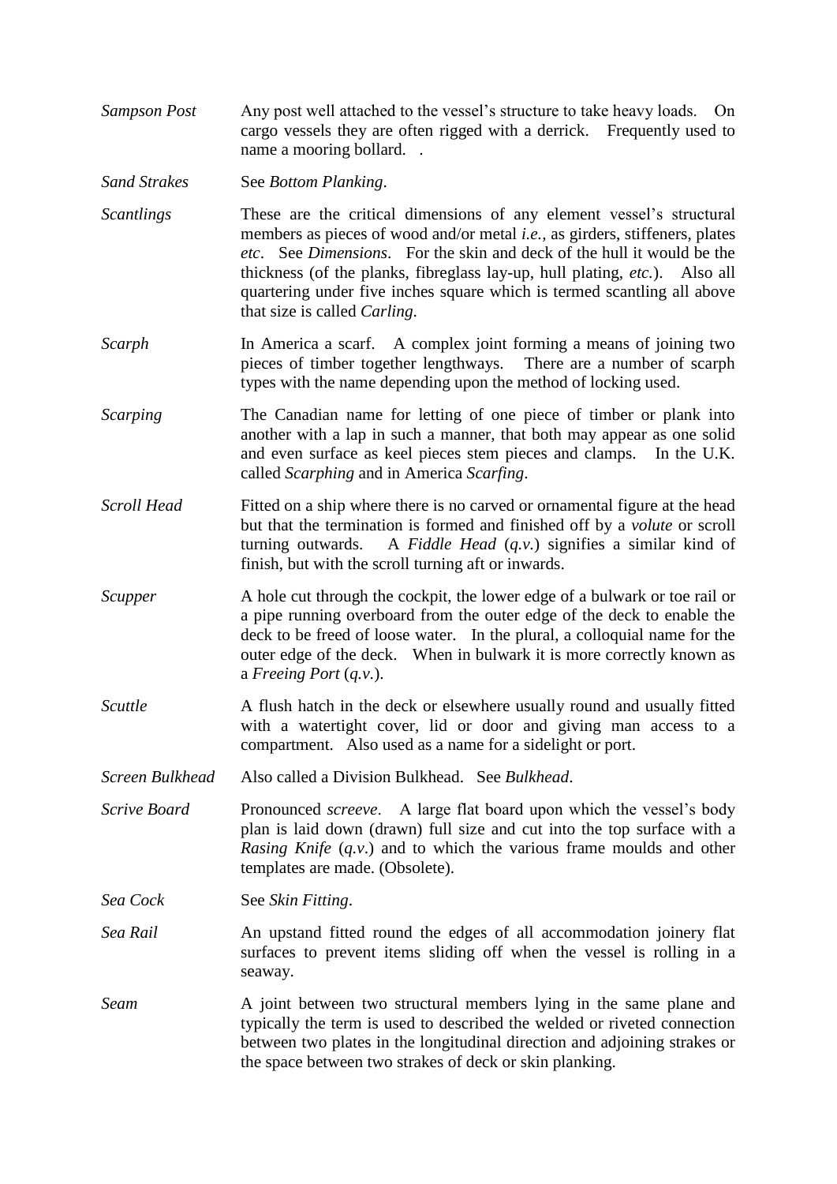*Sampson Post* Any post well attached to the vessel's structure to take heavy loads. On cargo vessels they are often rigged with a derrick. Frequently used to name a mooring bollard. .

*Sand Strakes* See *Bottom Planking*.

*Scantlings* These are the critical dimensions of any element vessel's structural members as pieces of wood and/or metal *i.e.*, as girders, stiffeners, plates *etc*. See *Dimensions*. For the skin and deck of the hull it would be the thickness (of the planks, fibreglass lay-up, hull plating, *etc.*). Also all quartering under five inches square which is termed scantling all above that size is called *Carling*.

*Scarph* In America a scarf. A complex joint forming a means of joining two pieces of timber together lengthways. There are a number of scarph types with the name depending upon the method of locking used.

*Scarping* The Canadian name for letting of one piece of timber or plank into another with a lap in such a manner, that both may appear as one solid and even surface as keel pieces stem pieces and clamps. In the U.K. called *Scarphing* and in America *Scarfing*.

*Scroll Head* Fitted on a ship where there is no carved or ornamental figure at the head but that the termination is formed and finished off by a *volute* or scroll turning outwards. A *Fiddle Head* (*q.v.*) signifies a similar kind of finish, but with the scroll turning aft or inwards.

*Scupper* A hole cut through the cockpit, the lower edge of a bulwark or toe rail or a pipe running overboard from the outer edge of the deck to enable the deck to be freed of loose water. In the plural, a colloquial name for the outer edge of the deck. When in bulwark it is more correctly known as a *Freeing Port* (*q.v.*).

*Scuttle* A flush hatch in the deck or elsewhere usually round and usually fitted with a watertight cover, lid or door and giving man access to a compartment. Also used as a name for a sidelight or port.

*Screen Bulkhead* Also called a Division Bulkhead. See *Bulkhead*.

*Scrive Board* Pronounced *screeve*. A large flat board upon which the vessel's body plan is laid down (drawn) full size and cut into the top surface with a *Rasing Knife* (*q.v.*) and to which the various frame moulds and other templates are made. (Obsolete).

*Sea Cock* See *Skin Fitting*.

*Sea Rail* An upstand fitted round the edges of all accommodation joinery flat surfaces to prevent items sliding off when the vessel is rolling in a seaway.

*Seam* A joint between two structural members lying in the same plane and typically the term is used to described the welded or riveted connection between two plates in the longitudinal direction and adjoining strakes or the space between two strakes of deck or skin planking.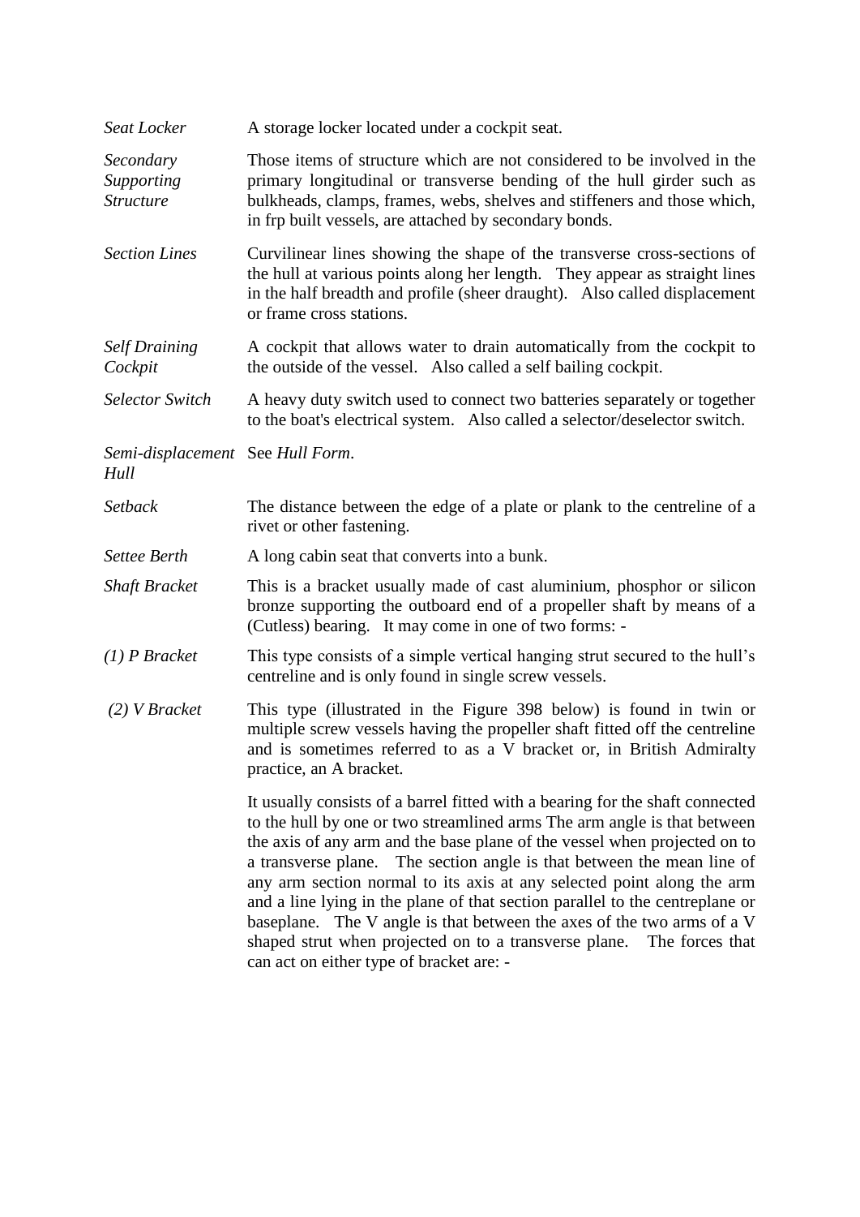*Seat Locker* A storage locker located under a cockpit seat.

*Secondary Supporting Structure* Those items of structure which are not considered to be involved in the primary longitudinal or transverse bending of the hull girder such as bulkheads, clamps, frames, webs, shelves and stiffeners and those which, in frp built vessels, are attached by secondary bonds.

*Section Lines* Curvilinear lines showing the shape of the transverse cross-sections of the hull at various points along her length. They appear as straight lines in the half breadth and profile (sheer draught). Also called displacement or frame cross stations.

*Self Draining Cockpit* A cockpit that allows water to drain automatically from the cockpit to the outside of the vessel. Also called a self bailing cockpit.

*Selector Switch* A heavy duty switch used to connect two batteries separately or together to the boat's electrical system. Also called a selector/deselector switch.

*Semi-displacement Hull* See *Hull Form*.

*Setback* The distance between the edge of a plate or plank to the centreline of a rivet or other fastening.

*Settee Berth* A long cabin seat that converts into a bunk.

*Shaft Bracket* This is a bracket usually made of cast aluminium, phosphor or silicon bronze supporting the outboard end of a propeller shaft by means of a (Cutless) bearing. It may come in one of two forms: -

*(1) P Bracket* This type consists of a simple vertical hanging strut secured to the hull's centreline and is only found in single screw vessels.

*(2) V Bracket* This type (illustrated in the Figure 398 below) is found in twin or multiple screw vessels having the propeller shaft fitted off the centreline and is sometimes referred to as a V bracket or, in British Admiralty practice, an A bracket.

It usually consists of a barrel fitted with a bearing for the shaft connected to the hull by one or two streamlined arms The arm angle is that between the axis of any arm and the base plane of the vessel when projected on to a transverse plane. The section angle is that between the mean line of any arm section normal to its axis at any selected point along the arm and a line lying in the plane of that section parallel to the centreplane or baseplane. The V angle is that between the axes of the two arms of a V shaped strut when projected on to a transverse plane. The forces that can act on either type of bracket are: -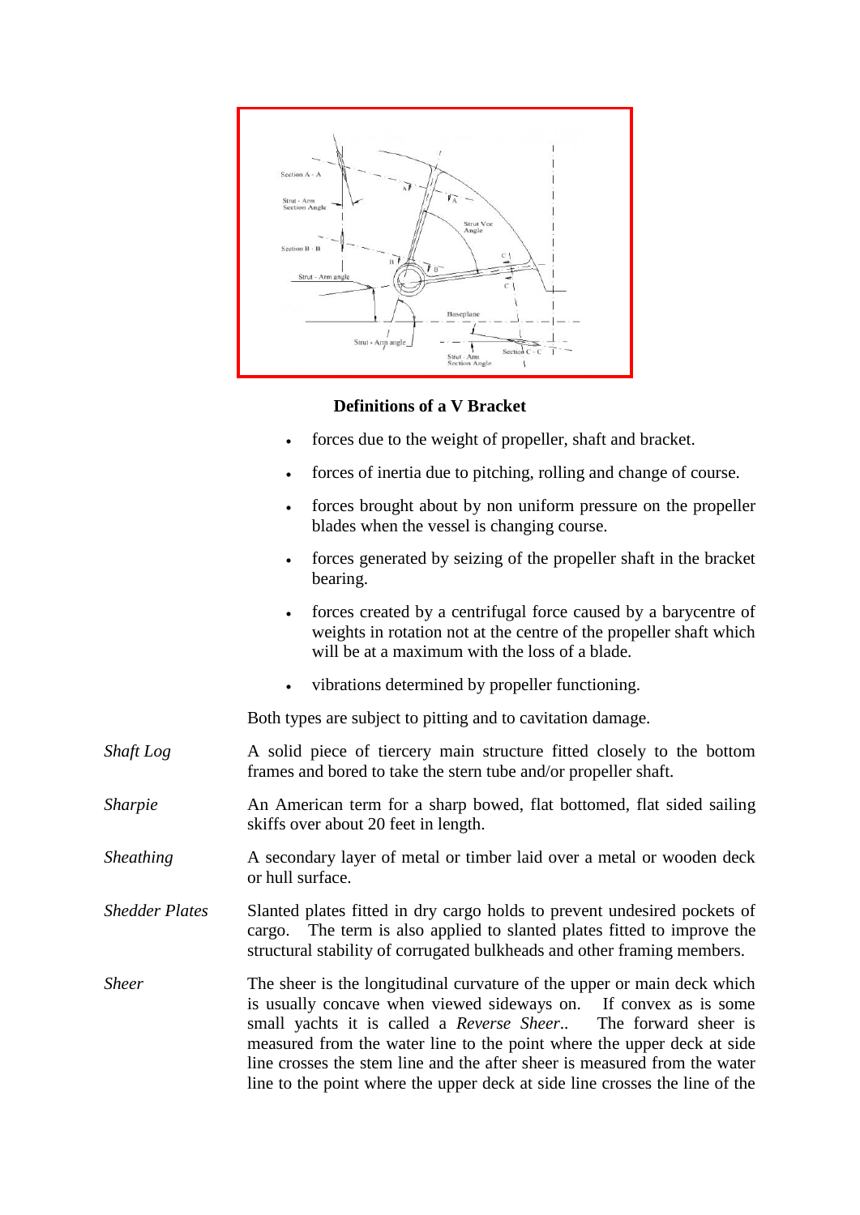**Definitions of a V Bracket**

- forces due to the weight of propeller, shaft and bracket.
- forces of inertia due to pitching, rolling and change of course.
- forces brought about by non uniform pressure on the propeller blades when the vessel is changing course.
- forces generated by seizing of the propeller shaft in the bracket bearing.
- forces created by a centrifugal force caused by a barycentre of weights in rotation not at the centre of the propeller shaft which will be at a maximum with the loss of a blade.
- vibrations determined by propeller functioning.

Both types are subject to pitting and to cavitation damage.

*Shaft Log* — A solid piece of tiercery main structure fitted closely to the bottom frames and bored to take the stern tube and/or propeller shaft.

*Sharpie* — An American term for a sharp bowed, flat bottomed, flat sided sailing skiffs over about 20 feet in length.

*Sheathing* — A secondary layer of metal or timber laid over a metal or wooden deck or hull surface.

*Shedder Plates* — Slanted plates fitted in dry cargo holds to prevent undesired pockets of cargo. The term is also applied to slanted plates fitted to improve the structural stability of corrugated bulkheads and other framing members.

*Sheer* — The sheer is the longitudinal curvature of the upper or main deck which is usually concave when viewed sideways on. If convex as is some small yachts it is called a *Reverse Sheer*.. The forward sheer is measured from the water line to the point where the upper deck at side line crosses the stem line and the after sheer is measured from the water line to the point where the upper deck at side line crosses the line of the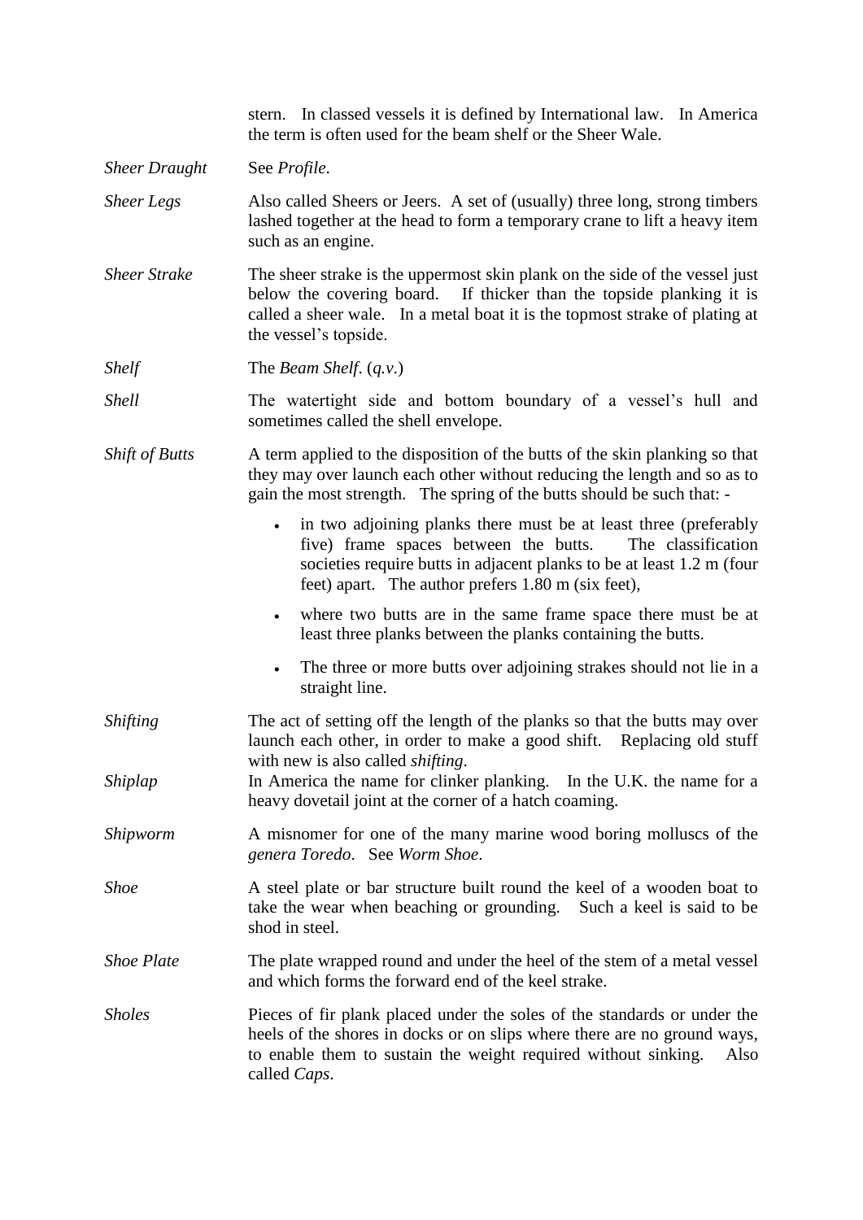stern. In classed vessels it is defined by International law. In America the term is often used for the beam shelf or the Sheer Wale.

*Sheer Draught* — See *Profile*.

*Sheer Legs* — Also called Sheers or Jeers. A set of (usually) three long, strong timbers lashed together at the head to form a temporary crane to lift a heavy item such as an engine.

*Sheer Strake* — The sheer strake is the uppermost skin plank on the side of the vessel just below the covering board. If thicker than the topside planking it is called a sheer wale. In a metal boat it is the topmost strake of plating at the vessel's topside.

*Shelf* — The *Beam Shelf*. (*q.v.*)

*Shell* — The watertight side and bottom boundary of a vessel's hull and sometimes called the shell envelope.

*Shift of Butts* — A term applied to the disposition of the butts of the skin planking so that they may over launch each other without reducing the length and so as to gain the most strength. The spring of the butts should be such that: -

- in two adjoining planks there must be at least three (preferably five) frame spaces between the butts. The classification societies require butts in adjacent planks to be at least 1.2 m (four feet) apart. The author prefers 1.80 m (six feet),
- where two butts are in the same frame space there must be at least three planks between the planks containing the butts.
- The three or more butts over adjoining strakes should not lie in a straight line.

*Shifting* — The act of setting off the length of the planks so that the butts may over launch each other, in order to make a good shift. Replacing old stuff with new is also called *shifting*.

*Shiplap* — In America the name for clinker planking. In the U.K. the name for a heavy dovetail joint at the corner of a hatch coaming.

*Shipworm* — A misnomer for one of the many marine wood boring molluscs of the *genera Toredo*. See *Worm Shoe*.

*Shoe* — A steel plate or bar structure built round the keel of a wooden boat to take the wear when beaching or grounding. Such a keel is said to be shod in steel.

*Shoe Plate* — The plate wrapped round and under the heel of the stem of a metal vessel and which forms the forward end of the keel strake.

*Sholes* — Pieces of fir plank placed under the soles of the standards or under the heels of the shores in docks or on slips where there are no ground ways, to enable them to sustain the weight required without sinking. Also called *Caps*.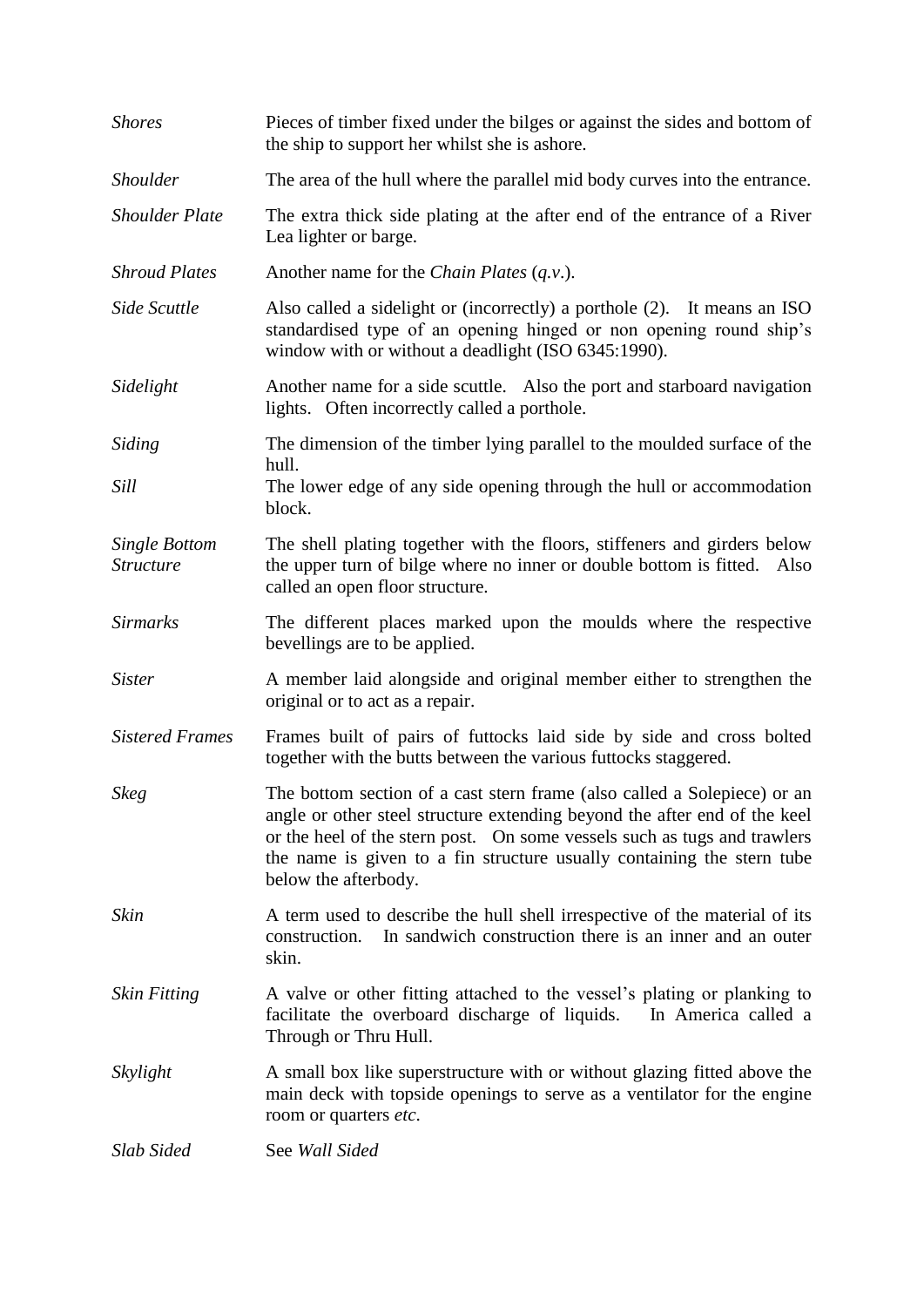*Shores* — Pieces of timber fixed under the bilges or against the sides and bottom of the ship to support her whilst she is ashore.

*Shoulder* — The area of the hull where the parallel mid body curves into the entrance.

*Shoulder Plate* — The extra thick side plating at the after end of the entrance of a River Lea lighter or barge.

*Shroud Plates* — Another name for the *Chain Plates* (*q.v*.).

*Side Scuttle* — Also called a sidelight or (incorrectly) a porthole (2). It means an ISO standardised type of an opening hinged or non opening round ship's window with or without a deadlight (ISO 6345:1990).

*Sidelight* — Another name for a side scuttle. Also the port and starboard navigation lights. Often incorrectly called a porthole.

*Siding* — The dimension of the timber lying parallel to the moulded surface of the hull.

*Sill* — The lower edge of any side opening through the hull or accommodation block.

*Single Bottom Structure* — The shell plating together with the floors, stiffeners and girders below the upper turn of bilge where no inner or double bottom is fitted. Also called an open floor structure.

*Sirmarks* — The different places marked upon the moulds where the respective bevellings are to be applied.

*Sister* — A member laid alongside and original member either to strengthen the original or to act as a repair.

*Sistered Frames* — Frames built of pairs of futtocks laid side by side and cross bolted together with the butts between the various futtocks staggered.

*Skeg* — The bottom section of a cast stern frame (also called a Solepiece) or an angle or other steel structure extending beyond the after end of the keel or the heel of the stern post. On some vessels such as tugs and trawlers the name is given to a fin structure usually containing the stern tube below the afterbody.

*Skin* — A term used to describe the hull shell irrespective of the material of its construction. In sandwich construction there is an inner and an outer skin.

*Skin Fitting* — A valve or other fitting attached to the vessel's plating or planking to facilitate the overboard discharge of liquids. In America called a Through or Thru Hull.

*Skylight* — A small box like superstructure with or without glazing fitted above the main deck with topside openings to serve as a ventilator for the engine room or quarters *etc.*

*Slab Sided* — See *Wall Sided*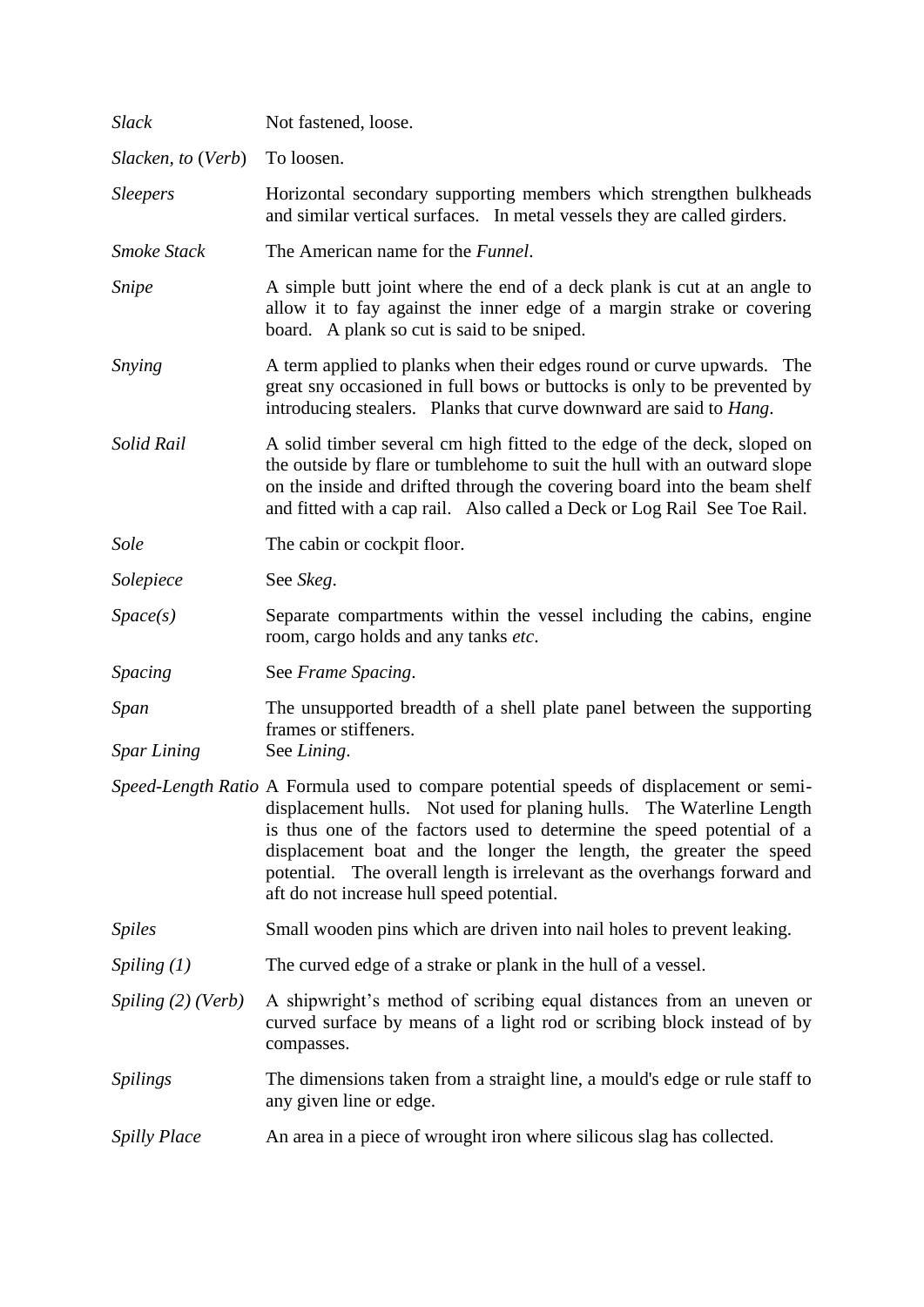*Slack* Not fastened, loose.

*Slacken, to* (*Verb*) To loosen.

*Sleepers* Horizontal secondary supporting members which strengthen bulkheads and similar vertical surfaces. In metal vessels they are called girders.

*Smoke Stack* The American name for the *Funnel*.

*Snipe* A simple butt joint where the end of a deck plank is cut at an angle to allow it to fay against the inner edge of a margin strake or covering board. A plank so cut is said to be sniped.

*Snying* A term applied to planks when their edges round or curve upwards. The great sny occasioned in full bows or buttocks is only to be prevented by introducing stealers. Planks that curve downward are said to *Hang*.

*Solid Rail* A solid timber several cm high fitted to the edge of the deck, sloped on the outside by flare or tumblehome to suit the hull with an outward slope on the inside and drifted through the covering board into the beam shelf and fitted with a cap rail. Also called a Deck or Log Rail See Toe Rail.

*Sole* The cabin or cockpit floor.

*Solepiece* See *Skeg*.

*Space(s)* Separate compartments within the vessel including the cabins, engine room, cargo holds and any tanks *etc*.

*Spacing* See *Frame Spacing*.

*Span* The unsupported breadth of a shell plate panel between the supporting frames or stiffeners.

*Spar Lining* See *Lining*.

*Speed-Length Ratio* A Formula used to compare potential speeds of displacement or semi-displacement hulls. Not used for planing hulls. The Waterline Length is thus one of the factors used to determine the speed potential of a displacement boat and the longer the length, the greater the speed potential. The overall length is irrelevant as the overhangs forward and aft do not increase hull speed potential.

*Spiles* Small wooden pins which are driven into nail holes to prevent leaking.

*Spiling (1)* The curved edge of a strake or plank in the hull of a vessel.

*Spiling (2) (Verb)* A shipwright's method of scribing equal distances from an uneven or curved surface by means of a light rod or scribing block instead of by compasses.

*Spilings* The dimensions taken from a straight line, a mould's edge or rule staff to any given line or edge.

*Spilly Place* An area in a piece of wrought iron where silicous slag has collected.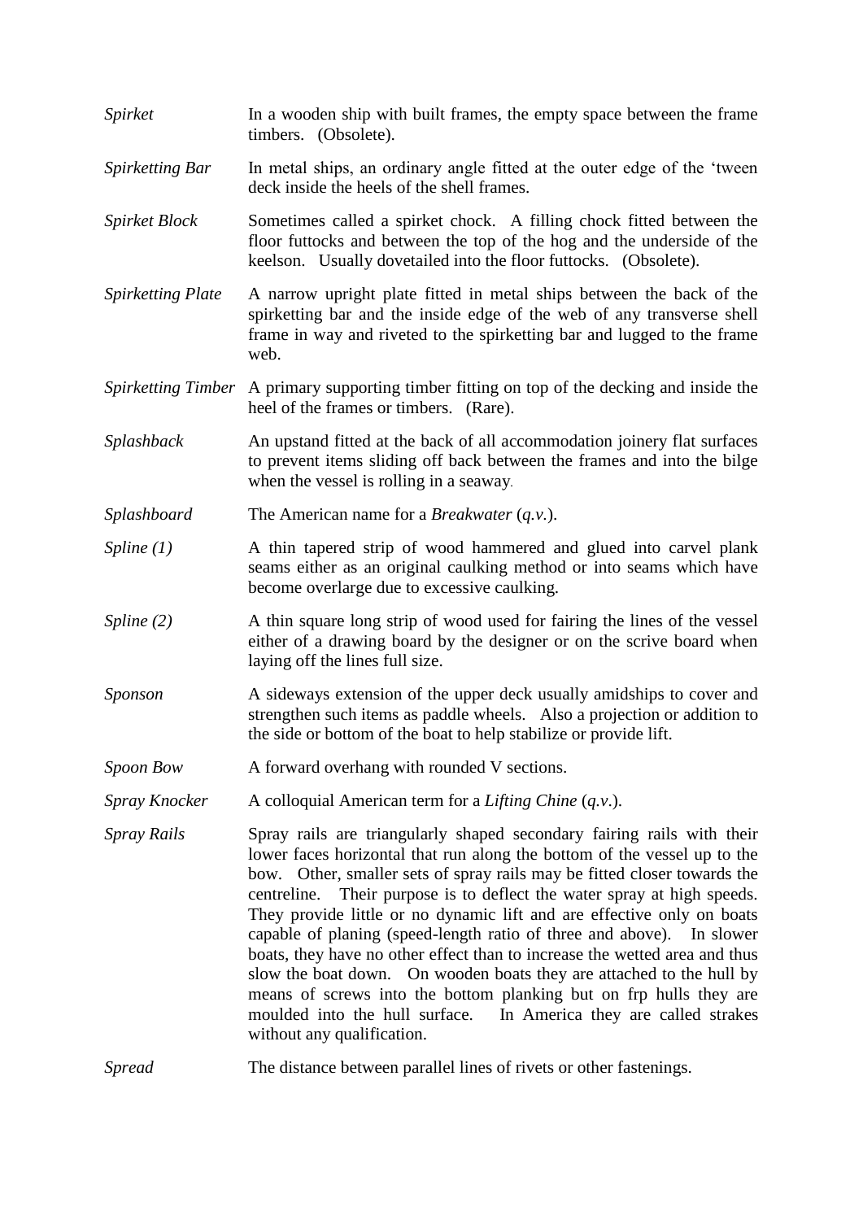*Spirket* In a wooden ship with built frames, the empty space between the frame timbers. (Obsolete).

*Spirketting Bar* In metal ships, an ordinary angle fitted at the outer edge of the 'tween deck inside the heels of the shell frames.

*Spirket Block* Sometimes called a spirket chock. A filling chock fitted between the floor futtocks and between the top of the hog and the underside of the keelson. Usually dovetailed into the floor futtocks. (Obsolete).

*Spirketting Plate* A narrow upright plate fitted in metal ships between the back of the spirketting bar and the inside edge of the web of any transverse shell frame in way and riveted to the spirketting bar and lugged to the frame web.

*Spirketting Timber* A primary supporting timber fitting on top of the decking and inside the heel of the frames or timbers. (Rare).

*Splashback* An upstand fitted at the back of all accommodation joinery flat surfaces to prevent items sliding off back between the frames and into the bilge when the vessel is rolling in a seaway.

*Splashboard* The American name for a *Breakwater* (*q.v.*).

*Spline (1)* A thin tapered strip of wood hammered and glued into carvel plank seams either as an original caulking method or into seams which have become overlarge due to excessive caulking.

*Spline (2)* A thin square long strip of wood used for fairing the lines of the vessel either of a drawing board by the designer or on the scrive board when laying off the lines full size.

*Sponson* A sideways extension of the upper deck usually amidships to cover and strengthen such items as paddle wheels. Also a projection or addition to the side or bottom of the boat to help stabilize or provide lift.

*Spoon Bow* A forward overhang with rounded V sections.

*Spray Knocker* A colloquial American term for a *Lifting Chine* (*q.v.*).

*Spray Rails* Spray rails are triangularly shaped secondary fairing rails with their lower faces horizontal that run along the bottom of the vessel up to the bow. Other, smaller sets of spray rails may be fitted closer towards the centreline. Their purpose is to deflect the water spray at high speeds. They provide little or no dynamic lift and are effective only on boats capable of planing (speed-length ratio of three and above). In slower boats, they have no other effect than to increase the wetted area and thus slow the boat down. On wooden boats they are attached to the hull by means of screws into the bottom planking but on frp hulls they are moulded into the hull surface. In America they are called strakes without any qualification.

*Spread* The distance between parallel lines of rivets or other fastenings.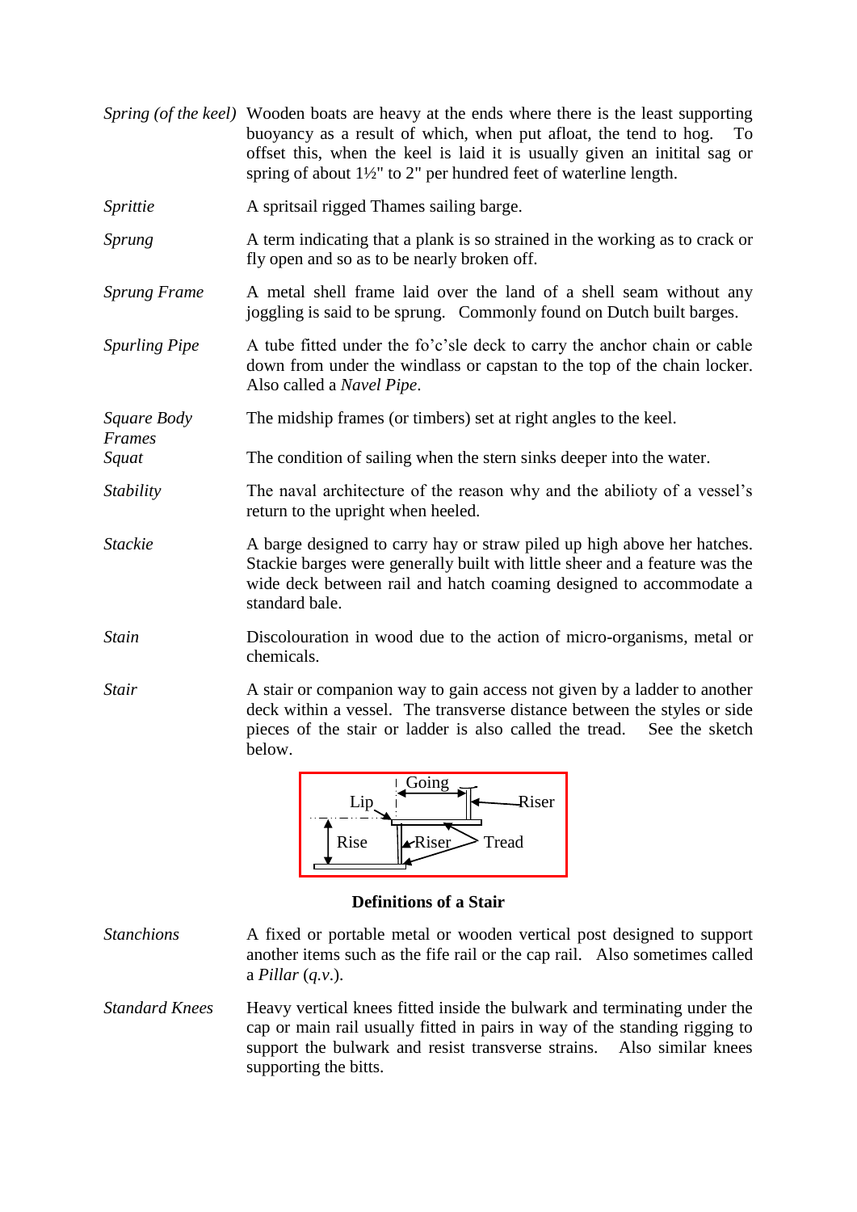*Spring (of the keel)* Wooden boats are heavy at the ends where there is the least supporting buoyancy as a result of which, when put afloat, the tend to hog. To offset this, when the keel is laid it is usually given an initial sag or spring of about 1½" to 2" per hundred feet of waterline length.

*Sprittie* A spritsail rigged Thames sailing barge.

*Sprung* A term indicating that a plank is so strained in the working as to crack or fly open and so as to be nearly broken off.

*Sprung Frame* A metal shell frame laid over the land of a shell seam without any joggling is said to be sprung. Commonly found on Dutch built barges.

*Spurling Pipe* A tube fitted under the fo'c'sle deck to carry the anchor chain or cable down from under the windlass or capstan to the top of the chain locker. Also called a *Navel Pipe*.

*Square Body Frames* The midship frames (or timbers) set at right angles to the keel.

*Squat* The condition of sailing when the stern sinks deeper into the water.

*Stability* The naval architecture of the reason why and the abilioty of a vessel's return to the upright when heeled.

*Stackie* A barge designed to carry hay or straw piled up high above her hatches. Stackie barges were generally built with little sheer and a feature was the wide deck between rail and hatch coaming designed to accommodate a standard bale.

*Stain* Discolouration in wood due to the action of micro-organisms, metal or chemicals.

*Stair* A stair or companion way to gain access not given by a ladder to another deck within a vessel. The transverse distance between the styles or side pieces of the stair or ladder is also called the tread. See the sketch below.

Going, Lip, Riser, Rise, Riser, Tread

**Definitions of a Stair**

*Stanchions* A fixed or portable metal or wooden vertical post designed to support another items such as the fife rail or the cap rail. Also sometimes called a *Pillar* (*q.v.*).

*Standard Knees* Heavy vertical knees fitted inside the bulwark and terminating under the cap or main rail usually fitted in pairs in way of the standing rigging to support the bulwark and resist transverse strains. Also similar knees supporting the bitts.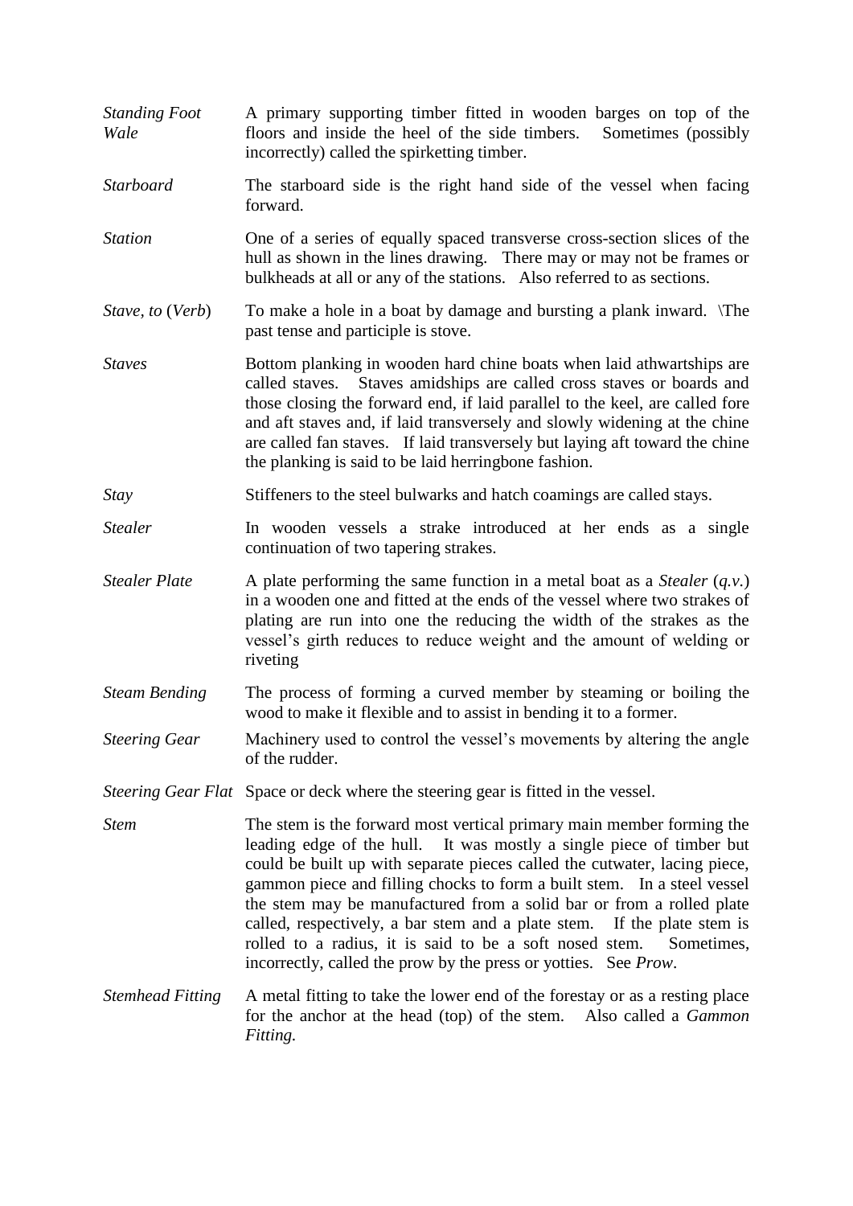*Standing Foot Wale* A primary supporting timber fitted in wooden barges on top of the floors and inside the heel of the side timbers. Sometimes (possibly incorrectly) called the spirketting timber.

*Starboard* The starboard side is the right hand side of the vessel when facing forward.

*Station* One of a series of equally spaced transverse cross-section slices of the hull as shown in the lines drawing. There may or may not be frames or bulkheads at all or any of the stations. Also referred to as sections.

*Stave, to* (*Verb*) To make a hole in a boat by damage and bursting a plank inward. \The past tense and participle is stove.

*Staves* Bottom planking in wooden hard chine boats when laid athwartships are called staves. Staves amidships are called cross staves or boards and those closing the forward end, if laid parallel to the keel, are called fore and aft staves and, if laid transversely and slowly widening at the chine are called fan staves. If laid transversely but laying aft toward the chine the planking is said to be laid herringbone fashion.

*Stay* Stiffeners to the steel bulwarks and hatch coamings are called stays.

*Stealer* In wooden vessels a strake introduced at her ends as a single continuation of two tapering strakes.

*Stealer Plate* A plate performing the same function in a metal boat as a *Stealer* (*q.v.*) in a wooden one and fitted at the ends of the vessel where two strakes of plating are run into one the reducing the width of the strakes as the vessel's girth reduces to reduce weight and the amount of welding or riveting

*Steam Bending* The process of forming a curved member by steaming or boiling the wood to make it flexible and to assist in bending it to a former.

*Steering Gear* Machinery used to control the vessel's movements by altering the angle of the rudder.

*Steering Gear Flat* Space or deck where the steering gear is fitted in the vessel.

*Stem* The stem is the forward most vertical primary main member forming the leading edge of the hull. It was mostly a single piece of timber but could be built up with separate pieces called the cutwater, lacing piece, gammon piece and filling chocks to form a built stem. In a steel vessel the stem may be manufactured from a solid bar or from a rolled plate called, respectively, a bar stem and a plate stem. If the plate stem is rolled to a radius, it is said to be a soft nosed stem. Sometimes, incorrectly, called the prow by the press or yotties. See *Prow*.

*Stemhead Fitting* A metal fitting to take the lower end of the forestay or as a resting place for the anchor at the head (top) of the stem. Also called a *Gammon Fitting.*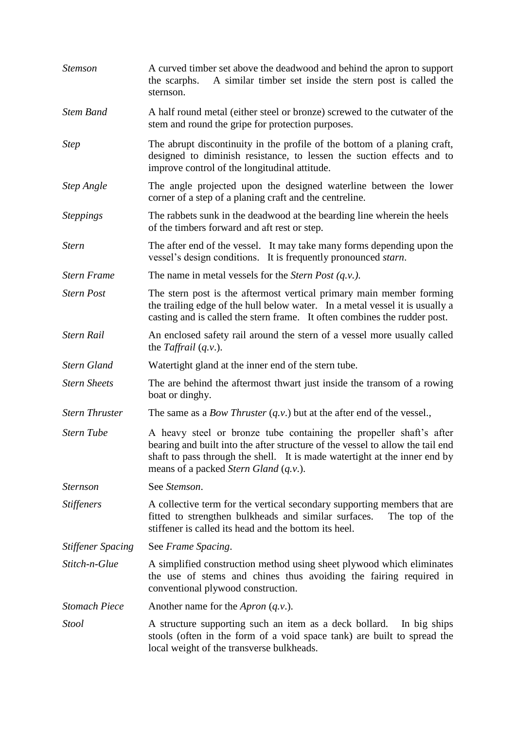| | |
|---|---|
| *Stemson* | A curved timber set above the deadwood and behind the apron to support the scarphs. A similar timber set inside the stern post is called the sternson. |
| *Stem Band* | A half round metal (either steel or bronze) screwed to the cutwater of the stem and round the gripe for protection purposes. |
| *Step* | The abrupt discontinuity in the profile of the bottom of a planing craft, designed to diminish resistance, to lessen the suction effects and to improve control of the longitudinal attitude. |
| *Step Angle* | The angle projected upon the designed waterline between the lower corner of a step of a planing craft and the centreline. |
| *Steppings* | The rabbets sunk in the deadwood at the bearding line wherein the heels of the timbers forward and aft rest or step. |
| *Stern* | The after end of the vessel. It may take many forms depending upon the vessel's design conditions. It is frequently pronounced *starn*. |
| *Stern Frame* | The name in metal vessels for the *Stern Post (q.v.)*. |
| *Stern Post* | The stern post is the aftermost vertical primary main member forming the trailing edge of the hull below water. In a metal vessel it is usually a casting and is called the stern frame. It often combines the rudder post. |
| *Stern Rail* | An enclosed safety rail around the stern of a vessel more usually called the *Taffrail* (*q.v*.). |
| *Stern Gland* | Watertight gland at the inner end of the stern tube. |
| *Stern Sheets* | The are behind the aftermost thwart just inside the transom of a rowing boat or dinghy. |
| *Stern Thruster* | The same as a *Bow Thruster* (*q.v*.) but at the after end of the vessel., |
| *Stern Tube* | A heavy steel or bronze tube containing the propeller shaft's after bearing and built into the after structure of the vessel to allow the tail end shaft to pass through the shell. It is made watertight at the inner end by means of a packed *Stern Gland* (*q.v*.). |
| *Sternson* | See *Stemson*. |
| *Stiffeners* | A collective term for the vertical secondary supporting members that are fitted to strengthen bulkheads and similar surfaces. The top of the stiffener is called its head and the bottom its heel. |
| *Stiffener Spacing* | See *Frame Spacing*. |
| *Stitch-n-Glue* | A simplified construction method using sheet plywood which eliminates the use of stems and chines thus avoiding the fairing required in conventional plywood construction. |
| *Stomach Piece* | Another name for the *Apron* (*q.v*.). |
| *Stool* | A structure supporting such an item as a deck bollard. In big ships stools (often in the form of a void space tank) are built to spread the local weight of the transverse bulkheads. |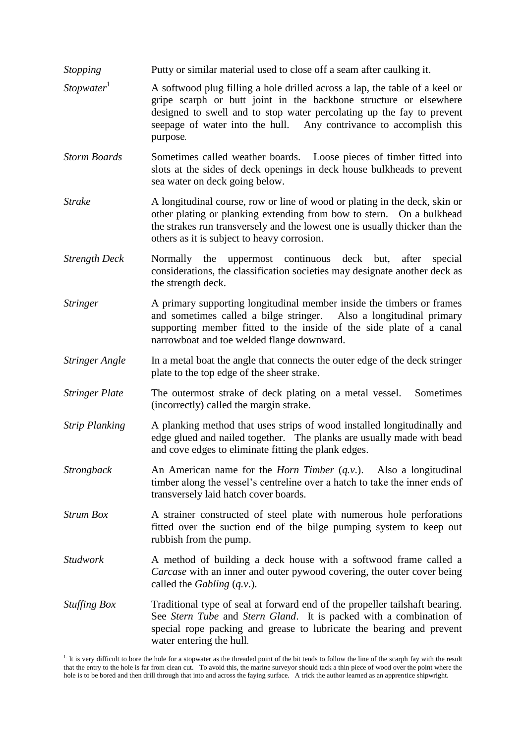*Stopping* Putty or similar material used to close off a seam after caulking it.

*Stopwater*[1] A softwood plug filling a hole drilled across a lap, the table of a keel or gripe scarph or butt joint in the backbone structure or elsewhere designed to swell and to stop water percolating up the fay to prevent seepage of water into the hull. Any contrivance to accomplish this purpose.

*Storm Boards* Sometimes called weather boards. Loose pieces of timber fitted into slots at the sides of deck openings in deck house bulkheads to prevent sea water on deck going below.

*Strake* A longitudinal course, row or line of wood or plating in the deck, skin or other plating or planking extending from bow to stern. On a bulkhead the strakes run transversely and the lowest one is usually thicker than the others as it is subject to heavy corrosion.

*Strength Deck* Normally the uppermost continuous deck but, after special considerations, the classification societies may designate another deck as the strength deck.

*Stringer* A primary supporting longitudinal member inside the timbers or frames and sometimes called a bilge stringer. Also a longitudinal primary supporting member fitted to the inside of the side plate of a canal narrowboat and toe welded flange downward.

*Stringer Angle* In a metal boat the angle that connects the outer edge of the deck stringer plate to the top edge of the sheer strake.

*Stringer Plate* The outermost strake of deck plating on a metal vessel. Sometimes (incorrectly) called the margin strake.

*Strip Planking* A planking method that uses strips of wood installed longitudinally and edge glued and nailed together. The planks are usually made with bead and cove edges to eliminate fitting the plank edges.

*Strongback* An American name for the *Horn Timber* (*q.v.*). Also a longitudinal timber along the vessel's centreline over a hatch to take the inner ends of transversely laid hatch cover boards.

*Strum Box* A strainer constructed of steel plate with numerous hole perforations fitted over the suction end of the bilge pumping system to keep out rubbish from the pump.

*Studwork* A method of building a deck house with a softwood frame called a *Carcase* with an inner and outer pywood covering, the outer cover being called the *Gabling* (*q.v.*).

*Stuffing Box* Traditional type of seal at forward end of the propeller tailshaft bearing. See *Stern Tube* and *Stern Gland*. It is packed with a combination of special rope packing and grease to lubricate the bearing and prevent water entering the hull.

[1] It is very difficult to bore the hole for a stopwater as the threaded point of the bit tends to follow the line of the scarph fay with the result that the entry to the hole is far from clean cut. To avoid this, the marine surveyor should tack a thin piece of wood over the point where the hole is to be bored and then drill through that into and across the faying surface. A trick the author learned as an apprentice shipwright.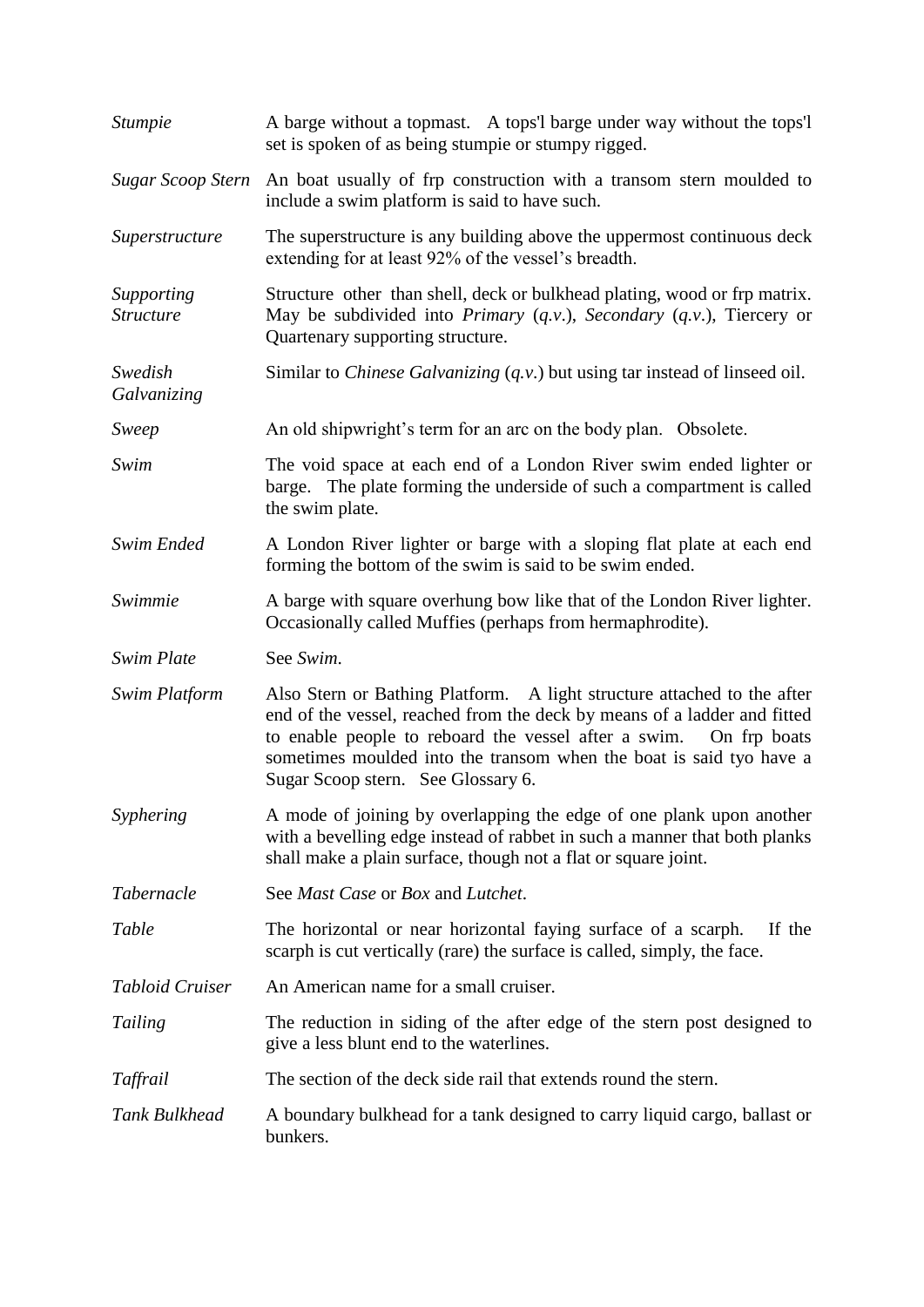*Stumpie* — A barge without a topmast. A tops'l barge under way without the tops'l set is spoken of as being stumpie or stumpy rigged.

*Sugar Scoop Stern* — An boat usually of frp construction with a transom stern moulded to include a swim platform is said to have such.

*Superstructure* — The superstructure is any building above the uppermost continuous deck extending for at least 92% of the vessel's breadth.

*Supporting Structure* — Structure other than shell, deck or bulkhead plating, wood or frp matrix. May be subdivided into *Primary* (*q.v.*), *Secondary* (*q.v.*), Tiercery or Quartenary supporting structure.

*Swedish Galvanizing* — Similar to *Chinese Galvanizing* (*q.v.*) but using tar instead of linseed oil.

*Sweep* — An old shipwright's term for an arc on the body plan. Obsolete.

*Swim* — The void space at each end of a London River swim ended lighter or barge. The plate forming the underside of such a compartment is called the swim plate.

*Swim Ended* — A London River lighter or barge with a sloping flat plate at each end forming the bottom of the swim is said to be swim ended.

*Swimmie* — A barge with square overhung bow like that of the London River lighter. Occasionally called Muffies (perhaps from hermaphrodite).

*Swim Plate* — See *Swim*.

*Swim Platform* — Also Stern or Bathing Platform. A light structure attached to the after end of the vessel, reached from the deck by means of a ladder and fitted to enable people to reboard the vessel after a swim. On frp boats sometimes moulded into the transom when the boat is said tyo have a Sugar Scoop stern. See Glossary 6.

*Syphering* — A mode of joining by overlapping the edge of one plank upon another with a bevelling edge instead of rabbet in such a manner that both planks shall make a plain surface, though not a flat or square joint.

*Tabernacle* — See *Mast Case* or *Box* and *Lutchet*.

*Table* — The horizontal or near horizontal faying surface of a scarph. If the scarph is cut vertically (rare) the surface is called, simply, the face.

*Tabloid Cruiser* — An American name for a small cruiser.

*Tailing* — The reduction in siding of the after edge of the stern post designed to give a less blunt end to the waterlines.

*Taffrail* — The section of the deck side rail that extends round the stern.

*Tank Bulkhead* — A boundary bulkhead for a tank designed to carry liquid cargo, ballast or bunkers.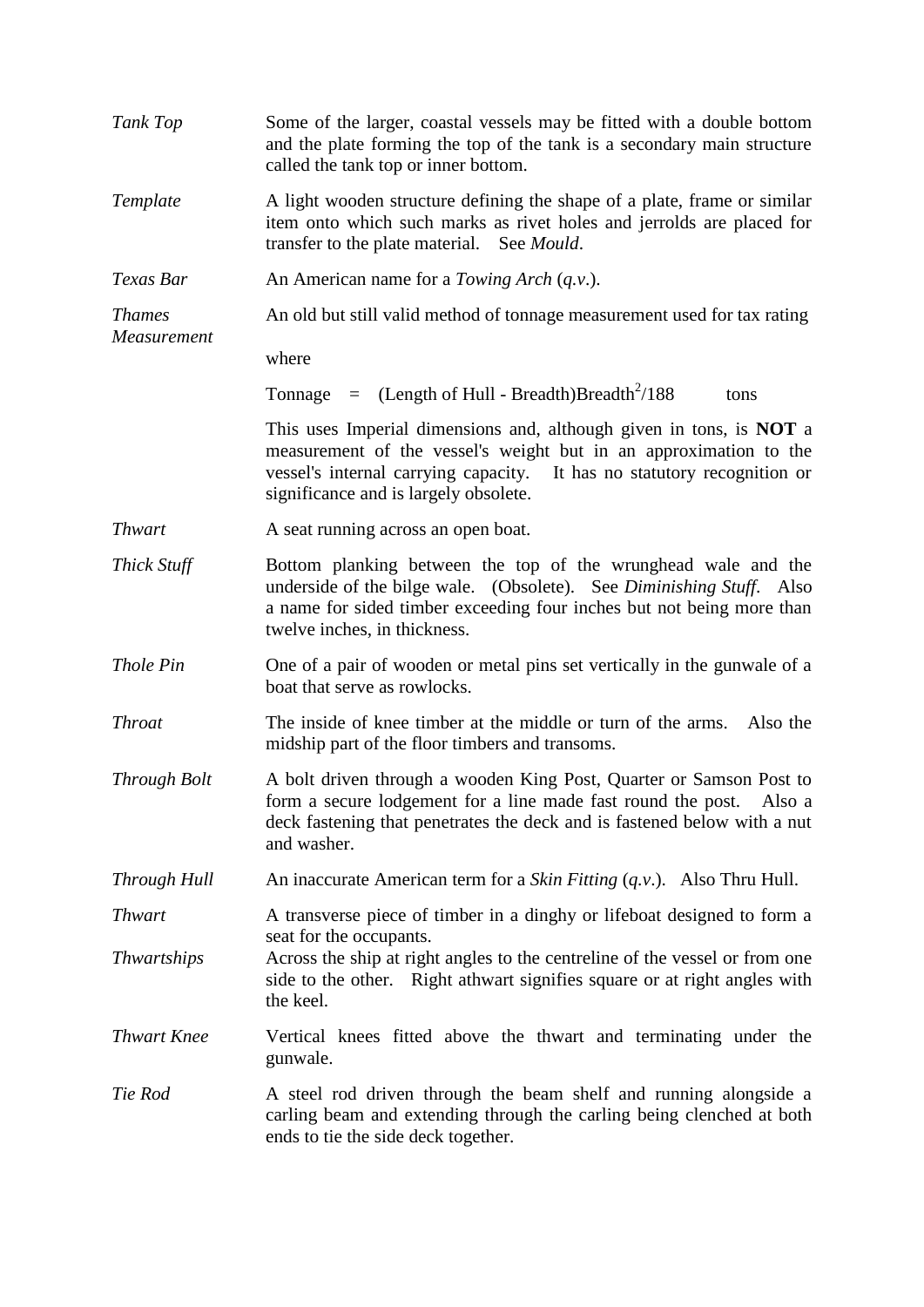*Tank Top* — Some of the larger, coastal vessels may be fitted with a double bottom and the plate forming the top of the tank is a secondary main structure called the tank top or inner bottom.

*Template* — A light wooden structure defining the shape of a plate, frame or similar item onto which such marks as rivet holes and jerrolds are placed for transfer to the plate material. See *Mould*.

*Texas Bar* — An American name for a *Towing Arch* (*q.v.*).

*Thames Measurement* — An old but still valid method of tonnage measurement used for tax rating

where

Tonnage = (Length of Hull - Breadth)Breadth$^2$/188 tons

This uses Imperial dimensions and, although given in tons, is **NOT** a measurement of the vessel's weight but in an approximation to the vessel's internal carrying capacity. It has no statutory recognition or significance and is largely obsolete.

*Thwart* — A seat running across an open boat.

*Thick Stuff* — Bottom planking between the top of the wrunghead wale and the underside of the bilge wale. (Obsolete). See *Diminishing Stuff*. Also a name for sided timber exceeding four inches but not being more than twelve inches, in thickness.

*Thole Pin* — One of a pair of wooden or metal pins set vertically in the gunwale of a boat that serve as rowlocks.

*Throat* — The inside of knee timber at the middle or turn of the arms. Also the midship part of the floor timbers and transoms.

*Through Bolt* — A bolt driven through a wooden King Post, Quarter or Samson Post to form a secure lodgement for a line made fast round the post. Also a deck fastening that penetrates the deck and is fastened below with a nut and washer.

*Through Hull* — An inaccurate American term for a *Skin Fitting* (*q.v.*). Also Thru Hull.

*Thwart* — A transverse piece of timber in a dinghy or lifeboat designed to form a seat for the occupants.

*Thwartships* — Across the ship at right angles to the centreline of the vessel or from one side to the other. Right athwart signifies square or at right angles with the keel.

*Thwart Knee* — Vertical knees fitted above the thwart and terminating under the gunwale.

*Tie Rod* — A steel rod driven through the beam shelf and running alongside a carling beam and extending through the carling being clenched at both ends to tie the side deck together.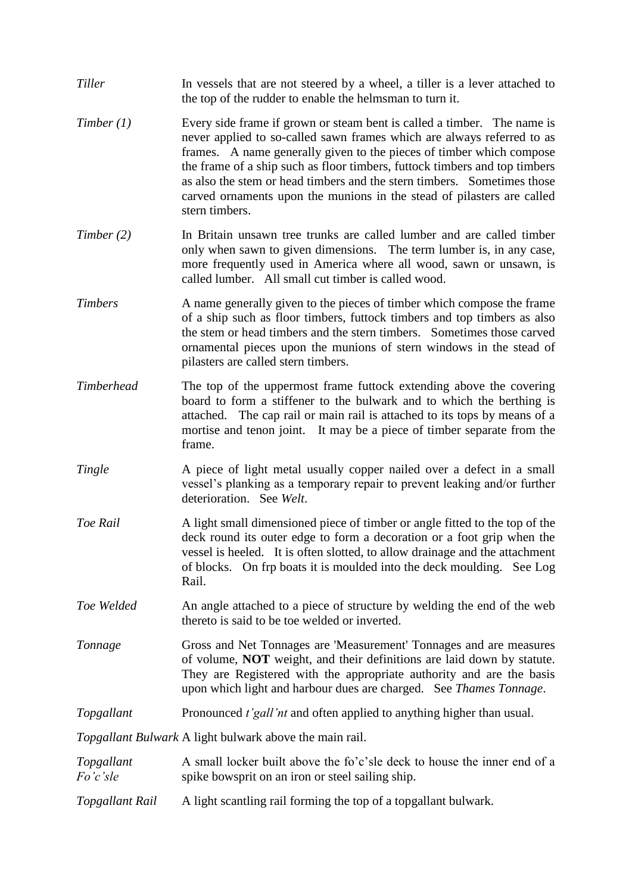*Tiller* — In vessels that are not steered by a wheel, a tiller is a lever attached to the top of the rudder to enable the helmsman to turn it.

*Timber (1)* — Every side frame if grown or steam bent is called a timber. The name is never applied to so-called sawn frames which are always referred to as frames. A name generally given to the pieces of timber which compose the frame of a ship such as floor timbers, futtock timbers and top timbers as also the stem or head timbers and the stern timbers. Sometimes those carved ornaments upon the munions in the stead of pilasters are called stern timbers.

*Timber (2)* — In Britain unsawn tree trunks are called lumber and are called timber only when sawn to given dimensions. The term lumber is, in any case, more frequently used in America where all wood, sawn or unsawn, is called lumber. All small cut timber is called wood.

*Timbers* — A name generally given to the pieces of timber which compose the frame of a ship such as floor timbers, futtock timbers and top timbers as also the stem or head timbers and the stern timbers. Sometimes those carved ornamental pieces upon the munions of stern windows in the stead of pilasters are called stern timbers.

*Timberhead* — The top of the uppermost frame futtock extending above the covering board to form a stiffener to the bulwark and to which the berthing is attached. The cap rail or main rail is attached to its tops by means of a mortise and tenon joint. It may be a piece of timber separate from the frame.

*Tingle* — A piece of light metal usually copper nailed over a defect in a small vessel's planking as a temporary repair to prevent leaking and/or further deterioration. See *Welt*.

*Toe Rail* — A light small dimensioned piece of timber or angle fitted to the top of the deck round its outer edge to form a decoration or a foot grip when the vessel is heeled. It is often slotted, to allow drainage and the attachment of blocks. On frp boats it is moulded into the deck moulding. See Log Rail.

*Toe Welded* — An angle attached to a piece of structure by welding the end of the web thereto is said to be toe welded or inverted.

*Tonnage* — Gross and Net Tonnages are 'Measurement' Tonnages and are measures of volume, **NOT** weight, and their definitions are laid down by statute. They are Registered with the appropriate authority and are the basis upon which light and harbour dues are charged. See *Thames Tonnage*.

*Topgallant* — Pronounced *t'gall'nt* and often applied to anything higher than usual.

*Topgallant Bulwark* — A light bulwark above the main rail.

*Topgallant Fo'c'sle* — A small locker built above the fo'c'sle deck to house the inner end of a spike bowsprit on an iron or steel sailing ship.

*Topgallant Rail* — A light scantling rail forming the top of a topgallant bulwark.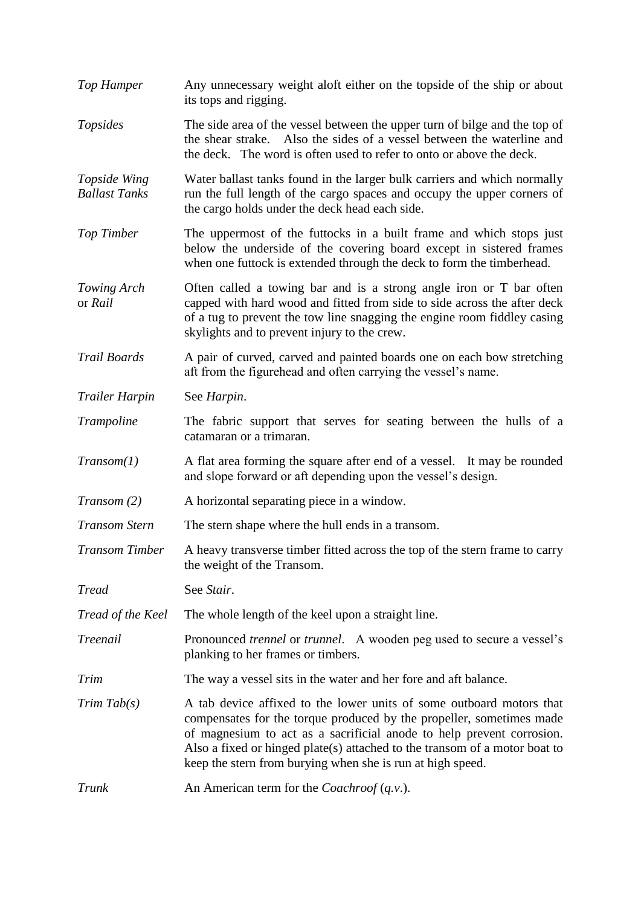*Top Hamper* Any unnecessary weight aloft either on the topside of the ship or about its tops and rigging.

*Topsides* The side area of the vessel between the upper turn of bilge and the top of the shear strake. Also the sides of a vessel between the waterline and the deck. The word is often used to refer to onto or above the deck.

*Topside Wing Ballast Tanks* Water ballast tanks found in the larger bulk carriers and which normally run the full length of the cargo spaces and occupy the upper corners of the cargo holds under the deck head each side.

*Top Timber* The uppermost of the futtocks in a built frame and which stops just below the underside of the covering board except in sistered frames when one futtock is extended through the deck to form the timberhead.

*Towing Arch* or *Rail* Often called a towing bar and is a strong angle iron or T bar often capped with hard wood and fitted from side to side across the after deck of a tug to prevent the tow line snagging the engine room fiddley casing skylights and to prevent injury to the crew.

*Trail Boards* A pair of curved, carved and painted boards one on each bow stretching aft from the figurehead and often carrying the vessel's name.

*Trailer Harpin* See *Harpin*.

*Trampoline* The fabric support that serves for seating between the hulls of a catamaran or a trimaran.

*Transom(1)* A flat area forming the square after end of a vessel. It may be rounded and slope forward or aft depending upon the vessel's design.

*Transom (2)* A horizontal separating piece in a window.

*Transom Stern* The stern shape where the hull ends in a transom.

*Transom Timber* A heavy transverse timber fitted across the top of the stern frame to carry the weight of the Transom.

*Tread* See *Stair*.

*Tread of the Keel* The whole length of the keel upon a straight line.

*Treenail* Pronounced *trennel* or *trunnel*. A wooden peg used to secure a vessel's planking to her frames or timbers.

*Trim* The way a vessel sits in the water and her fore and aft balance.

*Trim Tab(s)* A tab device affixed to the lower units of some outboard motors that compensates for the torque produced by the propeller, sometimes made of magnesium to act as a sacrificial anode to help prevent corrosion. Also a fixed or hinged plate(s) attached to the transom of a motor boat to keep the stern from burying when she is run at high speed.

*Trunk* An American term for the *Coachroof* (*q.v.*).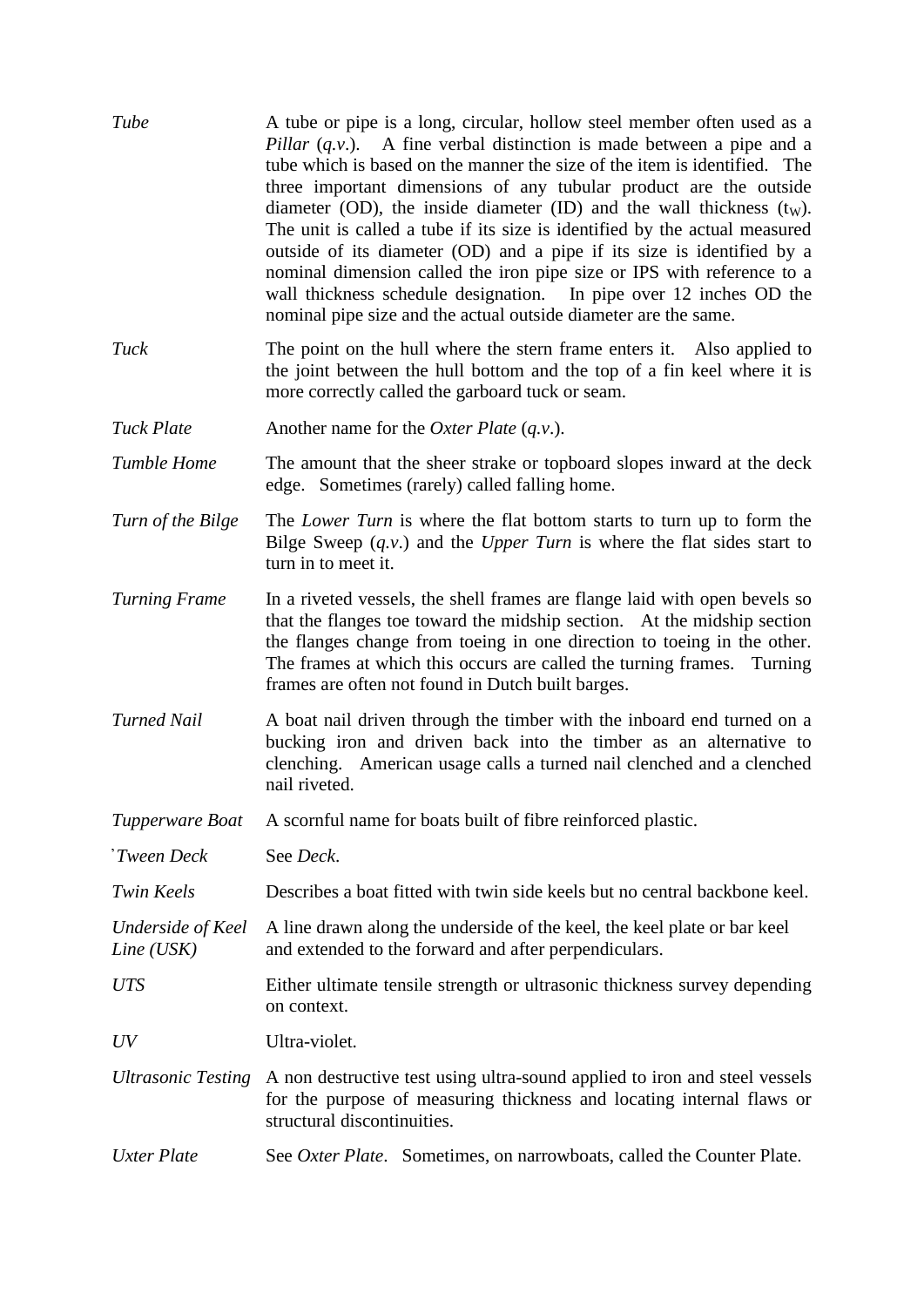*Tube* — A tube or pipe is a long, circular, hollow steel member often used as a *Pillar* (*q.v.*). A fine verbal distinction is made between a pipe and a tube which is based on the manner the size of the item is identified. The three important dimensions of any tubular product are the outside diameter (OD), the inside diameter (ID) and the wall thickness ($t_W$). The unit is called a tube if its size is identified by the actual measured outside of its diameter (OD) and a pipe if its size is identified by a nominal dimension called the iron pipe size or IPS with reference to a wall thickness schedule designation. In pipe over 12 inches OD the nominal pipe size and the actual outside diameter are the same.

*Tuck* — The point on the hull where the stern frame enters it. Also applied to the joint between the hull bottom and the top of a fin keel where it is more correctly called the garboard tuck or seam.

*Tuck Plate* — Another name for the *Oxter Plate* (*q.v.*).

*Tumble Home* — The amount that the sheer strake or topboard slopes inward at the deck edge. Sometimes (rarely) called falling home.

*Turn of the Bilge* — The *Lower Turn* is where the flat bottom starts to turn up to form the Bilge Sweep (*q.v.*) and the *Upper Turn* is where the flat sides start to turn in to meet it.

*Turning Frame* — In a riveted vessels, the shell frames are flange laid with open bevels so that the flanges toe toward the midship section. At the midship section the flanges change from toeing in one direction to toeing in the other. The frames at which this occurs are called the turning frames. Turning frames are often not found in Dutch built barges.

*Turned Nail* — A boat nail driven through the timber with the inboard end turned on a bucking iron and driven back into the timber as an alternative to clenching. American usage calls a turned nail clenched and a clenched nail riveted.

*Tupperware Boat* — A scornful name for boats built of fibre reinforced plastic.

*`Tween Deck* — See *Deck*.

*Twin Keels* — Describes a boat fitted with twin side keels but no central backbone keel.

*Underside of Keel Line (USK)* — A line drawn along the underside of the keel, the keel plate or bar keel and extended to the forward and after perpendiculars.

*UTS* — Either ultimate tensile strength or ultrasonic thickness survey depending on context.

*UV* — Ultra-violet.

*Ultrasonic Testing* — A non destructive test using ultra-sound applied to iron and steel vessels for the purpose of measuring thickness and locating internal flaws or structural discontinuities.

*Uxter Plate* — See *Oxter Plate*. Sometimes, on narrowboats, called the Counter Plate.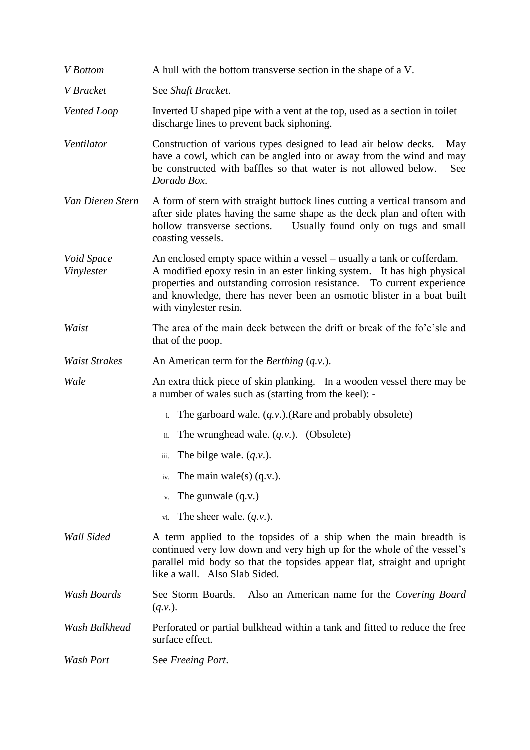*V Bottom* — A hull with the bottom transverse section in the shape of a V.

*V Bracket* — See *Shaft Bracket*.

*Vented Loop* — Inverted U shaped pipe with a vent at the top, used as a section in toilet discharge lines to prevent back siphoning.

*Ventilator* — Construction of various types designed to lead air below decks. May have a cowl, which can be angled into or away from the wind and may be constructed with baffles so that water is not allowed below. See *Dorado Box*.

*Van Dieren Stern* — A form of stern with straight buttock lines cutting a vertical transom and after side plates having the same shape as the deck plan and often with hollow transverse sections. Usually found only on tugs and small coasting vessels.

*Void Space* — An enclosed empty space within a vessel – usually a tank or cofferdam.

*Vinylester* — A modified epoxy resin in an ester linking system. It has high physical properties and outstanding corrosion resistance. To current experience and knowledge, there has never been an osmotic blister in a boat built with vinylester resin.

*Waist* — The area of the main deck between the drift or break of the fo'c'sle and that of the poop.

*Waist Strakes* — An American term for the *Berthing* (*q.v.*).

*Wale* — An extra thick piece of skin planking. In a wooden vessel there may be a number of wales such as (starting from the keel): -

i. The garboard wale. (*q.v.*).(Rare and probably obsolete)
ii. The wrunghead wale. (*q.v.*). (Obsolete)
iii. The bilge wale. (*q.v.*).
iv. The main wale(s) (q.v.).
v. The gunwale (q.v.)
vi. The sheer wale. (*q.v.*).

*Wall Sided* — A term applied to the topsides of a ship when the main breadth is continued very low down and very high up for the whole of the vessel's parallel mid body so that the topsides appear flat, straight and upright like a wall. Also Slab Sided.

*Wash Boards* — See Storm Boards. Also an American name for the *Covering Board* (*q.v.*).

*Wash Bulkhead* — Perforated or partial bulkhead within a tank and fitted to reduce the free surface effect.

*Wash Port* — See *Freeing Port*.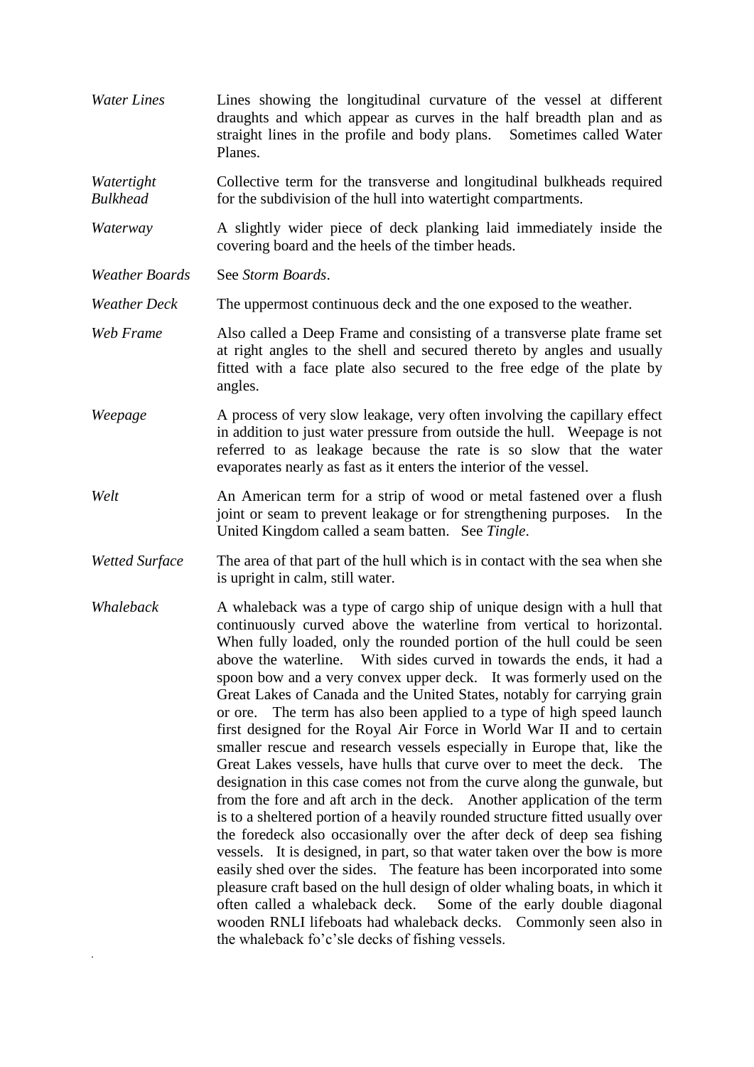*Water Lines* — Lines showing the longitudinal curvature of the vessel at different draughts and which appear as curves in the half breadth plan and as straight lines in the profile and body plans. Sometimes called Water Planes.

*Watertight Bulkhead* — Collective term for the transverse and longitudinal bulkheads required for the subdivision of the hull into watertight compartments.

*Waterway* — A slightly wider piece of deck planking laid immediately inside the covering board and the heels of the timber heads.

*Weather Boards* — See *Storm Boards*.

*Weather Deck* — The uppermost continuous deck and the one exposed to the weather.

*Web Frame* — Also called a Deep Frame and consisting of a transverse plate frame set at right angles to the shell and secured thereto by angles and usually fitted with a face plate also secured to the free edge of the plate by angles.

*Weepage* — A process of very slow leakage, very often involving the capillary effect in addition to just water pressure from outside the hull. Weepage is not referred to as leakage because the rate is so slow that the water evaporates nearly as fast as it enters the interior of the vessel.

*Welt* — An American term for a strip of wood or metal fastened over a flush joint or seam to prevent leakage or for strengthening purposes. In the United Kingdom called a seam batten. See *Tingle*.

*Wetted Surface* — The area of that part of the hull which is in contact with the sea when she is upright in calm, still water.

*Whaleback* — A whaleback was a type of cargo ship of unique design with a hull that continuously curved above the waterline from vertical to horizontal. When fully loaded, only the rounded portion of the hull could be seen above the waterline. With sides curved in towards the ends, it had a spoon bow and a very convex upper deck. It was formerly used on the Great Lakes of Canada and the United States, notably for carrying grain or ore. The term has also been applied to a type of high speed launch first designed for the Royal Air Force in World War II and to certain smaller rescue and research vessels especially in Europe that, like the Great Lakes vessels, have hulls that curve over to meet the deck. The designation in this case comes not from the curve along the gunwale, but from the fore and aft arch in the deck. Another application of the term is to a sheltered portion of a heavily rounded structure fitted usually over the foredeck also occasionally over the after deck of deep sea fishing vessels. It is designed, in part, so that water taken over the bow is more easily shed over the sides. The feature has been incorporated into some pleasure craft based on the hull design of older whaling boats, in which it often called a whaleback deck. Some of the early double diagonal wooden RNLI lifeboats had whaleback decks. Commonly seen also in the whaleback fo'c'sle decks of fishing vessels.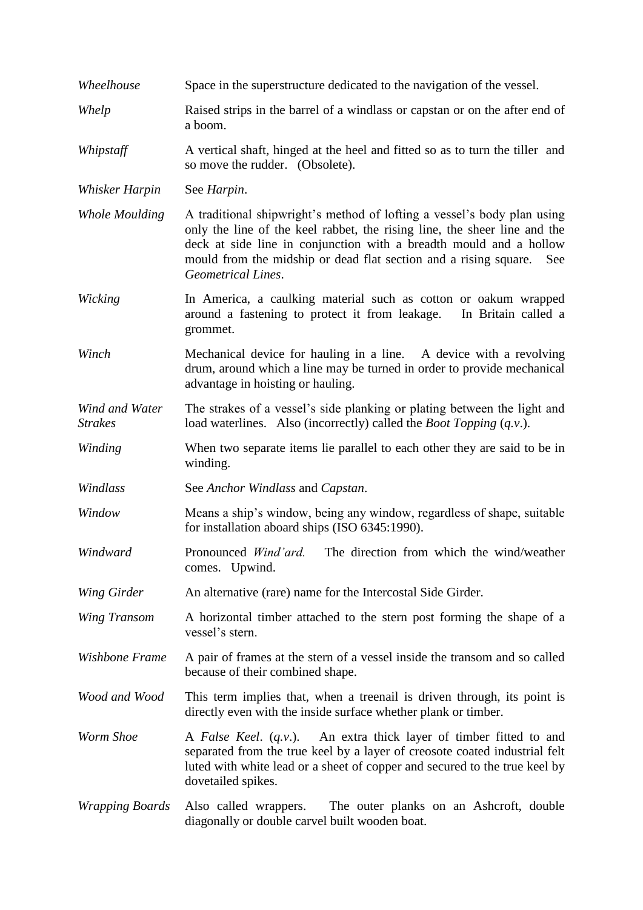*Wheelhouse* Space in the superstructure dedicated to the navigation of the vessel.

*Whelp* Raised strips in the barrel of a windlass or capstan or on the after end of a boom.

*Whipstaff* A vertical shaft, hinged at the heel and fitted so as to turn the tiller and so move the rudder. (Obsolete).

*Whisker Harpin* See *Harpin*.

*Whole Moulding* A traditional shipwright's method of lofting a vessel's body plan using only the line of the keel rabbet, the rising line, the sheer line and the deck at side line in conjunction with a breadth mould and a hollow mould from the midship or dead flat section and a rising square. See *Geometrical Lines*.

*Wicking* In America, a caulking material such as cotton or oakum wrapped around a fastening to protect it from leakage. In Britain called a grommet.

*Winch* Mechanical device for hauling in a line. A device with a revolving drum, around which a line may be turned in order to provide mechanical advantage in hoisting or hauling.

*Wind and Water Strakes* The strakes of a vessel's side planking or plating between the light and load waterlines. Also (incorrectly) called the *Boot Topping* (*q.v.*).

*Winding* When two separate items lie parallel to each other they are said to be in winding.

*Windlass* See *Anchor Windlass* and *Capstan*.

*Window* Means a ship's window, being any window, regardless of shape, suitable for installation aboard ships (ISO 6345:1990).

*Windward* Pronounced *Wind'ard.* The direction from which the wind/weather comes. Upwind.

*Wing Girder* An alternative (rare) name for the Intercostal Side Girder.

*Wing Transom* A horizontal timber attached to the stern post forming the shape of a vessel's stern.

*Wishbone Frame* A pair of frames at the stern of a vessel inside the transom and so called because of their combined shape.

*Wood and Wood* This term implies that, when a treenail is driven through, its point is directly even with the inside surface whether plank or timber.

*Worm Shoe* A *False Keel*. (*q.v.*). An extra thick layer of timber fitted to and separated from the true keel by a layer of creosote coated industrial felt luted with white lead or a sheet of copper and secured to the true keel by dovetailed spikes.

*Wrapping Boards* Also called wrappers. The outer planks on an Ashcroft, double diagonally or double carvel built wooden boat.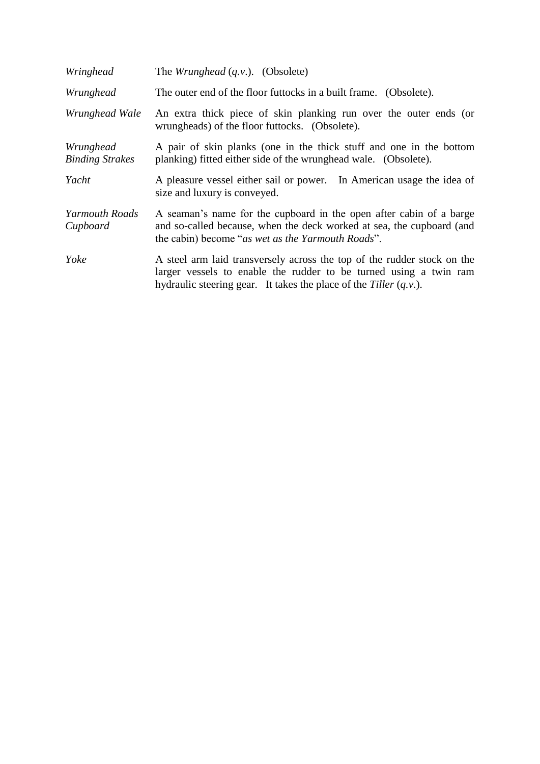*Wringhead* — The *Wrunghead* (*q.v.*). (Obsolete)

*Wrunghead* — The outer end of the floor futtocks in a built frame. (Obsolete).

*Wrunghead Wale* — An extra thick piece of skin planking run over the outer ends (or wrungheads) of the floor futtocks. (Obsolete).

*Wrunghead Binding Strakes* — A pair of skin planks (one in the thick stuff and one in the bottom planking) fitted either side of the wrunghead wale. (Obsolete).

*Yacht* — A pleasure vessel either sail or power. In American usage the idea of size and luxury is conveyed.

*Yarmouth Roads Cupboard* — A seaman's name for the cupboard in the open after cabin of a barge and so-called because, when the deck worked at sea, the cupboard (and the cabin) become "*as wet as the Yarmouth Roads*".

*Yoke* — A steel arm laid transversely across the top of the rudder stock on the larger vessels to enable the rudder to be turned using a twin ram hydraulic steering gear. It takes the place of the *Tiller* (*q.v.*).